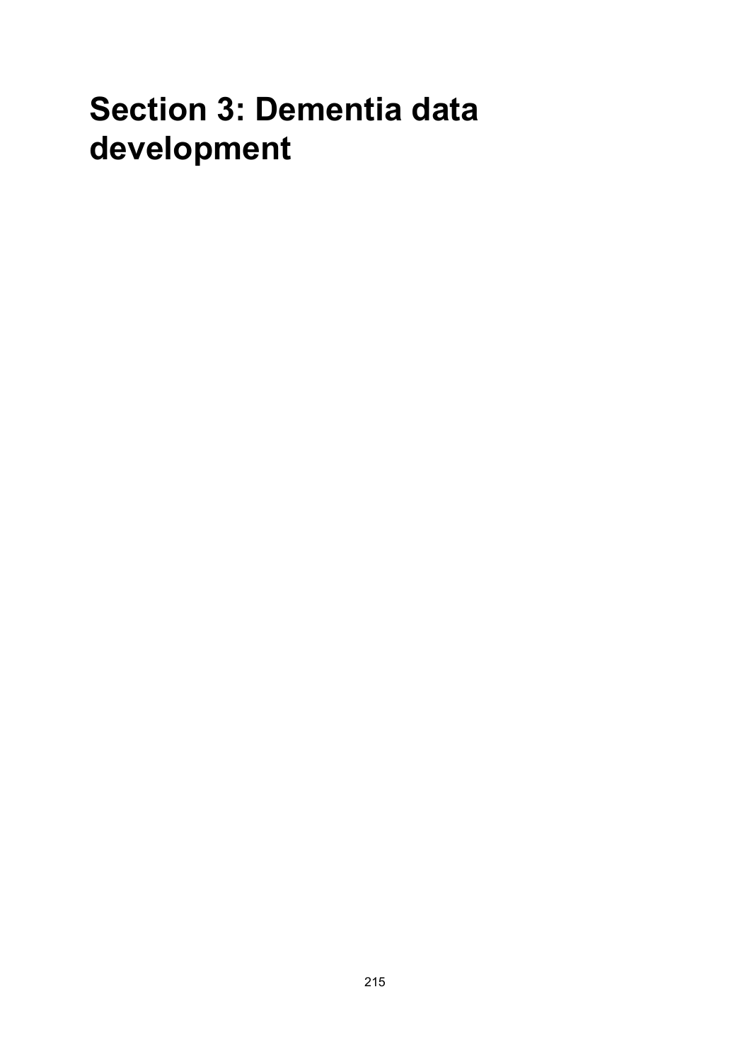# Section 3: Dementia data development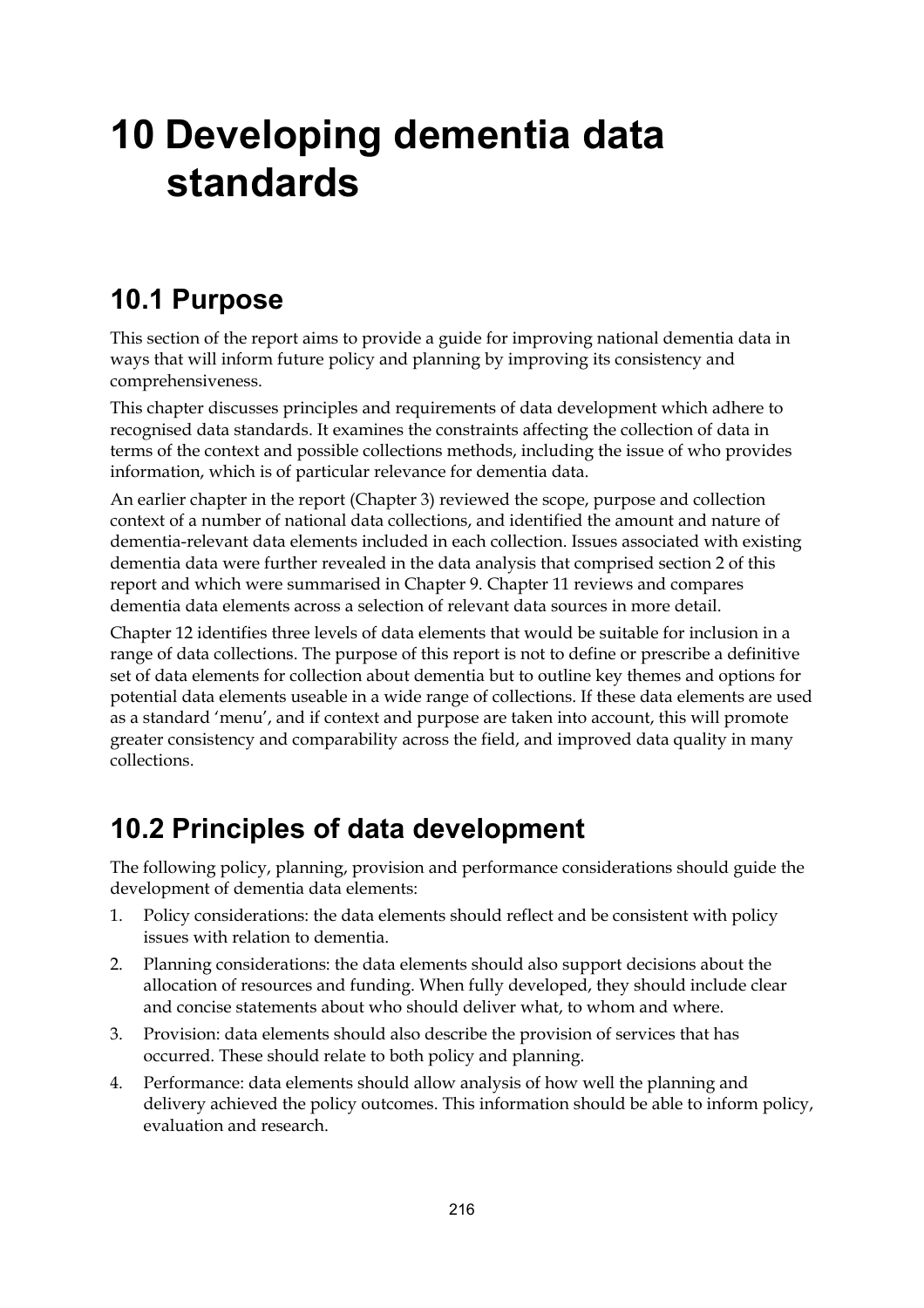# 10 Developing dementia data standards

## 10.1 Purpose

This section of the report aims to provide a guide for improving national dementia data in ways that will inform future policy and planning by improving its consistency and comprehensiveness.

This chapter discusses principles and requirements of data development which adhere to recognised data standards. It examines the constraints affecting the collection of data in terms of the context and possible collections methods, including the issue of who provides information, which is of particular relevance for dementia data.

An earlier chapter in the report (Chapter 3) reviewed the scope, purpose and collection context of a number of national data collections, and identified the amount and nature of dementia-relevant data elements included in each collection. Issues associated with existing dementia data were further revealed in the data analysis that comprised section 2 of this report and which were summarised in Chapter 9. Chapter 11 reviews and compares dementia data elements across a selection of relevant data sources in more detail.

Chapter 12 identifies three levels of data elements that would be suitable for inclusion in a range of data collections. The purpose of this report is not to define or prescribe a definitive set of data elements for collection about dementia but to outline key themes and options for potential data elements useable in a wide range of collections. If these data elements are used as a standard 'menu', and if context and purpose are taken into account, this will promote greater consistency and comparability across the field, and improved data quality in many collections.

## 10.2 Principles of data development

The following policy, planning, provision and performance considerations should guide the development of dementia data elements:

1. Policy considerations: the data elements should reflect and be consistent with policy issues with relation to dementia.
2. Planning considerations: the data elements should also support decisions about the allocation of resources and funding. When fully developed, they should include clear and concise statements about who should deliver what, to whom and where.
3. Provision: data elements should also describe the provision of services that has occurred. These should relate to both policy and planning.
4. Performance: data elements should allow analysis of how well the planning and delivery achieved the policy outcomes. This information should be able to inform policy, evaluation and research.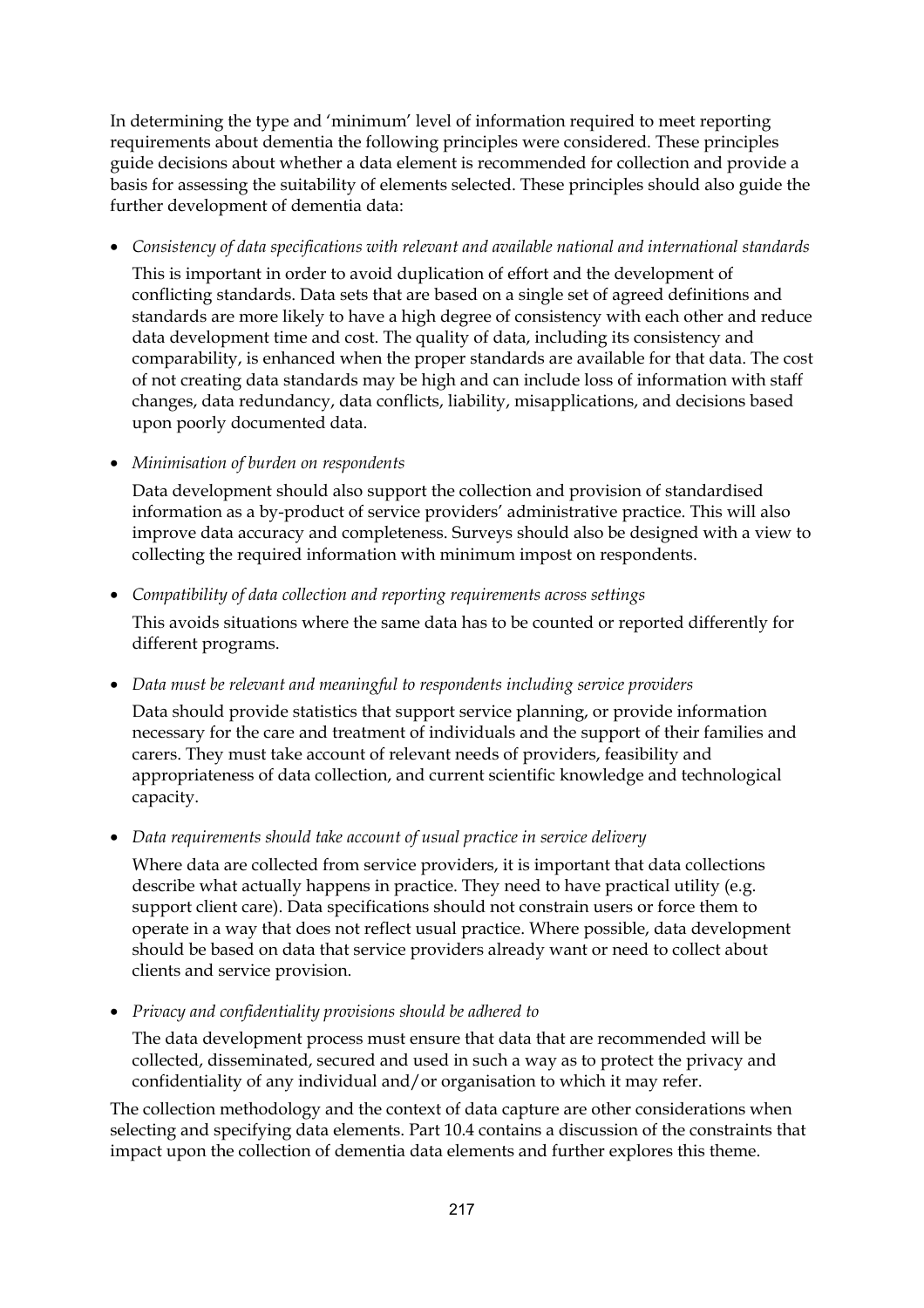In determining the type and 'minimum' level of information required to meet reporting requirements about dementia the following principles were considered. These principles guide decisions about whether a data element is recommended for collection and provide a basis for assessing the suitability of elements selected. These principles should also guide the further development of dementia data:

- *Consistency of data specifications with relevant and available national and international standards*

  This is important in order to avoid duplication of effort and the development of conflicting standards. Data sets that are based on a single set of agreed definitions and standards are more likely to have a high degree of consistency with each other and reduce data development time and cost. The quality of data, including its consistency and comparability, is enhanced when the proper standards are available for that data. The cost of not creating data standards may be high and can include loss of information with staff changes, data redundancy, data conflicts, liability, misapplications, and decisions based upon poorly documented data.

- *Minimisation of burden on respondents*

  Data development should also support the collection and provision of standardised information as a by-product of service providers' administrative practice. This will also improve data accuracy and completeness. Surveys should also be designed with a view to collecting the required information with minimum impost on respondents.

- *Compatibility of data collection and reporting requirements across settings*

  This avoids situations where the same data has to be counted or reported differently for different programs.

- *Data must be relevant and meaningful to respondents including service providers*

  Data should provide statistics that support service planning, or provide information necessary for the care and treatment of individuals and the support of their families and carers. They must take account of relevant needs of providers, feasibility and appropriateness of data collection, and current scientific knowledge and technological capacity.

- *Data requirements should take account of usual practice in service delivery*

  Where data are collected from service providers, it is important that data collections describe what actually happens in practice. They need to have practical utility (e.g. support client care). Data specifications should not constrain users or force them to operate in a way that does not reflect usual practice. Where possible, data development should be based on data that service providers already want or need to collect about clients and service provision.

- *Privacy and confidentiality provisions should be adhered to*

  The data development process must ensure that data that are recommended will be collected, disseminated, secured and used in such a way as to protect the privacy and confidentiality of any individual and/or organisation to which it may refer.

The collection methodology and the context of data capture are other considerations when selecting and specifying data elements. Part 10.4 contains a discussion of the constraints that impact upon the collection of dementia data elements and further explores this theme.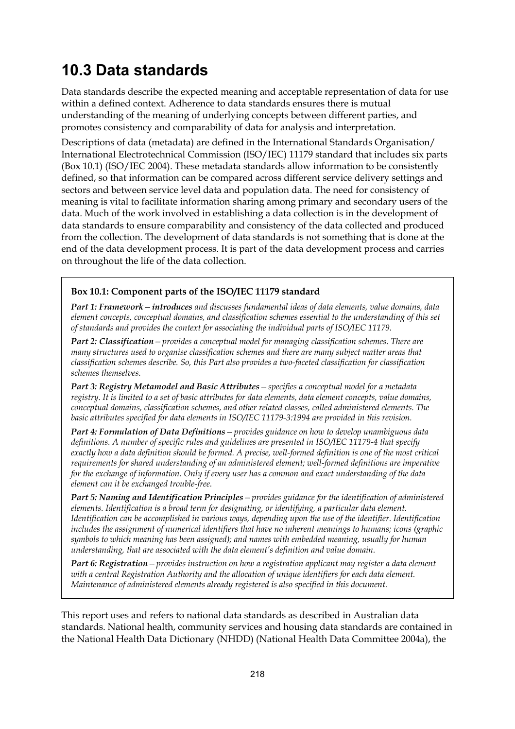## 10.3 Data standards

Data standards describe the expected meaning and acceptable representation of data for use within a defined context. Adherence to data standards ensures there is mutual understanding of the meaning of underlying concepts between different parties, and promotes consistency and comparability of data for analysis and interpretation.

Descriptions of data (metadata) are defined in the International Standards Organisation/ International Electrotechnical Commission (ISO/IEC) 11179 standard that includes six parts (Box 10.1) (ISO/IEC 2004). These metadata standards allow information to be consistently defined, so that information can be compared across different service delivery settings and sectors and between service level data and population data. The need for consistency of meaning is vital to facilitate information sharing among primary and secondary users of the data. Much of the work involved in establishing a data collection is in the development of data standards to ensure comparability and consistency of the data collected and produced from the collection. The development of data standards is not something that is done at the end of the data development process. It is part of the data development process and carries on throughout the life of the data collection.

**Box 10.1: Component parts of the ISO/IEC 11179 standard**

***Part 1: Framework*** *— **introduces** and discusses fundamental ideas of data elements, value domains, data element concepts, conceptual domains, and classification schemes essential to the understanding of this set of standards and provides the context for associating the individual parts of ISO/IEC 11179.*

***Part 2: Classification*** *— provides a conceptual model for managing classification schemes. There are many structures used to organise classification schemes and there are many subject matter areas that classification schemes describe. So, this Part also provides a two-faceted classification for classification schemes themselves.*

***Part 3: Registry Metamodel and Basic Attributes*** *— specifies a conceptual model for a metadata registry. It is limited to a set of basic attributes for data elements, data element concepts, value domains, conceptual domains, classification schemes, and other related classes, called administered elements. The basic attributes specified for data elements in ISO/IEC 11179-3:1994 are provided in this revision.*

***Part 4: Formulation of Data Definitions*** *— provides guidance on how to develop unambiguous data definitions. A number of specific rules and guidelines are presented in ISO/IEC 11179-4 that specify exactly how a data definition should be formed. A precise, well-formed definition is one of the most critical requirements for shared understanding of an administered element; well-formed definitions are imperative for the exchange of information. Only if every user has a common and exact understanding of the data element can it be exchanged trouble-free.*

***Part 5: Naming and Identification Principles*** *— provides guidance for the identification of administered elements. Identification is a broad term for designating, or identifying, a particular data element. Identification can be accomplished in various ways, depending upon the use of the identifier. Identification includes the assignment of numerical identifiers that have no inherent meanings to humans; icons (graphic symbols to which meaning has been assigned); and names with embedded meaning, usually for human understanding, that are associated with the data element's definition and value domain.*

***Part 6: Registration*** *— provides instruction on how a registration applicant may register a data element with a central Registration Authority and the allocation of unique identifiers for each data element. Maintenance of administered elements already registered is also specified in this document.*

This report uses and refers to national data standards as described in Australian data standards. National health, community services and housing data standards are contained in the National Health Data Dictionary (NHDD) (National Health Data Committee 2004a), the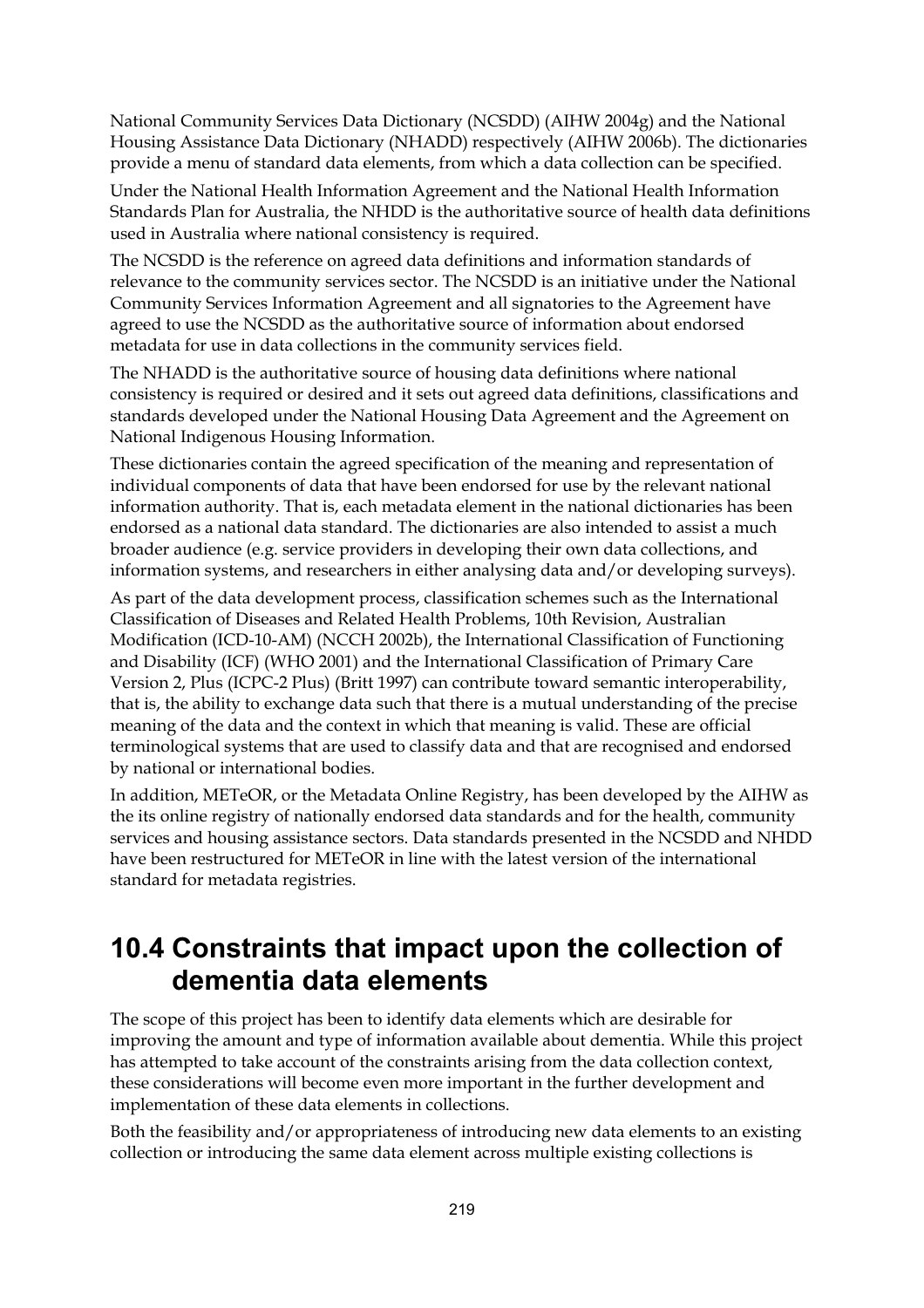National Community Services Data Dictionary (NCSDD) (AIHW 2004g) and the National Housing Assistance Data Dictionary (NHADD) respectively (AIHW 2006b). The dictionaries provide a menu of standard data elements, from which a data collection can be specified.

Under the National Health Information Agreement and the National Health Information Standards Plan for Australia, the NHDD is the authoritative source of health data definitions used in Australia where national consistency is required.

The NCSDD is the reference on agreed data definitions and information standards of relevance to the community services sector. The NCSDD is an initiative under the National Community Services Information Agreement and all signatories to the Agreement have agreed to use the NCSDD as the authoritative source of information about endorsed metadata for use in data collections in the community services field.

The NHADD is the authoritative source of housing data definitions where national consistency is required or desired and it sets out agreed data definitions, classifications and standards developed under the National Housing Data Agreement and the Agreement on National Indigenous Housing Information.

These dictionaries contain the agreed specification of the meaning and representation of individual components of data that have been endorsed for use by the relevant national information authority. That is, each metadata element in the national dictionaries has been endorsed as a national data standard. The dictionaries are also intended to assist a much broader audience (e.g. service providers in developing their own data collections, and information systems, and researchers in either analysing data and/or developing surveys).

As part of the data development process, classification schemes such as the International Classification of Diseases and Related Health Problems, 10th Revision, Australian Modification (ICD-10-AM) (NCCH 2002b), the International Classification of Functioning and Disability (ICF) (WHO 2001) and the International Classification of Primary Care Version 2, Plus (ICPC-2 Plus) (Britt 1997) can contribute toward semantic interoperability, that is, the ability to exchange data such that there is a mutual understanding of the precise meaning of the data and the context in which that meaning is valid. These are official terminological systems that are used to classify data and that are recognised and endorsed by national or international bodies.

In addition, METeOR, or the Metadata Online Registry, has been developed by the AIHW as the its online registry of nationally endorsed data standards and for the health, community services and housing assistance sectors. Data standards presented in the NCSDD and NHDD have been restructured for METeOR in line with the latest version of the international standard for metadata registries.

## 10.4 Constraints that impact upon the collection of dementia data elements

The scope of this project has been to identify data elements which are desirable for improving the amount and type of information available about dementia. While this project has attempted to take account of the constraints arising from the data collection context, these considerations will become even more important in the further development and implementation of these data elements in collections.

Both the feasibility and/or appropriateness of introducing new data elements to an existing collection or introducing the same data element across multiple existing collections is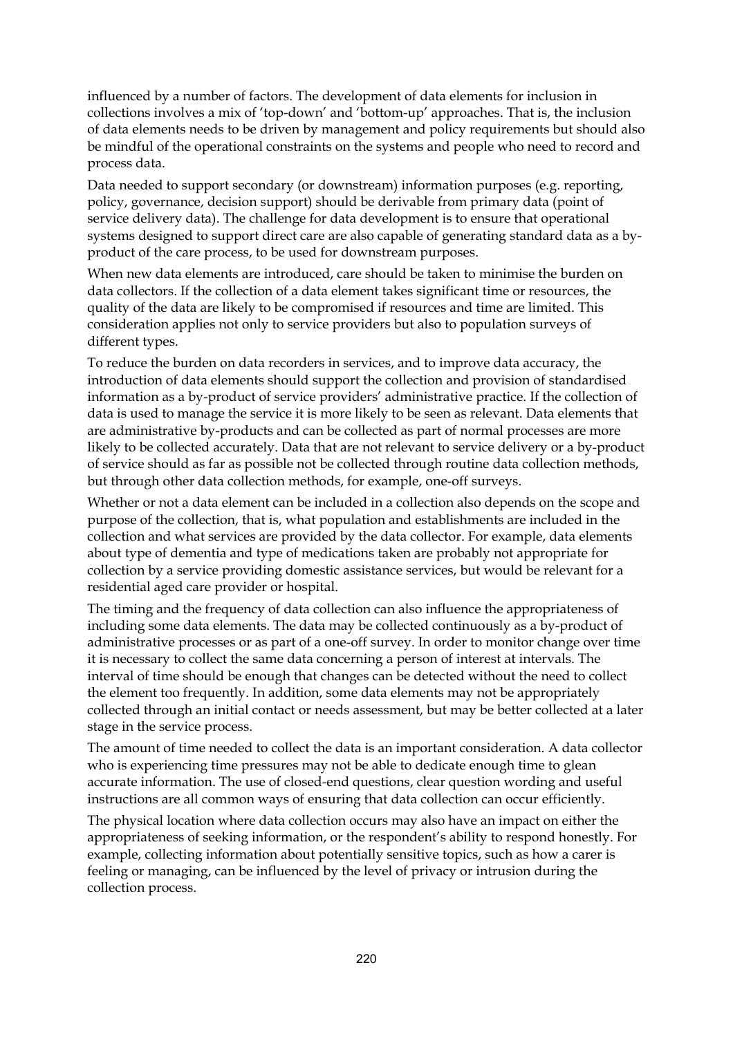influenced by a number of factors. The development of data elements for inclusion in collections involves a mix of 'top-down' and 'bottom-up' approaches. That is, the inclusion of data elements needs to be driven by management and policy requirements but should also be mindful of the operational constraints on the systems and people who need to record and process data.

Data needed to support secondary (or downstream) information purposes (e.g. reporting, policy, governance, decision support) should be derivable from primary data (point of service delivery data). The challenge for data development is to ensure that operational systems designed to support direct care are also capable of generating standard data as a by-product of the care process, to be used for downstream purposes.

When new data elements are introduced, care should be taken to minimise the burden on data collectors. If the collection of a data element takes significant time or resources, the quality of the data are likely to be compromised if resources and time are limited. This consideration applies not only to service providers but also to population surveys of different types.

To reduce the burden on data recorders in services, and to improve data accuracy, the introduction of data elements should support the collection and provision of standardised information as a by-product of service providers' administrative practice. If the collection of data is used to manage the service it is more likely to be seen as relevant. Data elements that are administrative by-products and can be collected as part of normal processes are more likely to be collected accurately. Data that are not relevant to service delivery or a by-product of service should as far as possible not be collected through routine data collection methods, but through other data collection methods, for example, one-off surveys.

Whether or not a data element can be included in a collection also depends on the scope and purpose of the collection, that is, what population and establishments are included in the collection and what services are provided by the data collector. For example, data elements about type of dementia and type of medications taken are probably not appropriate for collection by a service providing domestic assistance services, but would be relevant for a residential aged care provider or hospital.

The timing and the frequency of data collection can also influence the appropriateness of including some data elements. The data may be collected continuously as a by-product of administrative processes or as part of a one-off survey. In order to monitor change over time it is necessary to collect the same data concerning a person of interest at intervals. The interval of time should be enough that changes can be detected without the need to collect the element too frequently. In addition, some data elements may not be appropriately collected through an initial contact or needs assessment, but may be better collected at a later stage in the service process.

The amount of time needed to collect the data is an important consideration. A data collector who is experiencing time pressures may not be able to dedicate enough time to glean accurate information. The use of closed-end questions, clear question wording and useful instructions are all common ways of ensuring that data collection can occur efficiently.

The physical location where data collection occurs may also have an impact on either the appropriateness of seeking information, or the respondent's ability to respond honestly. For example, collecting information about potentially sensitive topics, such as how a carer is feeling or managing, can be influenced by the level of privacy or intrusion during the collection process.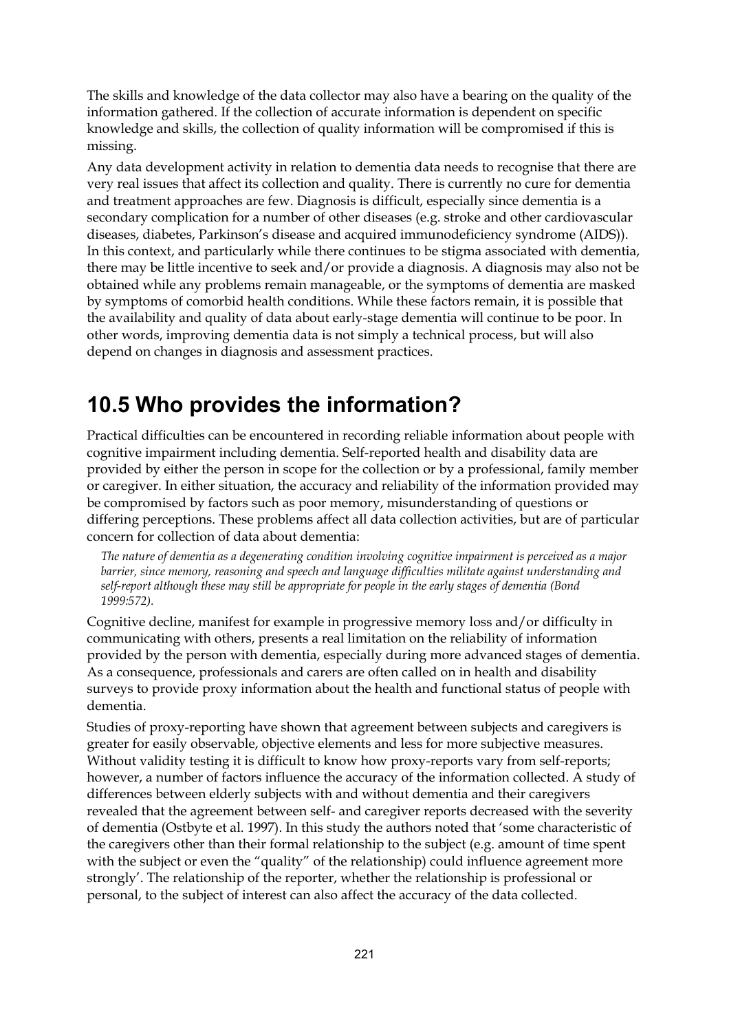The skills and knowledge of the data collector may also have a bearing on the quality of the information gathered. If the collection of accurate information is dependent on specific knowledge and skills, the collection of quality information will be compromised if this is missing.

Any data development activity in relation to dementia data needs to recognise that there are very real issues that affect its collection and quality. There is currently no cure for dementia and treatment approaches are few. Diagnosis is difficult, especially since dementia is a secondary complication for a number of other diseases (e.g. stroke and other cardiovascular diseases, diabetes, Parkinson's disease and acquired immunodeficiency syndrome (AIDS)). In this context, and particularly while there continues to be stigma associated with dementia, there may be little incentive to seek and/or provide a diagnosis. A diagnosis may also not be obtained while any problems remain manageable, or the symptoms of dementia are masked by symptoms of comorbid health conditions. While these factors remain, it is possible that the availability and quality of data about early-stage dementia will continue to be poor. In other words, improving dementia data is not simply a technical process, but will also depend on changes in diagnosis and assessment practices.

## 10.5 Who provides the information?

Practical difficulties can be encountered in recording reliable information about people with cognitive impairment including dementia. Self-reported health and disability data are provided by either the person in scope for the collection or by a professional, family member or caregiver. In either situation, the accuracy and reliability of the information provided may be compromised by factors such as poor memory, misunderstanding of questions or differing perceptions. These problems affect all data collection activities, but are of particular concern for collection of data about dementia:

> *The nature of dementia as a degenerating condition involving cognitive impairment is perceived as a major barrier, since memory, reasoning and speech and language difficulties militate against understanding and self-report although these may still be appropriate for people in the early stages of dementia (Bond 1999:572).*

Cognitive decline, manifest for example in progressive memory loss and/or difficulty in communicating with others, presents a real limitation on the reliability of information provided by the person with dementia, especially during more advanced stages of dementia. As a consequence, professionals and carers are often called on in health and disability surveys to provide proxy information about the health and functional status of people with dementia.

Studies of proxy-reporting have shown that agreement between subjects and caregivers is greater for easily observable, objective elements and less for more subjective measures. Without validity testing it is difficult to know how proxy-reports vary from self-reports; however, a number of factors influence the accuracy of the information collected. A study of differences between elderly subjects with and without dementia and their caregivers revealed that the agreement between self- and caregiver reports decreased with the severity of dementia (Ostbyte et al. 1997). In this study the authors noted that 'some characteristic of the caregivers other than their formal relationship to the subject (e.g. amount of time spent with the subject or even the "quality" of the relationship) could influence agreement more strongly'. The relationship of the reporter, whether the relationship is professional or personal, to the subject of interest can also affect the accuracy of the data collected.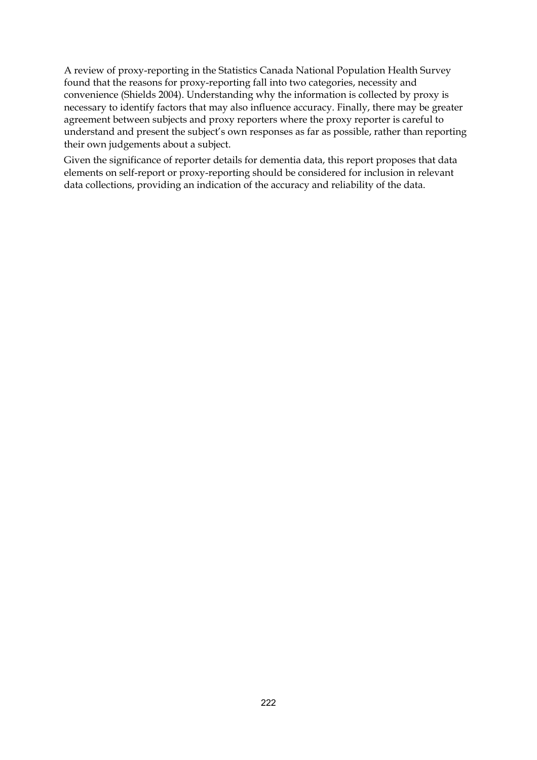A review of proxy-reporting in the Statistics Canada National Population Health Survey found that the reasons for proxy-reporting fall into two categories, necessity and convenience (Shields 2004). Understanding why the information is collected by proxy is necessary to identify factors that may also influence accuracy. Finally, there may be greater agreement between subjects and proxy reporters where the proxy reporter is careful to understand and present the subject's own responses as far as possible, rather than reporting their own judgements about a subject.

Given the significance of reporter details for dementia data, this report proposes that data elements on self-report or proxy-reporting should be considered for inclusion in relevant data collections, providing an indication of the accuracy and reliability of the data.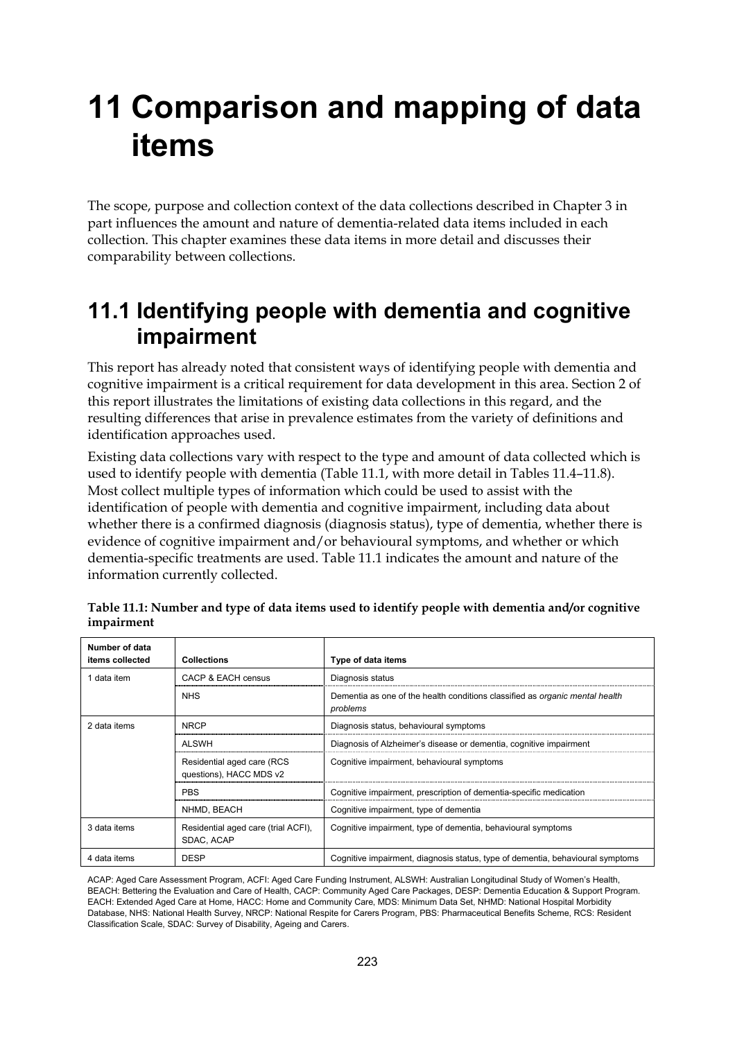# 11 Comparison and mapping of data items

The scope, purpose and collection context of the data collections described in Chapter 3 in part influences the amount and nature of dementia-related data items included in each collection. This chapter examines these data items in more detail and discusses their comparability between collections.

## 11.1 Identifying people with dementia and cognitive impairment

This report has already noted that consistent ways of identifying people with dementia and cognitive impairment is a critical requirement for data development in this area. Section 2 of this report illustrates the limitations of existing data collections in this regard, and the resulting differences that arise in prevalence estimates from the variety of definitions and identification approaches used.

Existing data collections vary with respect to the type and amount of data collected which is used to identify people with dementia (Table 11.1, with more detail in Tables 11.4–11.8). Most collect multiple types of information which could be used to assist with the identification of people with dementia and cognitive impairment, including data about whether there is a confirmed diagnosis (diagnosis status), type of dementia, whether there is evidence of cognitive impairment and/or behavioural symptoms, and whether or which dementia-specific treatments are used. Table 11.1 indicates the amount and nature of the information currently collected.

**Table 11.1: Number and type of data items used to identify people with dementia and/or cognitive impairment**

| Number of data items collected | Collections | Type of data items |
|---|---|---|
| 1 data item | CACP & EACH census | Diagnosis status |
| | NHS | Dementia as one of the health conditions classified as *organic mental health problems* |
| 2 data items | NRCP | Diagnosis status, behavioural symptoms |
| | ALSWH | Diagnosis of Alzheimer's disease or dementia, cognitive impairment |
| | Residential aged care (RCS questions), HACC MDS v2 | Cognitive impairment, behavioural symptoms |
| | PBS | Cognitive impairment, prescription of dementia-specific medication |
| | NHMD, BEACH | Cognitive impairment, type of dementia |
| 3 data items | Residential aged care (trial ACFI), SDAC, ACAP | Cognitive impairment, type of dementia, behavioural symptoms |
| 4 data items | DESP | Cognitive impairment, diagnosis status, type of dementia, behavioural symptoms |

ACAP: Aged Care Assessment Program, ACFI: Aged Care Funding Instrument, ALSWH: Australian Longitudinal Study of Women's Health, BEACH: Bettering the Evaluation and Care of Health, CACP: Community Aged Care Packages, DESP: Dementia Education & Support Program. EACH: Extended Aged Care at Home, HACC: Home and Community Care, MDS: Minimum Data Set, NHMD: National Hospital Morbidity Database, NHS: National Health Survey, NRCP: National Respite for Carers Program, PBS: Pharmaceutical Benefits Scheme, RCS: Resident Classification Scale, SDAC: Survey of Disability, Ageing and Carers.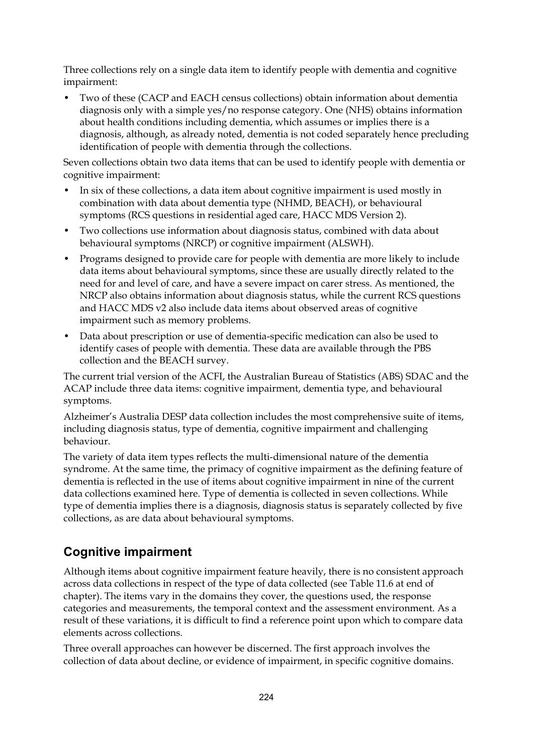Three collections rely on a single data item to identify people with dementia and cognitive impairment:

- Two of these (CACP and EACH census collections) obtain information about dementia diagnosis only with a simple yes/no response category. One (NHS) obtains information about health conditions including dementia, which assumes or implies there is a diagnosis, although, as already noted, dementia is not coded separately hence precluding identification of people with dementia through the collections.

Seven collections obtain two data items that can be used to identify people with dementia or cognitive impairment:

- In six of these collections, a data item about cognitive impairment is used mostly in combination with data about dementia type (NHMD, BEACH), or behavioural symptoms (RCS questions in residential aged care, HACC MDS Version 2).
- Two collections use information about diagnosis status, combined with data about behavioural symptoms (NRCP) or cognitive impairment (ALSWH).
- Programs designed to provide care for people with dementia are more likely to include data items about behavioural symptoms, since these are usually directly related to the need for and level of care, and have a severe impact on carer stress. As mentioned, the NRCP also obtains information about diagnosis status, while the current RCS questions and HACC MDS v2 also include data items about observed areas of cognitive impairment such as memory problems.
- Data about prescription or use of dementia-specific medication can also be used to identify cases of people with dementia. These data are available through the PBS collection and the BEACH survey.

The current trial version of the ACFI, the Australian Bureau of Statistics (ABS) SDAC and the ACAP include three data items: cognitive impairment, dementia type, and behavioural symptoms.

Alzheimer's Australia DESP data collection includes the most comprehensive suite of items, including diagnosis status, type of dementia, cognitive impairment and challenging behaviour.

The variety of data item types reflects the multi-dimensional nature of the dementia syndrome. At the same time, the primacy of cognitive impairment as the defining feature of dementia is reflected in the use of items about cognitive impairment in nine of the current data collections examined here. Type of dementia is collected in seven collections. While type of dementia implies there is a diagnosis, diagnosis status is separately collected by five collections, as are data about behavioural symptoms.

## Cognitive impairment

Although items about cognitive impairment feature heavily, there is no consistent approach across data collections in respect of the type of data collected (see Table 11.6 at end of chapter). The items vary in the domains they cover, the questions used, the response categories and measurements, the temporal context and the assessment environment. As a result of these variations, it is difficult to find a reference point upon which to compare data elements across collections.

Three overall approaches can however be discerned. The first approach involves the collection of data about decline, or evidence of impairment, in specific cognitive domains.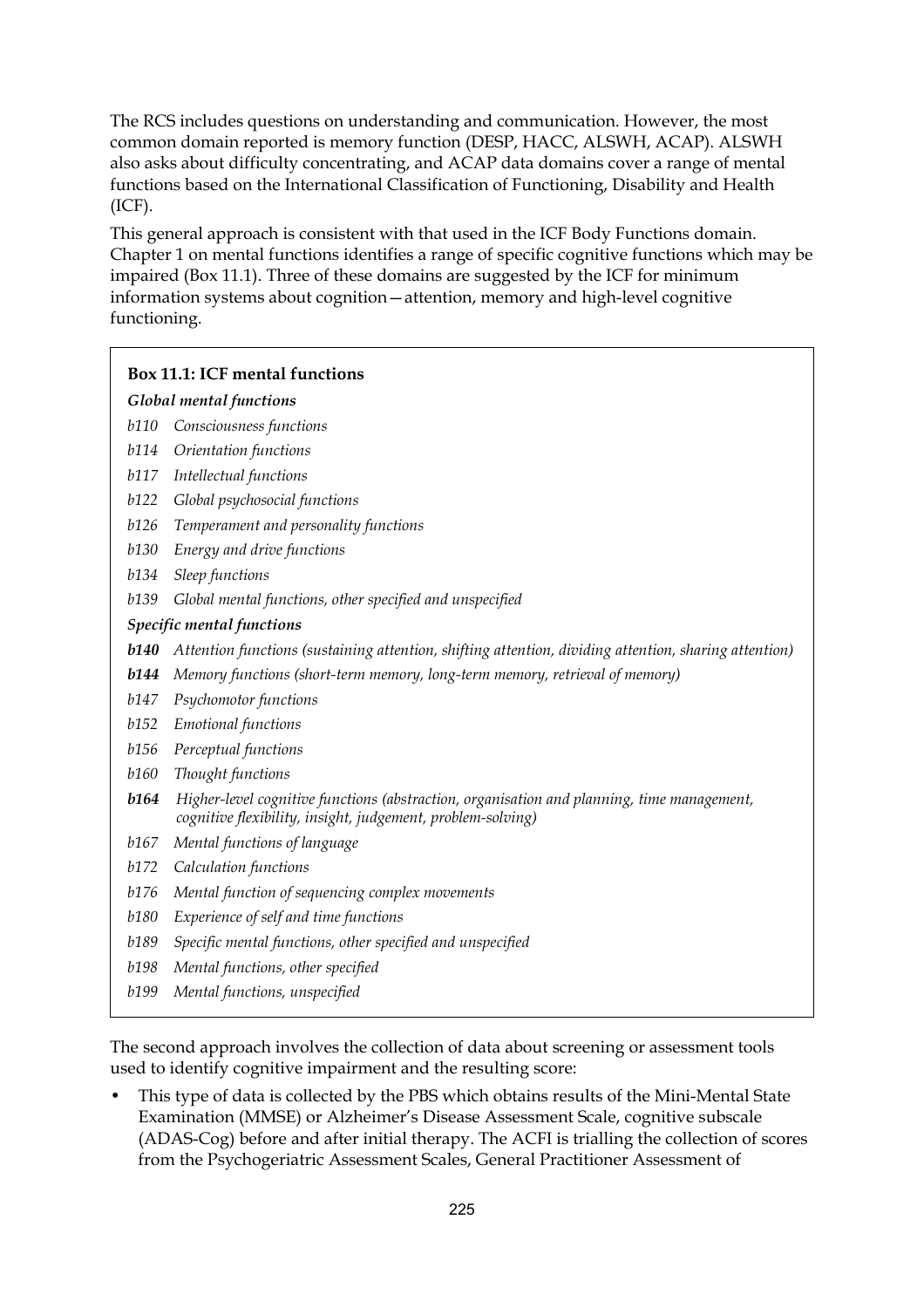The RCS includes questions on understanding and communication. However, the most common domain reported is memory function (DESP, HACC, ALSWH, ACAP). ALSWH also asks about difficulty concentrating, and ACAP data domains cover a range of mental functions based on the International Classification of Functioning, Disability and Health (ICF).

This general approach is consistent with that used in the ICF Body Functions domain. Chapter 1 on mental functions identifies a range of specific cognitive functions which may be impaired (Box 11.1). Three of these domains are suggested by the ICF for minimum information systems about cognition—attention, memory and high-level cognitive functioning.

> **Box 11.1: ICF mental functions**
>
> ***Global mental functions***
>
> *b110 Consciousness functions*
> *b114 Orientation functions*
> *b117 Intellectual functions*
> *b122 Global psychosocial functions*
> *b126 Temperament and personality functions*
> *b130 Energy and drive functions*
> *b134 Sleep functions*
> *b139 Global mental functions, other specified and unspecified*
>
> ***Specific mental functions***
>
> ***b140*** *Attention functions (sustaining attention, shifting attention, dividing attention, sharing attention)*
> ***b144*** *Memory functions (short-term memory, long-term memory, retrieval of memory)*
> *b147 Psychomotor functions*
> *b152 Emotional functions*
> *b156 Perceptual functions*
> *b160 Thought functions*
> ***b164*** *Higher-level cognitive functions (abstraction, organisation and planning, time management, cognitive flexibility, insight, judgement, problem-solving)*
> *b167 Mental functions of language*
> *b172 Calculation functions*
> *b176 Mental function of sequencing complex movements*
> *b180 Experience of self and time functions*
> *b189 Specific mental functions, other specified and unspecified*
> *b198 Mental functions, other specified*
> *b199 Mental functions, unspecified*

The second approach involves the collection of data about screening or assessment tools used to identify cognitive impairment and the resulting score:

- This type of data is collected by the PBS which obtains results of the Mini-Mental State Examination (MMSE) or Alzheimer's Disease Assessment Scale, cognitive subscale (ADAS-Cog) before and after initial therapy. The ACFI is trialling the collection of scores from the Psychogeriatric Assessment Scales, General Practitioner Assessment of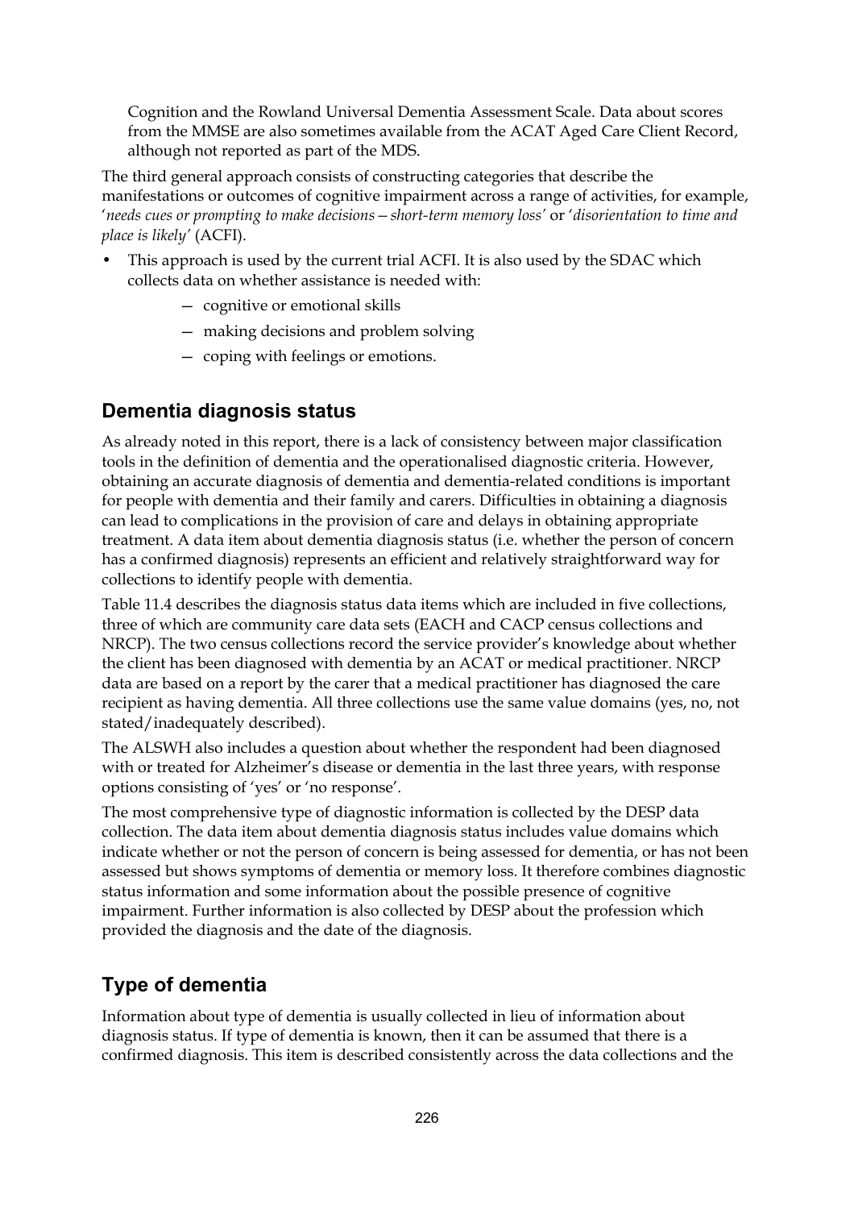Cognition and the Rowland Universal Dementia Assessment Scale. Data about scores from the MMSE are also sometimes available from the ACAT Aged Care Client Record, although not reported as part of the MDS.

The third general approach consists of constructing categories that describe the manifestations or outcomes of cognitive impairment across a range of activities, for example, '*needs cues or prompting to make decisions—short-term memory loss*' or '*disorientation to time and place is likely*' (ACFI).

- This approach is used by the current trial ACFI. It is also used by the SDAC which collects data on whether assistance is needed with:
  - — cognitive or emotional skills
  - — making decisions and problem solving
  - — coping with feelings or emotions.

## Dementia diagnosis status

As already noted in this report, there is a lack of consistency between major classification tools in the definition of dementia and the operationalised diagnostic criteria. However, obtaining an accurate diagnosis of dementia and dementia-related conditions is important for people with dementia and their family and carers. Difficulties in obtaining a diagnosis can lead to complications in the provision of care and delays in obtaining appropriate treatment. A data item about dementia diagnosis status (i.e. whether the person of concern has a confirmed diagnosis) represents an efficient and relatively straightforward way for collections to identify people with dementia.

Table 11.4 describes the diagnosis status data items which are included in five collections, three of which are community care data sets (EACH and CACP census collections and NRCP). The two census collections record the service provider's knowledge about whether the client has been diagnosed with dementia by an ACAT or medical practitioner. NRCP data are based on a report by the carer that a medical practitioner has diagnosed the care recipient as having dementia. All three collections use the same value domains (yes, no, not stated/inadequately described).

The ALSWH also includes a question about whether the respondent had been diagnosed with or treated for Alzheimer's disease or dementia in the last three years, with response options consisting of 'yes' or 'no response'.

The most comprehensive type of diagnostic information is collected by the DESP data collection. The data item about dementia diagnosis status includes value domains which indicate whether or not the person of concern is being assessed for dementia, or has not been assessed but shows symptoms of dementia or memory loss. It therefore combines diagnostic status information and some information about the possible presence of cognitive impairment. Further information is also collected by DESP about the profession which provided the diagnosis and the date of the diagnosis.

## Type of dementia

Information about type of dementia is usually collected in lieu of information about diagnosis status. If type of dementia is known, then it can be assumed that there is a confirmed diagnosis. This item is described consistently across the data collections and the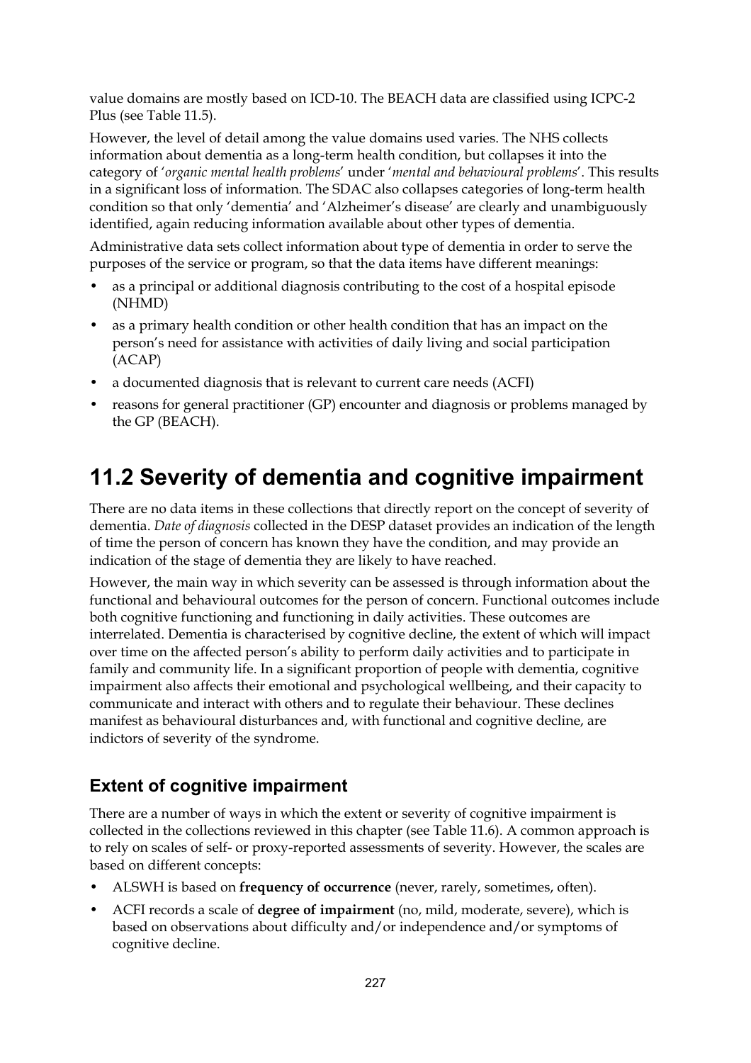value domains are mostly based on ICD-10. The BEACH data are classified using ICPC-2 Plus (see Table 11.5).

However, the level of detail among the value domains used varies. The NHS collects information about dementia as a long-term health condition, but collapses it into the category of '*organic mental health problems*' under '*mental and behavioural problems*'. This results in a significant loss of information. The SDAC also collapses categories of long-term health condition so that only 'dementia' and 'Alzheimer's disease' are clearly and unambiguously identified, again reducing information available about other types of dementia.

Administrative data sets collect information about type of dementia in order to serve the purposes of the service or program, so that the data items have different meanings:

- as a principal or additional diagnosis contributing to the cost of a hospital episode (NHMD)
- as a primary health condition or other health condition that has an impact on the person's need for assistance with activities of daily living and social participation (ACAP)
- a documented diagnosis that is relevant to current care needs (ACFI)
- reasons for general practitioner (GP) encounter and diagnosis or problems managed by the GP (BEACH).

# 11.2 Severity of dementia and cognitive impairment

There are no data items in these collections that directly report on the concept of severity of dementia. *Date of diagnosis* collected in the DESP dataset provides an indication of the length of time the person of concern has known they have the condition, and may provide an indication of the stage of dementia they are likely to have reached.

However, the main way in which severity can be assessed is through information about the functional and behavioural outcomes for the person of concern. Functional outcomes include both cognitive functioning and functioning in daily activities. These outcomes are interrelated. Dementia is characterised by cognitive decline, the extent of which will impact over time on the affected person's ability to perform daily activities and to participate in family and community life. In a significant proportion of people with dementia, cognitive impairment also affects their emotional and psychological wellbeing, and their capacity to communicate and interact with others and to regulate their behaviour. These declines manifest as behavioural disturbances and, with functional and cognitive decline, are indictors of severity of the syndrome.

## Extent of cognitive impairment

There are a number of ways in which the extent or severity of cognitive impairment is collected in the collections reviewed in this chapter (see Table 11.6). A common approach is to rely on scales of self- or proxy-reported assessments of severity. However, the scales are based on different concepts:

- ALSWH is based on **frequency of occurrence** (never, rarely, sometimes, often).
- ACFI records a scale of **degree of impairment** (no, mild, moderate, severe), which is based on observations about difficulty and/or independence and/or symptoms of cognitive decline.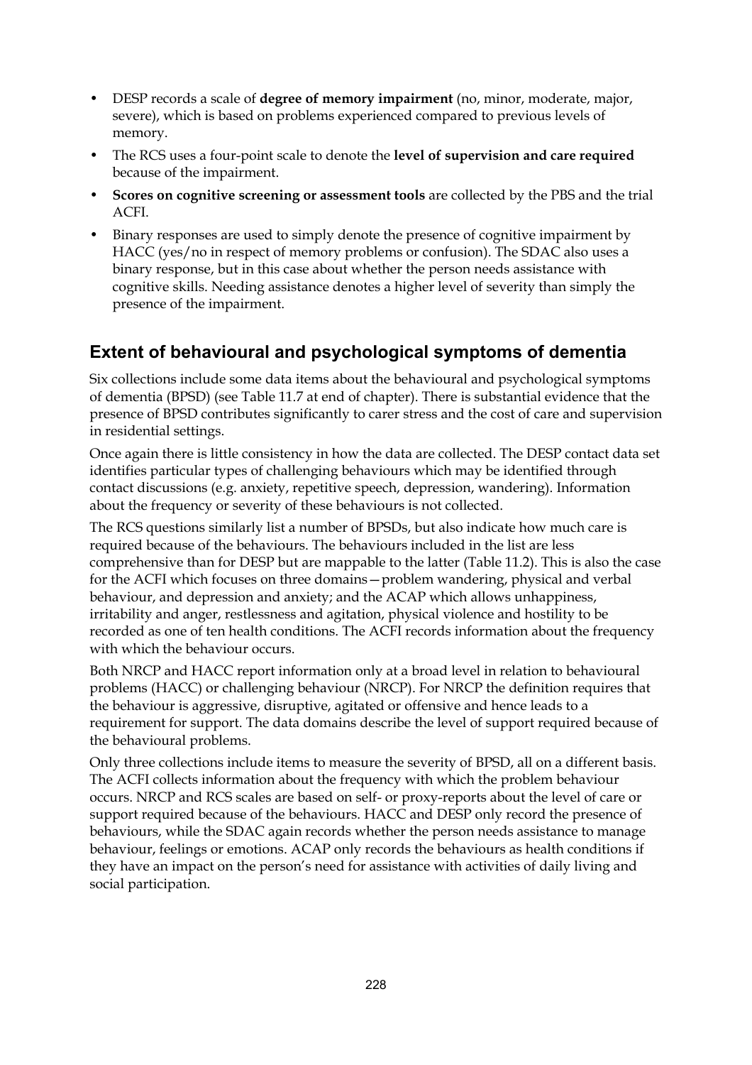- DESP records a scale of **degree of memory impairment** (no, minor, moderate, major, severe), which is based on problems experienced compared to previous levels of memory.
- The RCS uses a four-point scale to denote the **level of supervision and care required** because of the impairment.
- **Scores on cognitive screening or assessment tools** are collected by the PBS and the trial ACFI.
- Binary responses are used to simply denote the presence of cognitive impairment by HACC (yes/no in respect of memory problems or confusion). The SDAC also uses a binary response, but in this case about whether the person needs assistance with cognitive skills. Needing assistance denotes a higher level of severity than simply the presence of the impairment.

## Extent of behavioural and psychological symptoms of dementia

Six collections include some data items about the behavioural and psychological symptoms of dementia (BPSD) (see Table 11.7 at end of chapter). There is substantial evidence that the presence of BPSD contributes significantly to carer stress and the cost of care and supervision in residential settings.

Once again there is little consistency in how the data are collected. The DESP contact data set identifies particular types of challenging behaviours which may be identified through contact discussions (e.g. anxiety, repetitive speech, depression, wandering). Information about the frequency or severity of these behaviours is not collected.

The RCS questions similarly list a number of BPSDs, but also indicate how much care is required because of the behaviours. The behaviours included in the list are less comprehensive than for DESP but are mappable to the latter (Table 11.2). This is also the case for the ACFI which focuses on three domains—problem wandering, physical and verbal behaviour, and depression and anxiety; and the ACAP which allows unhappiness, irritability and anger, restlessness and agitation, physical violence and hostility to be recorded as one of ten health conditions. The ACFI records information about the frequency with which the behaviour occurs.

Both NRCP and HACC report information only at a broad level in relation to behavioural problems (HACC) or challenging behaviour (NRCP). For NRCP the definition requires that the behaviour is aggressive, disruptive, agitated or offensive and hence leads to a requirement for support. The data domains describe the level of support required because of the behavioural problems.

Only three collections include items to measure the severity of BPSD, all on a different basis. The ACFI collects information about the frequency with which the problem behaviour occurs. NRCP and RCS scales are based on self- or proxy-reports about the level of care or support required because of the behaviours. HACC and DESP only record the presence of behaviours, while the SDAC again records whether the person needs assistance to manage behaviour, feelings or emotions. ACAP only records the behaviours as health conditions if they have an impact on the person's need for assistance with activities of daily living and social participation.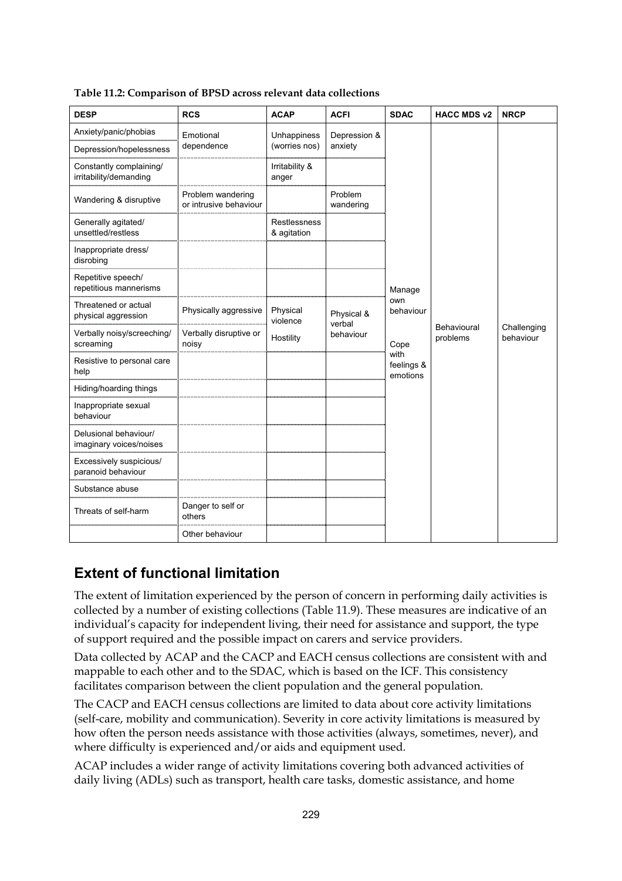**Table 11.2: Comparison of BPSD across relevant data collections**

| DESP | RCS | ACAP | ACFI | SDAC | HACC MDS v2 | NRCP |
|---|---|---|---|---|---|---|
| Anxiety/panic/phobias | Emotional dependence | Unhappiness (worries nos) | Depression & anxiety | Manage own behaviour<br>Cope with feelings & emotions | Behavioural problems | Challenging behaviour |
| Depression/hopelessness | | | | | | |
| Constantly complaining/ irritability/demanding | | Irritability & anger | | | | |
| Wandering & disruptive | Problem wandering or intrusive behaviour | | Problem wandering | | | |
| Generally agitated/ unsettled/restless | | Restlessness & agitation | | | | |
| Inappropriate dress/ disrobing | | | | | | |
| Repetitive speech/ repetitious mannerisms | | | | | | |
| Threatened or actual physical aggression | Physically aggressive | Physical violence | Physical & verbal behaviour | | | |
| Verbally noisy/screeching/ screaming | Verbally disruptive or noisy | Hostility | | | | |
| Resistive to personal care help | | | | | | |
| Hiding/hoarding things | | | | | | |
| Inappropriate sexual behaviour | | | | | | |
| Delusional behaviour/ imaginary voices/noises | | | | | | |
| Excessively suspicious/ paranoid behaviour | | | | | | |
| Substance abuse | | | | | | |
| Threats of self-harm | Danger to self or others | | | | | |
| | Other behaviour | | | | | |

## Extent of functional limitation

The extent of limitation experienced by the person of concern in performing daily activities is collected by a number of existing collections (Table 11.9). These measures are indicative of an individual's capacity for independent living, their need for assistance and support, the type of support required and the possible impact on carers and service providers.

Data collected by ACAP and the CACP and EACH census collections are consistent with and mappable to each other and to the SDAC, which is based on the ICF. This consistency facilitates comparison between the client population and the general population.

The CACP and EACH census collections are limited to data about core activity limitations (self-care, mobility and communication). Severity in core activity limitations is measured by how often the person needs assistance with those activities (always, sometimes, never), and where difficulty is experienced and/or aids and equipment used.

ACAP includes a wider range of activity limitations covering both advanced activities of daily living (ADLs) such as transport, health care tasks, domestic assistance, and home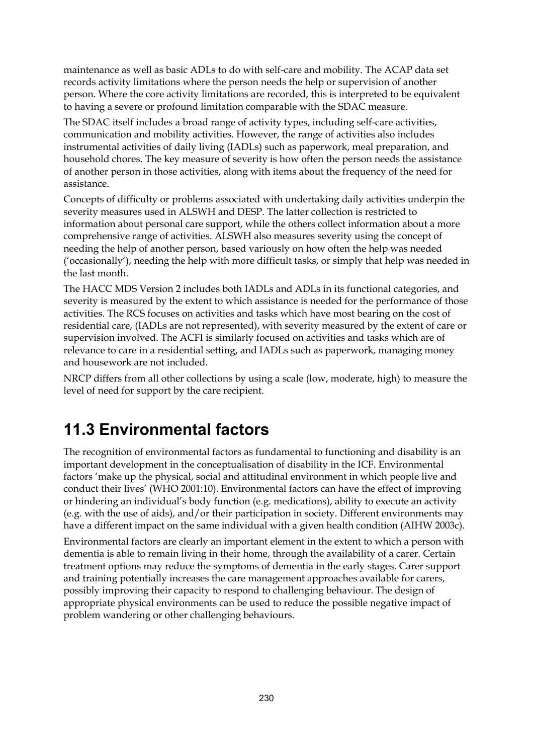maintenance as well as basic ADLs to do with self-care and mobility. The ACAP data set records activity limitations where the person needs the help or supervision of another person. Where the core activity limitations are recorded, this is interpreted to be equivalent to having a severe or profound limitation comparable with the SDAC measure.

The SDAC itself includes a broad range of activity types, including self-care activities, communication and mobility activities. However, the range of activities also includes instrumental activities of daily living (IADLs) such as paperwork, meal preparation, and household chores. The key measure of severity is how often the person needs the assistance of another person in those activities, along with items about the frequency of the need for assistance.

Concepts of difficulty or problems associated with undertaking daily activities underpin the severity measures used in ALSWH and DESP. The latter collection is restricted to information about personal care support, while the others collect information about a more comprehensive range of activities. ALSWH also measures severity using the concept of needing the help of another person, based variously on how often the help was needed ('occasionally'), needing the help with more difficult tasks, or simply that help was needed in the last month.

The HACC MDS Version 2 includes both IADLs and ADLs in its functional categories, and severity is measured by the extent to which assistance is needed for the performance of those activities. The RCS focuses on activities and tasks which have most bearing on the cost of residential care, (IADLs are not represented), with severity measured by the extent of care or supervision involved. The ACFI is similarly focused on activities and tasks which are of relevance to care in a residential setting, and IADLs such as paperwork, managing money and housework are not included.

NRCP differs from all other collections by using a scale (low, moderate, high) to measure the level of need for support by the care recipient.

## 11.3 Environmental factors

The recognition of environmental factors as fundamental to functioning and disability is an important development in the conceptualisation of disability in the ICF. Environmental factors 'make up the physical, social and attitudinal environment in which people live and conduct their lives' (WHO 2001:10). Environmental factors can have the effect of improving or hindering an individual's body function (e.g. medications), ability to execute an activity (e.g. with the use of aids), and/or their participation in society. Different environments may have a different impact on the same individual with a given health condition (AIHW 2003c).

Environmental factors are clearly an important element in the extent to which a person with dementia is able to remain living in their home, through the availability of a carer. Certain treatment options may reduce the symptoms of dementia in the early stages. Carer support and training potentially increases the care management approaches available for carers, possibly improving their capacity to respond to challenging behaviour. The design of appropriate physical environments can be used to reduce the possible negative impact of problem wandering or other challenging behaviours.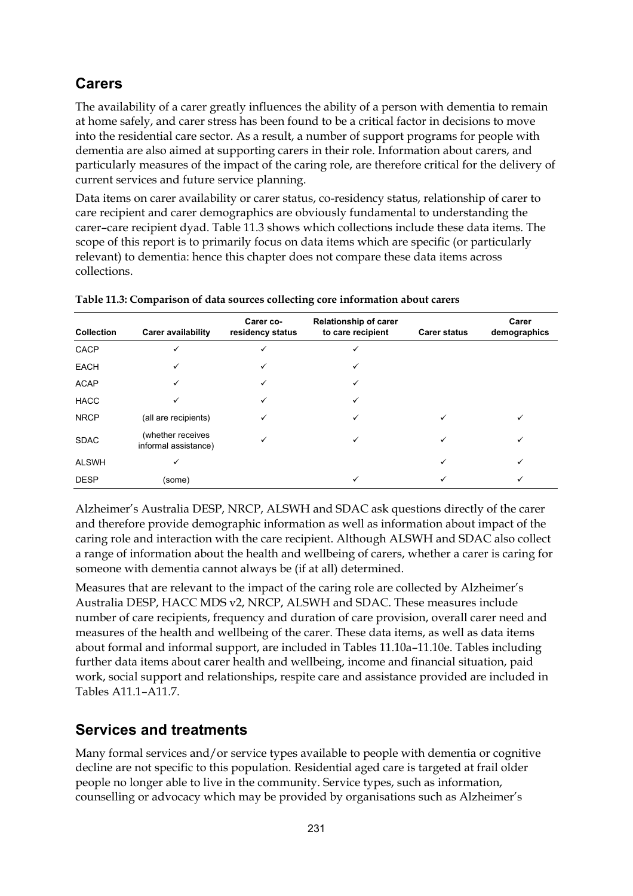## Carers

The availability of a carer greatly influences the ability of a person with dementia to remain at home safely, and carer stress has been found to be a critical factor in decisions to move into the residential care sector. As a result, a number of support programs for people with dementia are also aimed at supporting carers in their role. Information about carers, and particularly measures of the impact of the caring role, are therefore critical for the delivery of current services and future service planning.

Data items on carer availability or carer status, co-residency status, relationship of carer to care recipient and carer demographics are obviously fundamental to understanding the carer–care recipient dyad. Table 11.3 shows which collections include these data items. The scope of this report is to primarily focus on data items which are specific (or particularly relevant) to dementia: hence this chapter does not compare these data items across collections.

**Table 11.3: Comparison of data sources collecting core information about carers**

| Collection | Carer availability | Carer co-residency status | Relationship of carer to care recipient | Carer status | Carer demographics |
|---|---|---|---|---|---|
| CACP | ✓ | ✓ | ✓ | | |
| EACH | ✓ | ✓ | ✓ | | |
| ACAP | ✓ | ✓ | ✓ | | |
| HACC | ✓ | ✓ | ✓ | | |
| NRCP | (all are recipients) | ✓ | ✓ | ✓ | ✓ |
| SDAC | (whether receives informal assistance) | ✓ | ✓ | ✓ | ✓ |
| ALSWH | ✓ | | | ✓ | ✓ |
| DESP | (some) | | ✓ | ✓ | ✓ |

Alzheimer's Australia DESP, NRCP, ALSWH and SDAC ask questions directly of the carer and therefore provide demographic information as well as information about impact of the caring role and interaction with the care recipient. Although ALSWH and SDAC also collect a range of information about the health and wellbeing of carers, whether a carer is caring for someone with dementia cannot always be (if at all) determined.

Measures that are relevant to the impact of the caring role are collected by Alzheimer's Australia DESP, HACC MDS v2, NRCP, ALSWH and SDAC. These measures include number of care recipients, frequency and duration of care provision, overall carer need and measures of the health and wellbeing of the carer. These data items, as well as data items about formal and informal support, are included in Tables 11.10a–11.10e. Tables including further data items about carer health and wellbeing, income and financial situation, paid work, social support and relationships, respite care and assistance provided are included in Tables A11.1–A11.7.

## Services and treatments

Many formal services and/or service types available to people with dementia or cognitive decline are not specific to this population. Residential aged care is targeted at frail older people no longer able to live in the community. Service types, such as information, counselling or advocacy which may be provided by organisations such as Alzheimer's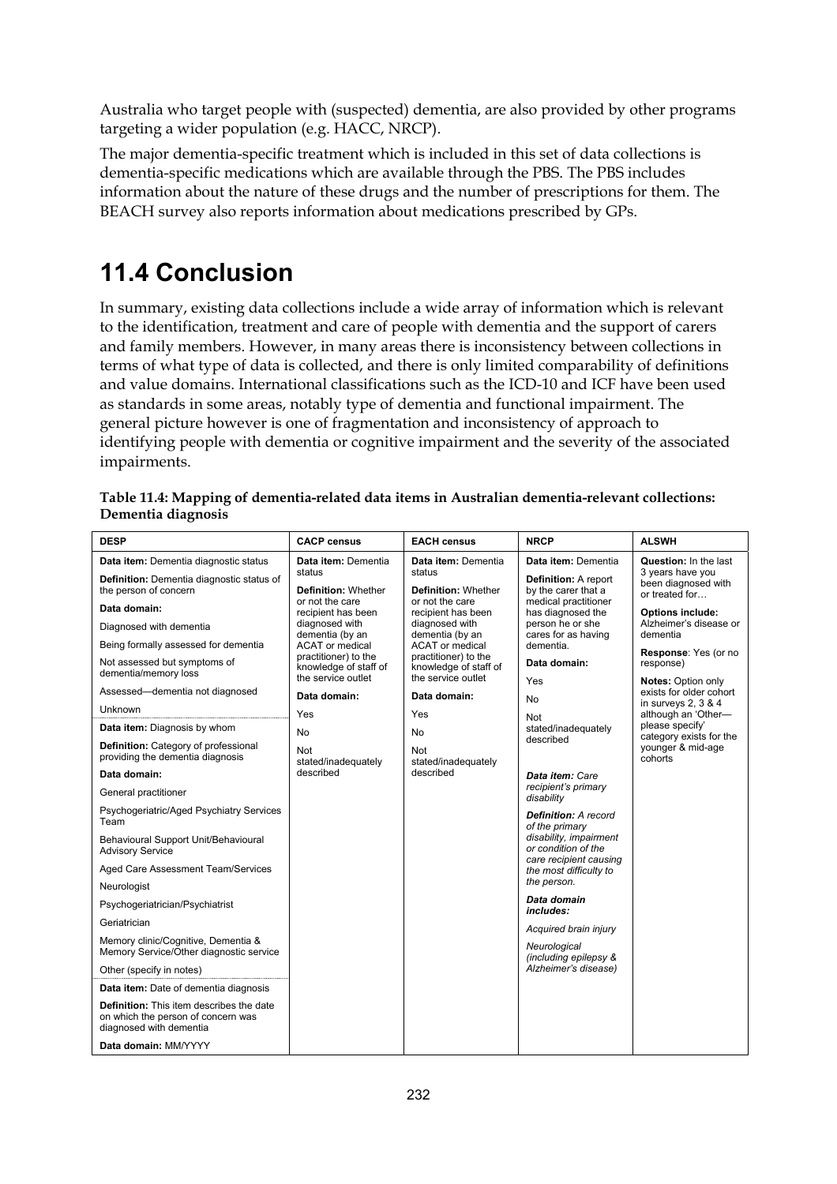Australia who target people with (suspected) dementia, are also provided by other programs targeting a wider population (e.g. HACC, NRCP).

The major dementia-specific treatment which is included in this set of data collections is dementia-specific medications which are available through the PBS. The PBS includes information about the nature of these drugs and the number of prescriptions for them. The BEACH survey also reports information about medications prescribed by GPs.

# 11.4 Conclusion

In summary, existing data collections include a wide array of information which is relevant to the identification, treatment and care of people with dementia and the support of carers and family members. However, in many areas there is inconsistency between collections in terms of what type of data is collected, and there is only limited comparability of definitions and value domains. International classifications such as the ICD-10 and ICF have been used as standards in some areas, notably type of dementia and functional impairment. The general picture however is one of fragmentation and inconsistency of approach to identifying people with dementia or cognitive impairment and the severity of the associated impairments.

**Table 11.4: Mapping of dementia-related data items in Australian dementia-relevant collections: Dementia diagnosis**

| DESP | CACP census | EACH census | NRCP | ALSWH |
|---|---|---|---|---|
| **Data item:** Dementia diagnostic status<br>**Definition:** Dementia diagnostic status of the person of concern<br>**Data domain:**<br>Diagnosed with dementia<br>Being formally assessed for dementia<br>Not assessed but symptoms of dementia/memory loss<br>Assessed—dementia not diagnosed<br>Unknown | **Data item:** Dementia status<br>**Definition:** Whether or not the care recipient has been diagnosed with dementia (by an ACAT or medical practitioner) to the knowledge of staff of the service outlet<br>**Data domain:**<br>Yes<br>No<br>Not stated/inadequately described | **Data item:** Dementia status<br>**Definition:** Whether or not the care recipient has been diagnosed with dementia (by an ACAT or medical practitioner) to the knowledge of staff of the service outlet<br>**Data domain:**<br>Yes<br>No<br>Not stated/inadequately described | **Data item:** Dementia<br>**Definition:** A report by the carer that a medical practitioner has diagnosed the person he or she cares for as having dementia.<br>**Data domain:**<br>Yes<br>No<br>Not stated/inadequately described | **Question:** In the last 3 years have you been diagnosed with or treated for…<br>**Options include:** Alzheimer's disease or dementia<br>**Response**: Yes (or no response)<br>**Notes:** Option only exists for older cohort in surveys 2, 3 & 4 although an 'Other—please specify' category exists for the younger & mid-age cohorts |
| **Data item:** Diagnosis by whom<br>**Definition:** Category of professional providing the dementia diagnosis<br>**Data domain:**<br>General practitioner<br>Psychogeriatric/Aged Psychiatry Services Team<br>Behavioural Support Unit/Behavioural Advisory Service<br>Aged Care Assessment Team/Services<br>Neurologist<br>Psychogeriatrician/Psychiatrist<br>Geriatrician<br>Memory clinic/Cognitive, Dementia & Memory Service/Other diagnostic service<br>Other (specify in notes) | | | ***Data item:*** *Care recipient's primary disability*<br>***Definition:*** *A record of the primary disability, impairment or condition of the care recipient causing the most difficulty to the person.*<br>***Data domain includes:***<br>*Acquired brain injury*<br>*Neurological (including epilepsy & Alzheimer's disease)* | |
| **Data item:** Date of dementia diagnosis<br>**Definition:** This item describes the date on which the person of concern was diagnosed with dementia<br>**Data domain:** MM/YYYY | | | | |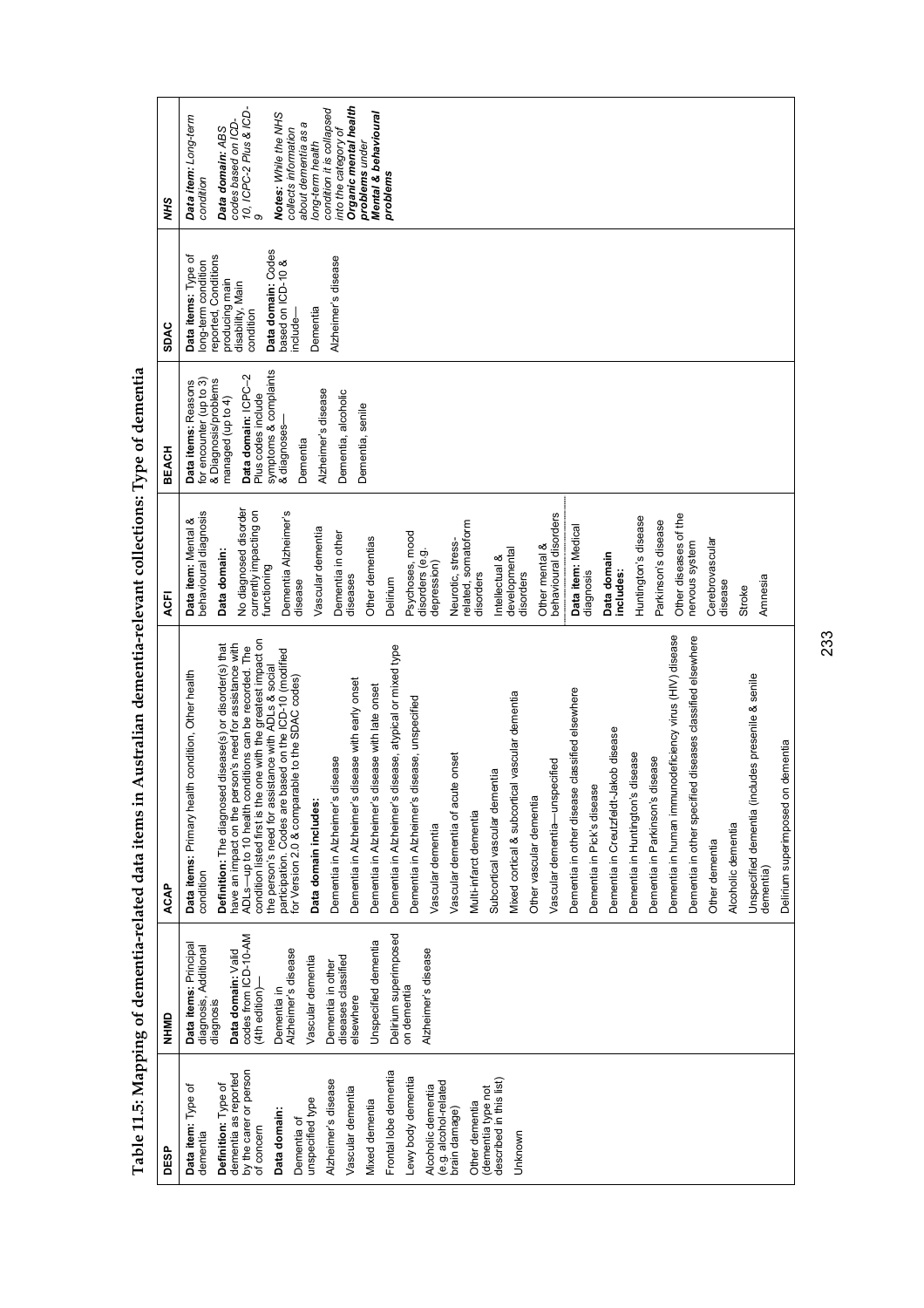# Table 11.5: Mapping of dementia-related data items in Australian dementia-relevant collections: Type of dementia

| DESP | NHMD | ACAP | ACFI | BEACH | SDAC | NHS |
|---|---|---|---|---|---|---|
| **Data item:** Type of dementia<br><br>**Definition:** Type of dementia as reported by the carer or person of concern<br><br>**Data domain:**<br>Dementia of unspecified type<br>Alzheimer's disease<br>Vascular dementia<br>Mixed dementia<br>Frontal lobe dementia<br>Lewy body dementia<br>Alcoholic dementia (e.g. alcohol-related brain damage)<br>Other dementia (dementia type not described in this list)<br>Unknown | **Data items:** Principal diagnosis, Additional diagnosis<br><br>**Data domain:** Valid codes from ICD-10-AM (4th edition)—<br>Dementia in Alzheimer's disease<br>Vascular dementia<br>Dementia in other diseases classified elsewhere<br>Unspecified dementia<br>Delirium superimposed on dementia<br>Alzheimer's disease | **Data items:** Primary health condition, Other health condition<br><br>**Definition:** The diagnosed disease(s) or disorder(s) that have an impact on the person's need for assistance with ADLs—up to 10 health conditions can be recorded. The condition listed first is the one with the greatest impact on the person's need for assistance with ADLs & social participation. Codes are based on the ICD-10 (modified for Version 2.0 & comparable to the SDAC codes)<br><br>**Data domain includes:**<br>Dementia in Alzheimer's disease<br>Dementia in Alzheimer's disease with early onset<br>Dementia in Alzheimer's disease with late onset<br>Dementia in Alzheimer's disease, atypical or mixed type<br>Dementia in Alzheimer's disease, unspecified<br>Vascular dementia<br>Vascular dementia of acute onset<br>Multi-infarct dementia<br>Subcortical vascular dementia<br>Mixed cortical & subcortical vascular dementia<br>Other vascular dementia<br>Vascular dementia—unspecified<br>Dementia in other disease classified elsewhere<br>Dementia in Pick's disease<br>Dementia in Creutzfeldt-Jakob disease<br>Dementia in Huntington's disease<br>Dementia in Parkinson's disease<br>Dementia in human immunodeficiency virus (HIV) disease<br>Dementia in other specified diseases classified elsewhere<br>Other dementia<br>Alcoholic dementia<br>Unspecified dementia (includes presenile & senile dementia)<br>Delirium superimposed on dementia | **Data item:** Mental & behavioural diagnosis<br><br>**Data domain:**<br>No diagnosed disorder currently impacting on functioning<br>Dementia Alzheimer's disease<br>Vascular dementia<br>Dementia in other diseases<br>Other dementias<br>Delirium<br>Psychoses, mood disorders (e.g. depression)<br>Neurotic, stress-related, somatoform disorders<br>Intellectual & developmental disorders<br>Other mental & behavioural disorders<br><br>**Data item:** Medical diagnosis<br><br>**Data domain includes:**<br>Huntington's disease<br>Parkinson's disease<br>Other diseases of the nervous system<br>Cerebrovascular disease<br>Stroke<br>Amnesia | **Data items:** Reasons for encounter (up to 3) & Diagnosis/problems managed (up to 4)<br><br>**Data domain:** ICPC–2 Plus codes include symptoms & complaints & diagnoses—<br>Dementia<br>Alzheimer's disease<br>Dementia, alcoholic<br>Dementia, senile | **Data items:** Type of long-term condition reported, Conditions producing main disability, Main condition<br><br>**Data domain:** Codes based on ICD-10 & include—<br>Dementia<br>Alzheimer's disease | ***Data item:*** *Long-term condition*<br><br>***Data domain:*** *ABS codes based on ICD-10, ICPC-2 Plus & ICD-9*<br><br>***Notes:*** *While the NHS collects information about dementia as a long-term health condition it is collapsed into the category of* ***Organic mental health problems*** *under* ***Mental & behavioural problems*** |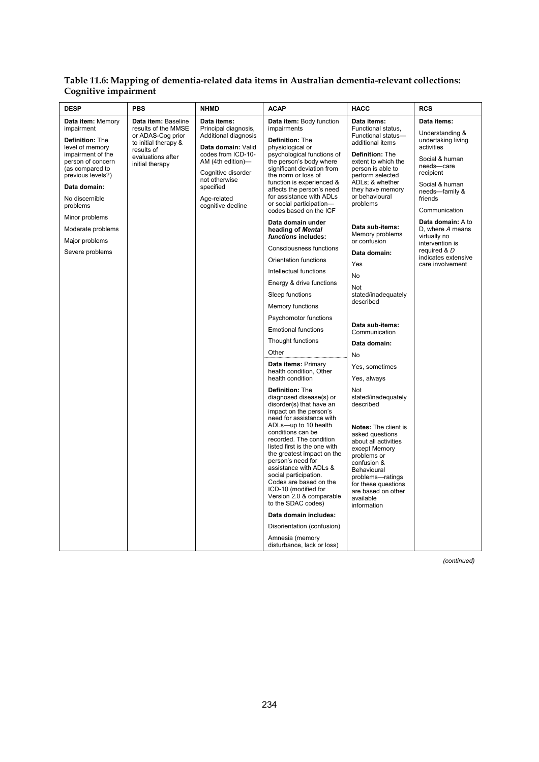**Table 11.6: Mapping of dementia-related data items in Australian dementia-relevant collections: Cognitive impairment**

| DESP | PBS | NHMD | ACAP | HACC | RCS |
|---|---|---|---|---|---|
| **Data item:** Memory impairment<br><br>**Definition:** The level of memory impairment of the person of concern (as compared to previous levels?)<br><br>**Data domain:**<br><br>No discernible problems<br><br>Minor problems<br><br>Moderate problems<br><br>Major problems<br><br>Severe problems | **Data item:** Baseline results of the MMSE or ADAS-Cog prior to initial therapy & results of evaluations after initial therapy | **Data items:** Principal diagnosis, Additional diagnosis<br><br>**Data domain:** Valid codes from ICD-10-AM (4th edition)—<br><br>Cognitive disorder not otherwise specified<br><br>Age-related cognitive decline | **Data item:** Body function impairments<br><br>**Definition:** The physiological or psychological functions of the person's body where significant deviation from the norm or loss of function is experienced & affects the person's need for assistance with ADLs or social participation—codes based on the ICF<br><br>**Data domain under heading of *Mental functions* includes:**<br><br>Consciousness functions<br><br>Orientation functions<br><br>Intellectual functions<br><br>Energy & drive functions<br><br>Sleep functions<br><br>Memory functions<br><br>Psychomotor functions<br><br>Emotional functions<br><br>Thought functions<br><br>Other<br><br>**Data items:** Primary health condition, Other health condition<br><br>**Definition:** The diagnosed disease(s) or disorder(s) that have an impact on the person's need for assistance with ADLs—up to 10 health conditions can be recorded. The condition listed first is the one with the greatest impact on the person's need for assistance with ADLs & social participation. Codes are based on the ICD-10 (modified for Version 2.0 & comparable to the SDAC codes)<br><br>**Data domain includes:**<br><br>Disorientation (confusion)<br><br>Amnesia (memory disturbance, lack or loss) | **Data items:** Functional status, Functional status—additional items<br><br>**Definition:** The extent to which the person is able to perform selected ADLs; & whether they have memory or behavioural problems<br><br>**Data sub-items:** Memory problems or confusion<br><br>**Data domain:**<br><br>Yes<br><br>No<br><br>Not stated/inadequately described<br><br>**Data sub-items:** Communication<br><br>**Data domain:**<br><br>No<br><br>Yes, sometimes<br><br>Yes, always<br><br>Not stated/inadequately described<br><br>**Notes:** The client is asked questions about all activities except Memory problems or confusion & Behavioural problems—ratings for these questions are based on other available information | **Data items:**<br><br>Understanding & undertaking living activities<br><br>Social & human needs—care recipient<br><br>Social & human needs—family & friends<br><br>Communication<br><br>**Data domain:** A to D, where *A* means virtually no intervention is required & *D* indicates extensive care involvement |

*(continued)*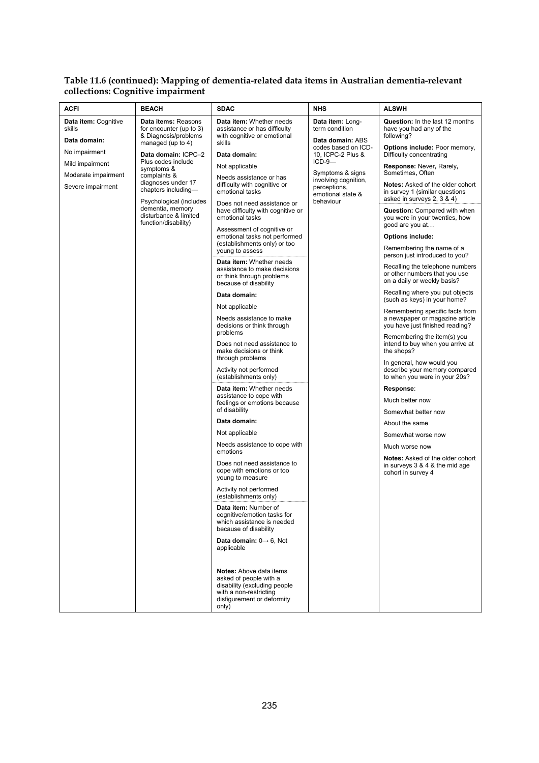**Table 11.6 (continued): Mapping of dementia-related data items in Australian dementia-relevant collections: Cognitive impairment**

| ACFI | BEACH | SDAC | NHS | ALSWH |
|---|---|---|---|---|
| **Data item:** Cognitive skills<br><br>**Data domain:**<br><br>No impairment<br><br>Mild impairment<br><br>Moderate impairment<br><br>Severe impairment | **Data items:** Reasons for encounter (up to 3) & Diagnosis/problems managed (up to 4)<br><br>**Data domain:** ICPC–2 Plus codes include symptoms & complaints & diagnoses under 17 chapters including—<br><br>Psychological (includes dementia, memory disturbance & limited function/disability) | **Data item:** Whether needs assistance or has difficulty with cognitive or emotional skills<br><br>**Data domain:**<br><br>Not applicable<br><br>Needs assistance or has difficulty with cognitive or emotional tasks<br><br>Does not need assistance or have difficulty with cognitive or emotional tasks<br><br>Assessment of cognitive or emotional tasks not performed (establishments only) or too young to assess<br><br>**Data item:** Whether needs assistance to make decisions or think through problems because of disability<br><br>**Data domain:**<br><br>Not applicable<br><br>Needs assistance to make decisions or think through problems<br><br>Does not need assistance to make decisions or think through problems<br><br>Activity not performed (establishments only)<br><br>**Data item:** Whether needs assistance to cope with feelings or emotions because of disability<br><br>**Data domain:**<br><br>Not applicable<br><br>Needs assistance to cope with emotions<br><br>Does not need assistance to cope with emotions or too young to measure<br><br>Activity not performed (establishments only)<br><br>**Data item:** Number of cognitive/emotion tasks for which assistance is needed because of disability<br><br>**Data domain:** 0→ 6, Not applicable<br><br>**Notes:** Above data items asked of people with a disability (excluding people with a non-restricting disfigurement or deformity only) | **Data item:** Long-term condition<br><br>**Data domain:** ABS codes based on ICD-10, ICPC-2 Plus & ICD-9—<br><br>Symptoms & signs involving cognition, perceptions, emotional state & behaviour | **Question:** In the last 12 months have you had any of the following?<br><br>**Options include:** Poor memory, Difficulty concentrating<br><br>**Response:** Never, Rarely, Sometimes, Often<br><br>**Notes:** Asked of the older cohort in survey 1 (similar questions asked in surveys 2, 3 & 4)<br><br>**Question:** Compared with when you were in your twenties, how good are you at…<br><br>**Options include:**<br><br>Remembering the name of a person just introduced to you?<br><br>Recalling the telephone numbers or other numbers that you use on a daily or weekly basis?<br><br>Recalling where you put objects (such as keys) in your home?<br><br>Remembering specific facts from a newspaper or magazine article you have just finished reading?<br><br>Remembering the item(s) you intend to buy when you arrive at the shops?<br><br>In general, how would you describe your memory compared to when you were in your 20s?<br><br>**Response**:<br><br>Much better now<br><br>Somewhat better now<br><br>About the same<br><br>Somewhat worse now<br><br>Much worse now<br><br>**Notes:** Asked of the older cohort in surveys 3 & 4 & the mid age cohort in survey 4 |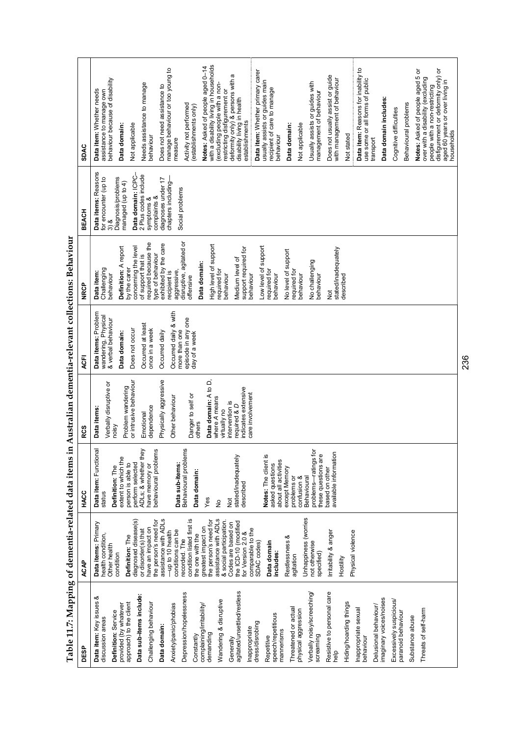Table 11.7: Mapping of dementia-related data items in Australian dementia-relevant collections: Behaviour

| DESP | ACAP | HACC | RCS | ACFI | NRCP | BEACH | SDAC |
|---|---|---|---|---|---|---|---|
| **Data item:** Key issues & discussion areas<br><br>**Definition:** Service provided (by whatever approach) to the client<br><br>**Data sub-items include:**<br>Challenging behaviour<br><br>**Data domain:**<br>Anxiety/panic/phobias<br>Depression/hopelessness<br>Constantly complaining/irritability/demanding<br>Wandering & disruptive<br>Generally agitated/unsettled/restless<br>Inappropriate dress/disrobing<br>Repetitive speech/repetitious mannerisms<br>Threatened or actual physical aggression<br>Verbally noisy/screeching/screaming<br>Resistive to personal care help<br>Hiding/hoarding things<br>Inappropriate sexual behaviour<br>Delusional behaviour/imaginary voices/noises<br>Excessively suspicious/paranoid behaviour<br>Substance abuse<br>Threats of self-harm | **Data items:** Primary health condition, Other health condition<br><br>**Definition:** The diagnosed disease(s) or disorder(s) that have an impact on the person's need for assistance with ADLs—up to 10 health conditions can be recorded. The condition listed first is the one with the greatest impact on the person's need for assistance with ADLs & social participation. Codes are based on the ICD-10 (modified for Version 2.0 & comparable to the SDAC codes)<br><br>**Data domain includes:**<br>Restlessness & agitation<br>Unhappiness (worries not otherwise specified)<br>Irritability & anger<br>Hostility<br>Physical violence | **Data item:** Functional status<br><br>**Definition:** The extent to which the person is able to perform selected ADLs; & whether they have memory or behavioural problems<br><br>**Data sub-items:** Behavioural problems<br><br>**Data domain:**<br>Yes<br>No<br>Not stated/inadequately described<br><br>**Notes:** The client is asked questions about all activities except Memory problems or confusion & Behavioural problems—ratings for these questions are based on other available information | **Data items:**<br>Verbally disruptive or noisy<br>Problem wandering or intrusive behaviour<br>Emotional dependence<br>Physically aggressive<br>Other behaviour<br>Danger to self or others<br><br>**Data domain:** A to D, where *A* means virtually no intervention is required & *D* indicates extensive care involvement | **Data items:** Problem wandering, Physical & verbal behaviour<br><br>**Data domain:**<br>Does not occur<br>Occurred at least once in a week<br>Occurred daily<br>Occurred daily & with more than one episode in any one day of a week | **Data item:** Challenging behaviour<br><br>**Definition:** A report by the carer concerning the level of support that is required because the type of behaviour exhibited by the care recipient is aggressive, disruptive, agitated or offensive<br><br>**Data domain:**<br>High level of support required for behaviour<br>Medium level of support required for behaviour<br>Low level of support required for behaviour<br>No level of support required for behaviour<br>No challenging behaviour<br>Not stated/inadequately described | **Data items:** Reasons for encounter (up to 3) & Diagnosis/problems managed (up to 4)<br><br>**Data domain:** ICPC-2 Plus codes include symptoms & complaints & diagnoses under 17 chapters including—<br>Social problems | **Data item:** Whether needs assistance to manage own behaviour because of disability<br><br>**Data domain:**<br>Not applicable<br>Needs assistance to manage behaviour<br>Does not need assistance to manage behaviour or too young to measure<br>Activity not performed (establishments only)<br><br>**Notes:** Asked of people aged 0–14 with a disability living in households (excluding people with a non-restricting disfigurement or deformity only) & persons with a disability living in health establishments<br><br>**Data item:** Whether primary carer usually assists or guides main recipient of care to manage behaviour<br><br>**Data domain:**<br>Not applicable<br>Usually assists or guides with management of behaviour<br>Does not usually assist or guide with management of behaviour<br>Not stated<br><br>**Data item:** Reasons for inability to use some or all forms of public transport<br><br>**Data domain includes:**<br>Cognitive difficulties<br>Behavioural problems<br><br>**Notes:** Asked of people aged 5 or over with a disability (excluding people with a non-restricting disfigurement or deformity only) or aged 60 years or over living in households |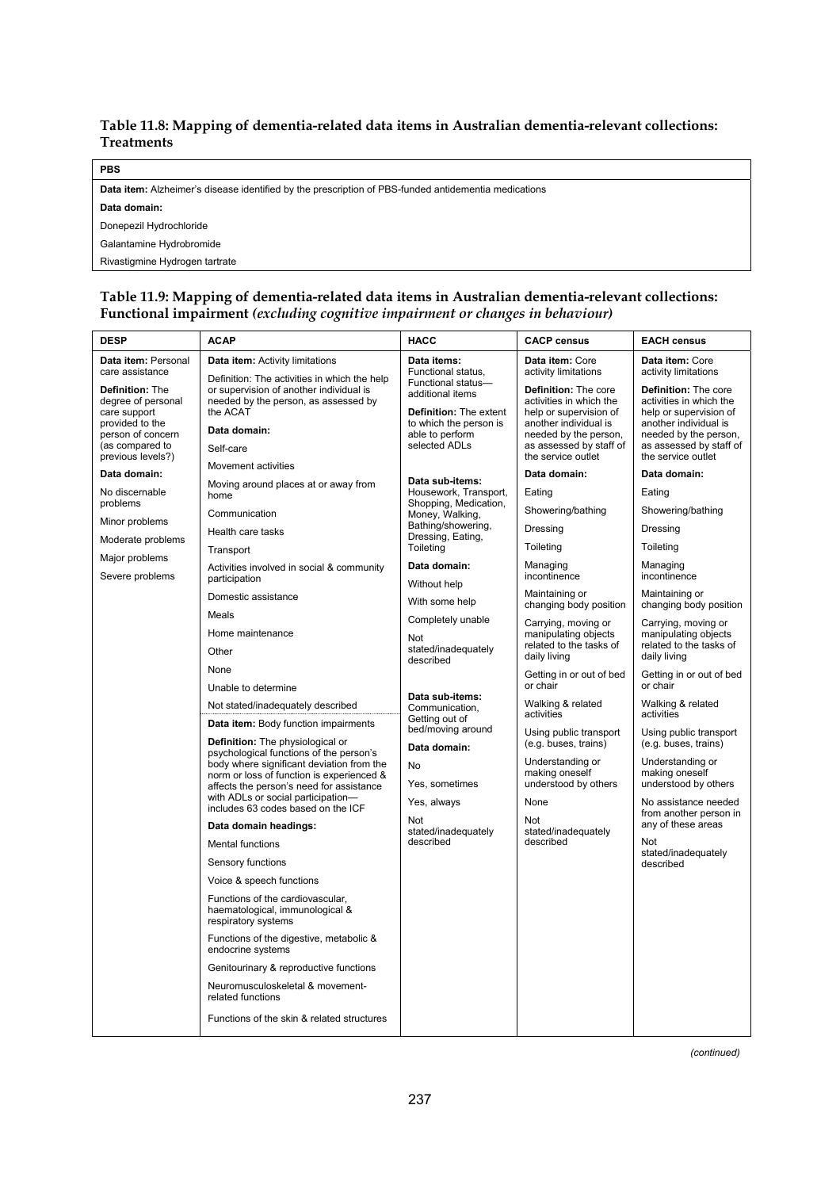**Table 11.8: Mapping of dementia-related data items in Australian dementia-relevant collections: Treatments**

| PBS |
|---|
| **Data item:** Alzheimer's disease identified by the prescription of PBS-funded antidementia medications |
| **Data domain:** |
| Donepezil Hydrochloride |
| Galantamine Hydrobromide |
| Rivastigmine Hydrogen tartrate |

**Table 11.9: Mapping of dementia-related data items in Australian dementia-relevant collections: Functional impairment** *(excluding cognitive impairment or changes in behaviour)*

| DESP | ACAP | HACC | CACP census | EACH census |
|---|---|---|---|---|
| **Data item:** Personal care assistance<br><br>**Definition:** The degree of personal care support provided to the person of concern (as compared to previous levels?)<br><br>**Data domain:**<br>No discernable problems<br>Minor problems<br>Moderate problems<br>Major problems<br>Severe problems | **Data item:** Activity limitations<br><br>Definition: The activities in which the help or supervision of another individual is needed by the person, as assessed by the ACAT<br><br>**Data domain:**<br>Self-care<br>Movement activities<br>Moving around places at or away from home<br>Communication<br>Health care tasks<br>Transport<br>Activities involved in social & community participation<br>Domestic assistance<br>Meals<br>Home maintenance<br>Other<br>None<br>Unable to determine<br>Not stated/inadequately described<br><br>**Data item:** Body function impairments<br><br>**Definition:** The physiological or psychological functions of the person's body where significant deviation from the norm or loss of function is experienced & affects the person's need for assistance with ADLs or social participation—includes 63 codes based on the ICF<br><br>**Data domain headings:**<br>Mental functions<br>Sensory functions<br>Voice & speech functions<br>Functions of the cardiovascular, haematological, immunological & respiratory systems<br>Functions of the digestive, metabolic & endocrine systems<br>Genitourinary & reproductive functions<br>Neuromusculoskeletal & movement-related functions<br>Functions of the skin & related structures | **Data items:** Functional status, Functional status—additional items<br><br>**Definition:** The extent to which the person is able to perform selected ADLs<br><br>**Data sub-items:** Housework, Transport, Shopping, Medication, Money, Walking, Bathing/showering, Dressing, Eating, Toileting<br><br>**Data domain:**<br>Without help<br>With some help<br>Completely unable<br>Not stated/inadequately described<br><br>**Data sub-items:** Communication, Getting out of bed/moving around<br><br>**Data domain:**<br>No<br>Yes, sometimes<br>Yes, always<br>Not stated/inadequately described | **Data item:** Core activity limitations<br><br>**Definition:** The core activities in which the help or supervision of another individual is needed by the person, as assessed by staff of the service outlet<br><br>**Data domain:**<br>Eating<br>Showering/bathing<br>Dressing<br>Toileting<br>Managing incontinence<br>Maintaining or changing body position<br>Carrying, moving or manipulating objects related to the tasks of daily living<br>Getting in or out of bed or chair<br>Walking & related activities<br>Using public transport (e.g. buses, trains)<br>Understanding or making oneself understood by others<br>None<br>Not stated/inadequately described | **Data item:** Core activity limitations<br><br>**Definition:** The core activities in which the help or supervision of another individual is needed by the person, as assessed by staff of the service outlet<br><br>**Data domain:**<br>Eating<br>Showering/bathing<br>Dressing<br>Toileting<br>Managing incontinence<br>Maintaining or changing body position<br>Carrying, moving or manipulating objects related to the tasks of daily living<br>Getting in or out of bed or chair<br>Walking & related activities<br>Using public transport (e.g. buses, trains)<br>Understanding or making oneself understood by others<br>No assistance needed from another person in any of these areas<br>Not stated/inadequately described |

*(continued)*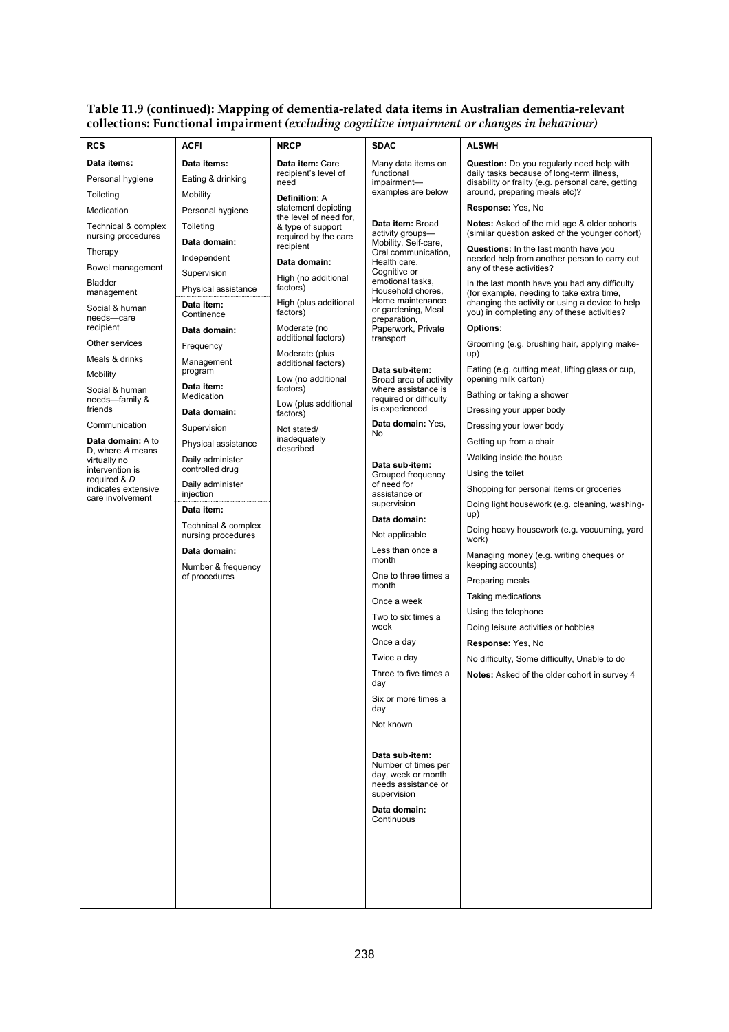**Table 11.9 (continued): Mapping of dementia-related data items in Australian dementia-relevant collections: Functional impairment *(excluding cognitive impairment or changes in behaviour)***

| RCS | ACFI | NRCP | SDAC | ALSWH |
|---|---|---|---|---|
| **Data items:**<br>Personal hygiene<br>Toileting<br>Medication<br>Technical & complex nursing procedures<br>Therapy<br>Bowel management<br>Bladder management<br>Social & human needs—care recipient<br>Other services<br>Meals & drinks<br>Mobility<br>Social & human needs—family & friends<br>Communication<br>**Data domain:** A to D, where *A* means virtually no intervention is required & *D* indicates extensive care involvement | **Data items:**<br>Eating & drinking<br>Mobility<br>Personal hygiene<br>Toileting<br>**Data domain:**<br>Independent<br>Supervision<br>Physical assistance<br>**Data item:** Continence<br>**Data domain:**<br>Frequency<br>Management program<br>**Data item:** Medication<br>**Data domain:**<br>Supervision<br>Physical assistance<br>Daily administer controlled drug<br>Daily administer injection<br>**Data item:**<br>Technical & complex nursing procedures<br>**Data domain:**<br>Number & frequency of procedures | **Data item:** Care recipient's level of need<br>**Definition:** A statement depicting the level of need for, & type of support required by the care recipient<br>**Data domain:**<br>High (no additional factors)<br>High (plus additional factors)<br>Moderate (no additional factors)<br>Moderate (plus additional factors)<br>Low (no additional factors)<br>Low (plus additional factors)<br>Not stated/ inadequately described | Many data items on functional impairment—examples are below<br>**Data item:** Broad activity groups—Mobility, Self-care, Oral communication, Health care, Cognitive or emotional tasks, Household chores, Home maintenance or gardening, Meal preparation, Paperwork, Private transport<br>**Data sub-item:** Broad area of activity where assistance is required or difficulty is experienced<br>**Data domain:** Yes, No<br>**Data sub-item:** Grouped frequency of need for assistance or supervision<br>**Data domain:**<br>Not applicable<br>Less than once a month<br>One to three times a month<br>Once a week<br>Two to six times a week<br>Once a day<br>Twice a day<br>Three to five times a day<br>Six or more times a day<br>Not known<br>**Data sub-item:** Number of times per day, week or month needs assistance or supervision<br>**Data domain:** Continuous | **Question:** Do you regularly need help with daily tasks because of long-term illness, disability or frailty (e.g. personal care, getting around, preparing meals etc)?<br>**Response:** Yes, No<br>**Notes:** Asked of the mid age & older cohorts (similar question asked of the younger cohort)<br>**Questions:** In the last month have you needed help from another person to carry out any of these activities?<br>In the last month have you had any difficulty (for example, needing to take extra time, changing the activity or using a device to help you) in completing any of these activities?<br>**Options:**<br>Grooming (e.g. brushing hair, applying make-up)<br>Eating (e.g. cutting meat, lifting glass or cup, opening milk carton)<br>Bathing or taking a shower<br>Dressing your upper body<br>Dressing your lower body<br>Getting up from a chair<br>Walking inside the house<br>Using the toilet<br>Shopping for personal items or groceries<br>Doing light housework (e.g. cleaning, washing-up)<br>Doing heavy housework (e.g. vacuuming, yard work)<br>Managing money (e.g. writing cheques or keeping accounts)<br>Preparing meals<br>Taking medications<br>Using the telephone<br>Doing leisure activities or hobbies<br>**Response:** Yes, No<br>No difficulty, Some difficulty, Unable to do<br>**Notes:** Asked of the older cohort in survey 4 |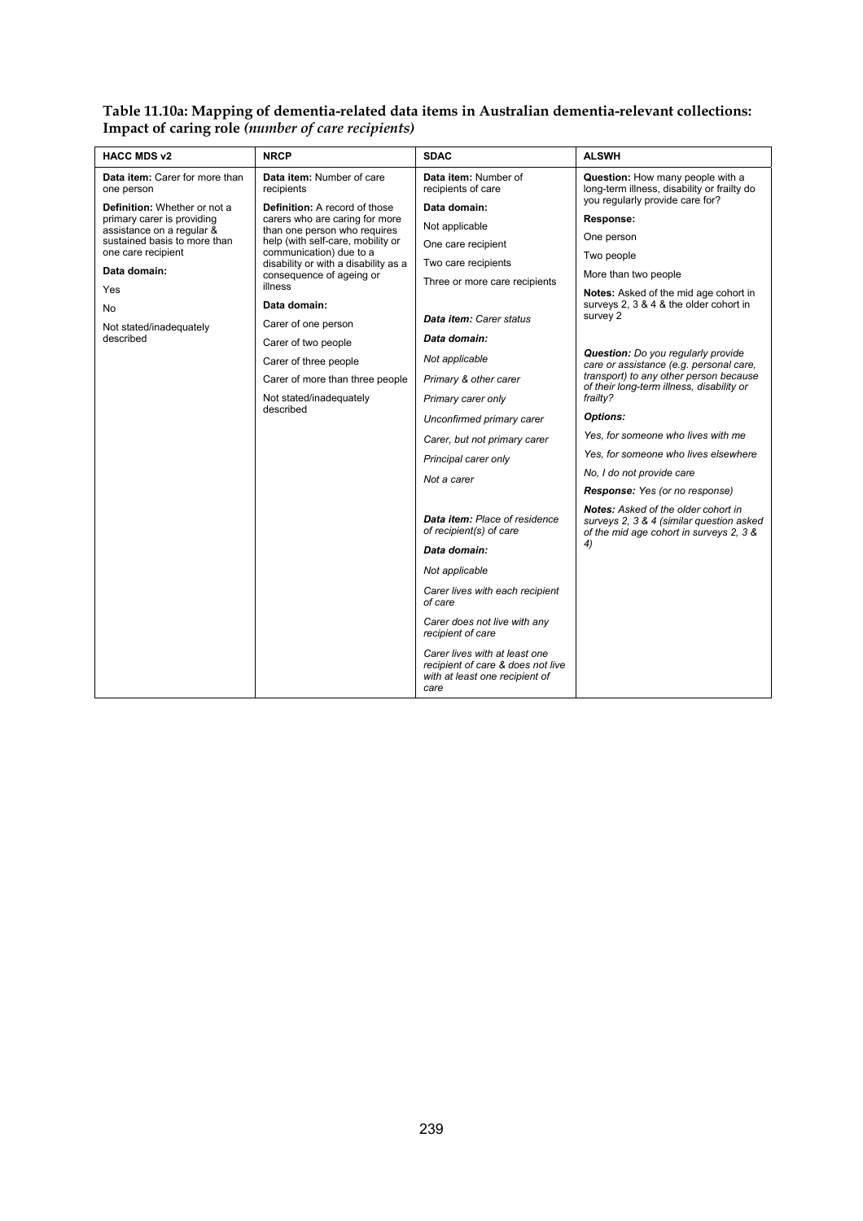**Table 11.10a: Mapping of dementia-related data items in Australian dementia-relevant collections: Impact of caring role** ***(number of care recipients)***

| HACC MDS v2 | NRCP | SDAC | ALSWH |
|---|---|---|---|
| **Data item:** Carer for more than one person<br><br>**Definition:** Whether or not a primary carer is providing assistance on a regular & sustained basis to more than one care recipient<br><br>**Data domain:**<br><br>Yes<br><br>No<br><br>Not stated/inadequately described | **Data item:** Number of care recipients<br><br>**Definition:** A record of those carers who are caring for more than one person who requires help (with self-care, mobility or communication) due to a disability or with a disability as a consequence of ageing or illness<br><br>**Data domain:**<br><br>Carer of one person<br><br>Carer of two people<br><br>Carer of three people<br><br>Carer of more than three people<br><br>Not stated/inadequately described | **Data item:** Number of recipients of care<br><br>**Data domain:**<br><br>Not applicable<br><br>One care recipient<br><br>Two care recipients<br><br>Three or more care recipients<br><br>***Data item:*** *Carer status*<br><br>***Data domain:***<br><br>*Not applicable*<br><br>*Primary & other carer*<br><br>*Primary carer only*<br><br>*Unconfirmed primary carer*<br><br>*Carer, but not primary carer*<br><br>*Principal carer only*<br><br>*Not a carer*<br><br>***Data item:*** *Place of residence of recipient(s) of care*<br><br>***Data domain:***<br><br>*Not applicable*<br><br>*Carer lives with each recipient of care*<br><br>*Carer does not live with any recipient of care*<br><br>*Carer lives with at least one recipient of care & does not live with at least one recipient of care* | **Question:** How many people with a long-term illness, disability or frailty do you regularly provide care for?<br><br>**Response:**<br><br>One person<br><br>Two people<br><br>More than two people<br><br>**Notes:** Asked of the mid age cohort in surveys 2, 3 & 4 & the older cohort in survey 2<br><br>***Question:*** *Do you regularly provide care or assistance (e.g. personal care, transport) to any other person because of their long-term illness, disability or frailty?*<br><br>***Options:***<br><br>*Yes, for someone who lives with me*<br><br>*Yes, for someone who lives elsewhere*<br><br>*No, I do not provide care*<br><br>***Response:*** *Yes (or no response)*<br><br>***Notes:*** *Asked of the older cohort in surveys 2, 3 & 4 (similar question asked of the mid age cohort in surveys 2, 3 & 4)* |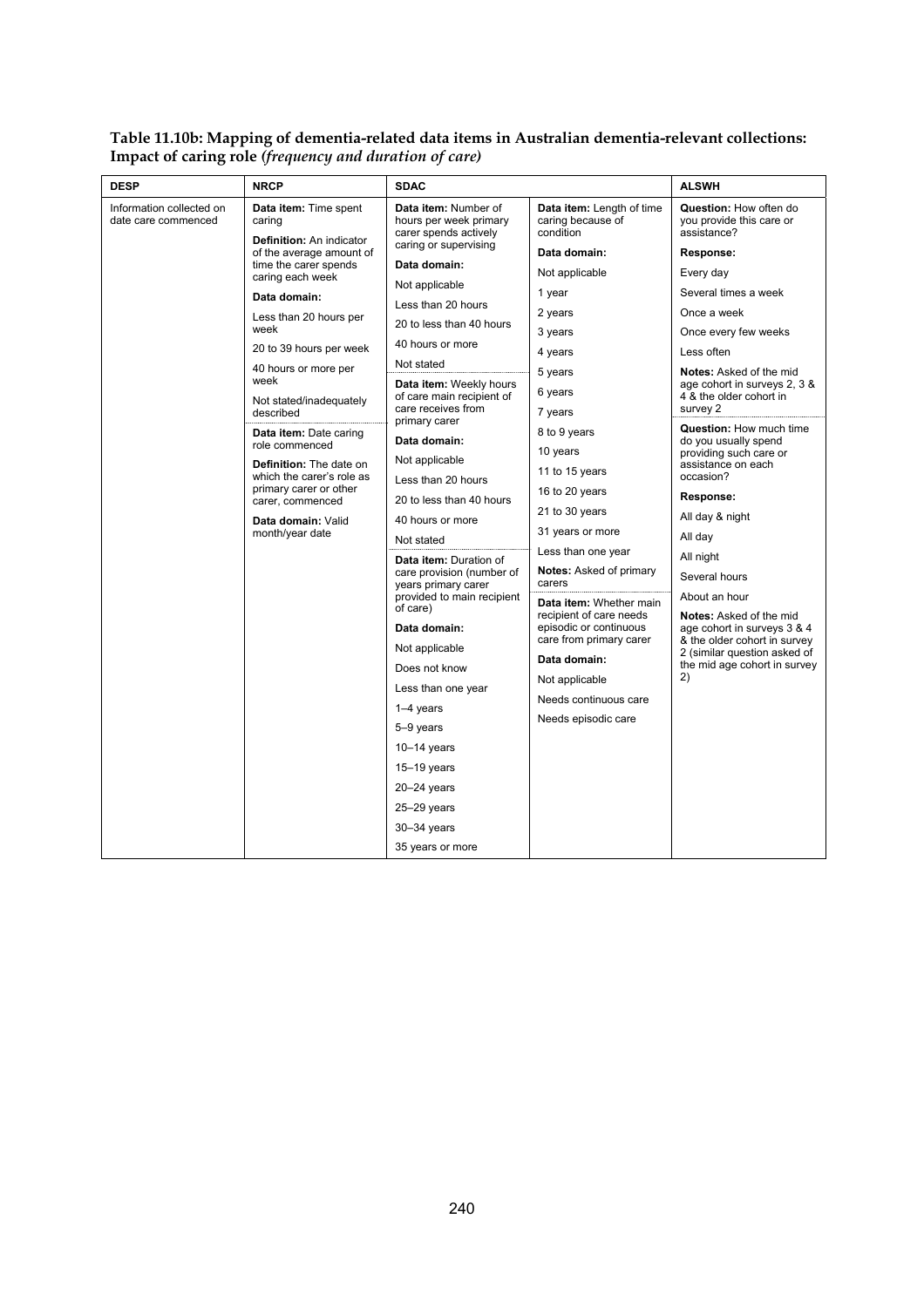**Table 11.10b: Mapping of dementia-related data items in Australian dementia-relevant collections: Impact of caring role *(frequency and duration of care)***

| DESP | NRCP | SDAC | | ALSWH |
|---|---|---|---|---|
| Information collected on date care commenced | **Data item:** Time spent caring<br><br>**Definition:** An indicator of the average amount of time the carer spends caring each week<br><br>**Data domain:**<br><br>Less than 20 hours per week<br><br>20 to 39 hours per week<br><br>40 hours or more per week<br><br>Not stated/inadequately described | **Data item:** Number of hours per week primary carer spends actively caring or supervising<br><br>**Data domain:**<br><br>Not applicable<br><br>Less than 20 hours<br><br>20 to less than 40 hours<br><br>40 hours or more<br><br>Not stated | **Data item:** Length of time caring because of condition<br><br>**Data domain:**<br><br>Not applicable<br><br>1 year<br><br>2 years<br><br>3 years<br><br>4 years<br><br>5 years<br><br>6 years<br><br>7 years<br><br>8 to 9 years<br><br>10 years<br><br>11 to 15 years<br><br>16 to 20 years<br><br>21 to 30 years<br><br>31 years or more<br><br>Less than one year<br><br>**Notes:** Asked of primary carers | **Question:** How often do you provide this care or assistance?<br><br>**Response:**<br><br>Every day<br><br>Several times a week<br><br>Once a week<br><br>Once every few weeks<br><br>Less often<br><br>**Notes:** Asked of the mid age cohort in surveys 2, 3 & 4 & the older cohort in survey 2 |
| | **Data item:** Date caring role commenced<br><br>**Definition:** The date on which the carer's role as primary carer or other carer, commenced<br><br>**Data domain:** Valid month/year date | **Data item:** Weekly hours of care main recipient of care receives from primary carer<br><br>**Data domain:**<br><br>Not applicable<br><br>Less than 20 hours<br><br>20 to less than 40 hours<br><br>40 hours or more<br><br>Not stated | | **Question:** How much time do you usually spend providing such care or assistance on each occasion?<br><br>**Response:**<br><br>All day & night<br><br>All day<br><br>All night<br><br>Several hours<br><br>About an hour<br><br>**Notes:** Asked of the mid age cohort in surveys 3 & 4 & the older cohort in survey 2 (similar question asked of the mid age cohort in survey 2) |
| | | **Data item:** Duration of care provision (number of years primary carer provided to main recipient of care)<br><br>**Data domain:**<br><br>Not applicable<br><br>Does not know<br><br>Less than one year<br><br>1–4 years<br><br>5–9 years<br><br>10–14 years<br><br>15–19 years<br><br>20–24 years<br><br>25–29 years<br><br>30–34 years<br><br>35 years or more | **Data item:** Whether main recipient of care needs episodic or continuous care from primary carer<br><br>**Data domain:**<br><br>Not applicable<br><br>Needs continuous care<br><br>Needs episodic care | |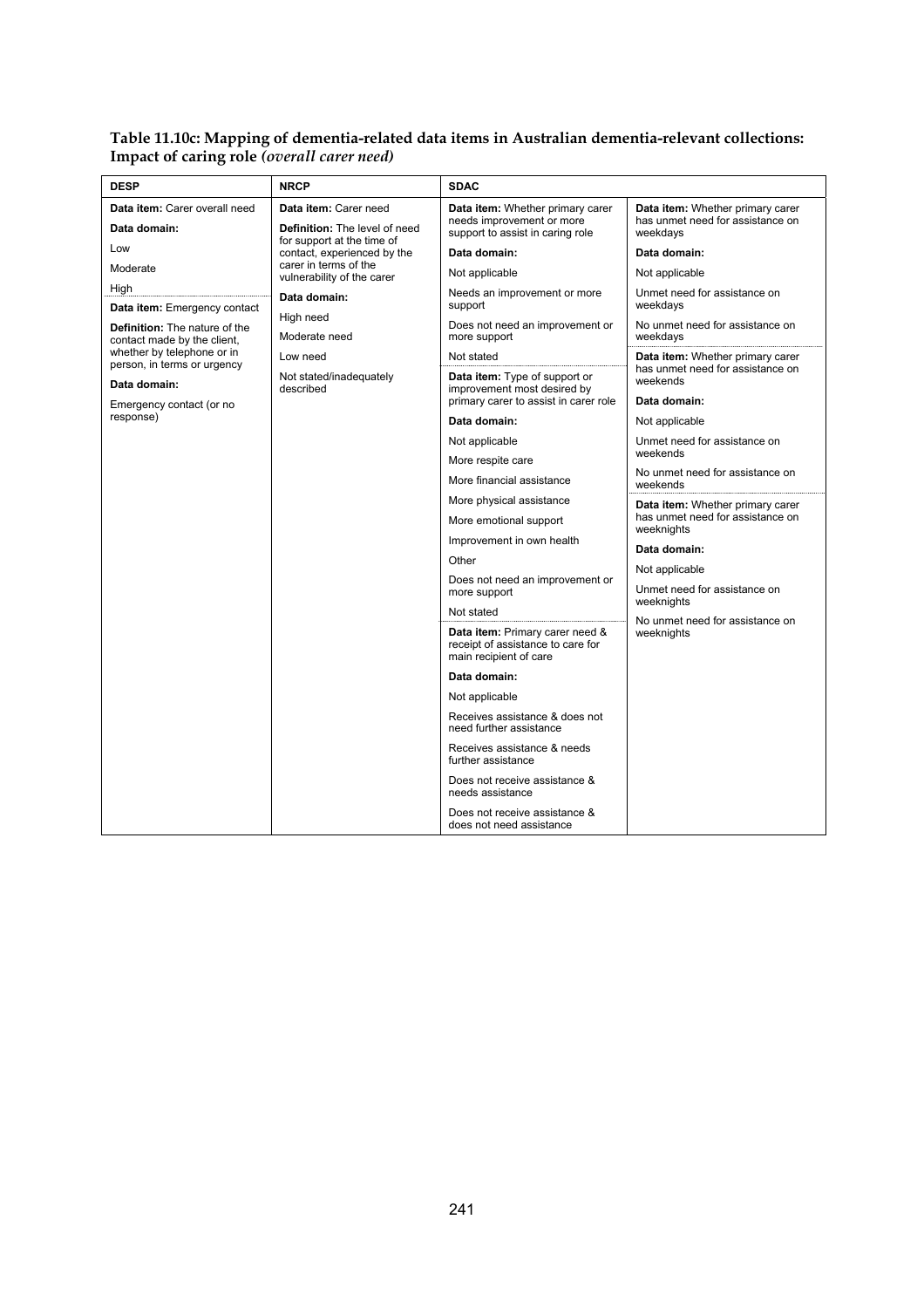**Table 11.10c: Mapping of dementia-related data items in Australian dementia-relevant collections: Impact of caring role** *(overall carer need)*

| DESP | NRCP | SDAC | |
|---|---|---|---|
| **Data item:** Carer overall need<br>**Data domain:**<br>Low<br>Moderate<br>High | **Data item:** Carer need<br>**Definition:** The level of need for support at the time of contact, experienced by the carer in terms of the vulnerability of the carer<br>**Data domain:**<br>High need<br>Moderate need<br>Low need<br>Not stated/inadequately described | **Data item:** Whether primary carer needs improvement or more support to assist in caring role<br>**Data domain:**<br>Not applicable<br>Needs an improvement or more support<br>Does not need an improvement or more support<br>Not stated | **Data item:** Whether primary carer has unmet need for assistance on weekdays<br>**Data domain:**<br>Not applicable<br>Unmet need for assistance on weekdays<br>No unmet need for assistance on weekdays |
| **Data item:** Emergency contact<br>**Definition:** The nature of the contact made by the client, whether by telephone or in person, in terms or urgency<br>**Data domain:**<br>Emergency contact (or no response) | | **Data item:** Type of support or improvement most desired by primary carer to assist in carer role<br>**Data domain:**<br>Not applicable<br>More respite care<br>More financial assistance<br>More physical assistance<br>More emotional support<br>Improvement in own health<br>Other<br>Does not need an improvement or more support<br>Not stated | **Data item:** Whether primary carer has unmet need for assistance on weekends<br>**Data domain:**<br>Not applicable<br>Unmet need for assistance on weekends<br>No unmet need for assistance on weekends |
| | | **Data item:** Primary carer need & receipt of assistance to care for main recipient of care<br>**Data domain:**<br>Not applicable<br>Receives assistance & does not need further assistance<br>Receives assistance & needs further assistance<br>Does not receive assistance & needs assistance<br>Does not receive assistance & does not need assistance | **Data item:** Whether primary carer has unmet need for assistance on weeknights<br>**Data domain:**<br>Not applicable<br>Unmet need for assistance on weeknights<br>No unmet need for assistance on weeknights |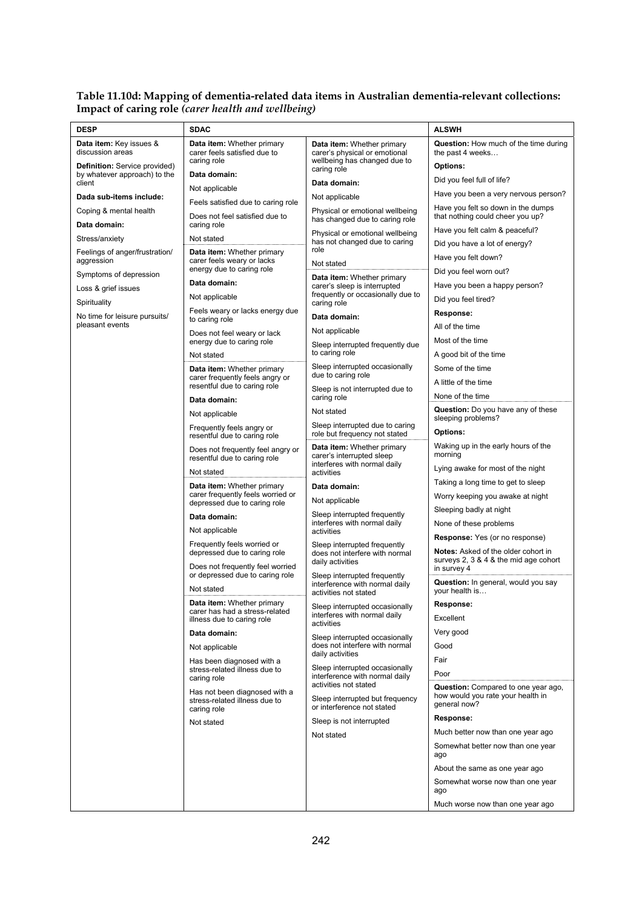**Table 11.10d: Mapping of dementia-related data items in Australian dementia-relevant collections: Impact of caring role** ***(carer health and wellbeing)***

| DESP | SDAC | | ALSWH |
|---|---|---|---|
| **Data item:** Key issues & discussion areas<br>**Definition:** Service provided) by whatever approach) to the client<br>**Dada sub-items include:**<br>Coping & mental health<br>**Data domain:**<br>Stress/anxiety<br>Feelings of anger/frustration/ aggression<br>Symptoms of depression<br>Loss & grief issues<br>Spirituality<br>No time for leisure pursuits/ pleasant events | **Data item:** Whether primary carer feels satisfied due to caring role<br>**Data domain:**<br>Not applicable<br>Feels satisfied due to caring role<br>Does not feel satisfied due to caring role<br>Not stated<br><br>**Data item:** Whether primary carer feels weary or lacks energy due to caring role<br>**Data domain:**<br>Not applicable<br>Feels weary or lacks energy due to caring role<br>Does not feel weary or lack energy due to caring role<br>Not stated<br><br>**Data item:** Whether primary carer frequently feels angry or resentful due to caring role<br>**Data domain:**<br>Not applicable<br>Frequently feels angry or resentful due to caring role<br>Does not frequently feel angry or resentful due to caring role<br>Not stated<br><br>**Data item:** Whether primary carer frequently feels worried or depressed due to caring role<br>**Data domain:**<br>Not applicable<br>Frequently feels worried or depressed due to caring role<br>Does not frequently feel worried or depressed due to caring role<br>Not stated<br><br>**Data item:** Whether primary carer has had a stress-related illness due to caring role<br>**Data domain:**<br>Not applicable<br>Has been diagnosed with a stress-related illness due to caring role<br>Has not been diagnosed with a stress-related illness due to caring role<br>Not stated | **Data item:** Whether primary carer's physical or emotional wellbeing has changed due to caring role<br>**Data domain:**<br>Not applicable<br>Physical or emotional wellbeing has changed due to caring role<br>Physical or emotional wellbeing has not changed due to caring role<br>Not stated<br><br>**Data item:** Whether primary carer's sleep is interrupted frequently or occasionally due to caring role<br>**Data domain:**<br>Not applicable<br>Sleep interrupted frequently due to caring role<br>Sleep interrupted occasionally due to caring role<br>Sleep is not interrupted due to caring role<br>Not stated<br>Sleep interrupted due to caring role but frequency not stated<br><br>**Data item:** Whether primary carer's interrupted sleep interferes with normal daily activities<br>**Data domain:**<br>Not applicable<br>Sleep interrupted frequently interferes with normal daily activities<br>Sleep interrupted frequently does not interfere with normal daily activities<br>Sleep interrupted frequently interference with normal daily activities not stated<br>Sleep interrupted occasionally interferes with normal daily activities<br>Sleep interrupted occasionally does not interfere with normal daily activities<br>Sleep interrupted occasionally interference with normal daily activities not stated<br>Sleep interrupted but frequency or interference not stated<br>Sleep is not interrupted<br>Not stated | **Question:** How much of the time during the past 4 weeks…<br>**Options:**<br>Did you feel full of life?<br>Have you been a very nervous person?<br>Have you felt so down in the dumps that nothing could cheer you up?<br>Have you felt calm & peaceful?<br>Did you have a lot of energy?<br>Have you felt down?<br>Did you feel worn out?<br>Have you been a happy person?<br>Did you feel tired?<br>**Response:**<br>All of the time<br>Most of the time<br>A good bit of the time<br>Some of the time<br>A little of the time<br>None of the time<br><br>**Question:** Do you have any of these sleeping problems?<br>**Options:**<br>Waking up in the early hours of the morning<br>Lying awake for most of the night<br>Taking a long time to get to sleep<br>Worry keeping you awake at night<br>Sleeping badly at night<br>None of these problems<br>**Response:** Yes (or no response)<br>**Notes:** Asked of the older cohort in surveys 2, 3 & 4 & the mid age cohort in survey 4<br><br>**Question:** In general, would you say your health is…<br>**Response:**<br>Excellent<br>Very good<br>Good<br>Fair<br>Poor<br><br>**Question:** Compared to one year ago, how would you rate your health in general now?<br>**Response:**<br>Much better now than one year ago<br>Somewhat better now than one year ago<br>About the same as one year ago<br>Somewhat worse now than one year ago<br>Much worse now than one year ago |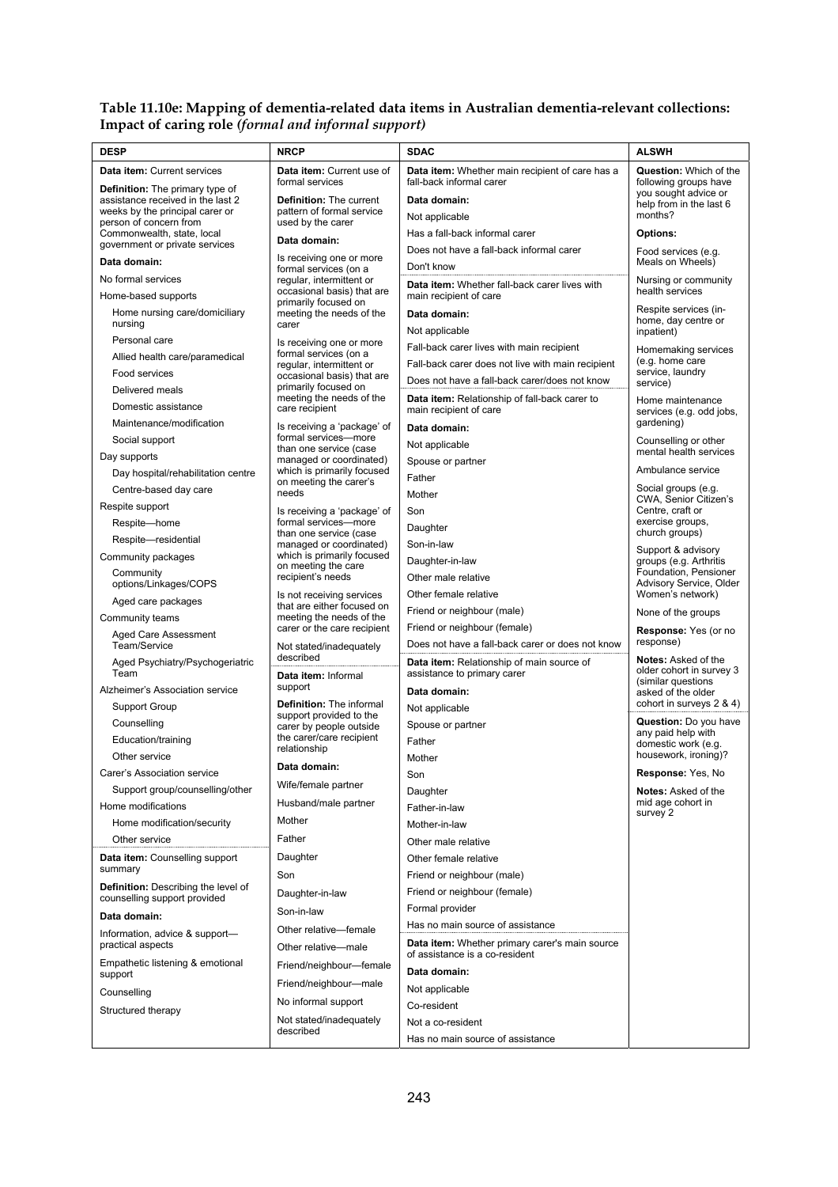**Table 11.10e: Mapping of dementia-related data items in Australian dementia-relevant collections: Impact of caring role *(formal and informal support)***

| DESP | NRCP | SDAC | ALSWH |
|---|---|---|---|
| **Data item:** Current services<br><br>**Definition:** The primary type of assistance received in the last 2 weeks by the principal carer or person of concern from Commonwealth, state, local government or private services<br><br>**Data domain:**<br><br>No formal services<br><br>Home-based supports<br><br>Home nursing care/domiciliary nursing<br><br>Personal care<br><br>Allied health care/paramedical<br><br>Food services<br><br>Delivered meals<br><br>Domestic assistance<br><br>Maintenance/modification<br><br>Social support<br><br>Day supports<br><br>Day hospital/rehabilitation centre<br><br>Centre-based day care<br><br>Respite support<br><br>Respite—home<br><br>Respite—residential<br><br>Community packages<br><br>Community options/Linkages/COPS<br><br>Aged care packages<br><br>Community teams<br><br>Aged Care Assessment Team/Service<br><br>Aged Psychiatry/Psychogeriatric Team<br><br>Alzheimer's Association service<br><br>Support Group<br><br>Counselling<br><br>Education/training<br><br>Other service<br><br>Carer's Association service<br><br>Support group/counselling/other<br><br>Home modifications<br><br>Home modification/security<br><br>Other service<br><br>**Data item:** Counselling support summary<br><br>**Definition:** Describing the level of counselling support provided<br><br>**Data domain:**<br><br>Information, advice & support—practical aspects<br><br>Empathetic listening & emotional support<br><br>Counselling<br><br>Structured therapy | **Data item:** Current use of formal services<br><br>**Definition:** The current pattern of formal service used by the carer<br><br>**Data domain:**<br><br>Is receiving one or more formal services (on a regular, intermittent or occasional basis) that are primarily focused on meeting the needs of the carer<br><br>Is receiving one or more formal services (on a regular, intermittent or occasional basis) that are primarily focused on meeting the needs of the care recipient<br><br>Is receiving a 'package' of formal services—more than one service (case managed or coordinated) which is primarily focused on meeting the carer's needs<br><br>Is receiving a 'package' of formal services—more than one service (case managed or coordinated) which is primarily focused on meeting the care recipient's needs<br><br>Is not receiving services that are either focused on meeting the needs of the carer or the care recipient<br><br>Not stated/inadequately described<br><br>**Data item:** Informal support<br><br>**Definition:** The informal support provided to the carer by people outside the carer/care recipient relationship<br><br>**Data domain:**<br><br>Wife/female partner<br><br>Husband/male partner<br><br>Mother<br><br>Father<br><br>Daughter<br><br>Son<br><br>Daughter-in-law<br><br>Son-in-law<br><br>Other relative—female<br><br>Other relative—male<br><br>Friend/neighbour—female<br><br>Friend/neighbour—male<br><br>No informal support<br><br>Not stated/inadequately described | **Data item:** Whether main recipient of care has a fall-back informal carer<br><br>**Data domain:**<br><br>Not applicable<br><br>Has a fall-back informal carer<br><br>Does not have a fall-back informal carer<br><br>Don't know<br><br>**Data item:** Whether fall-back carer lives with main recipient of care<br><br>**Data domain:**<br><br>Not applicable<br><br>Fall-back carer lives with main recipient<br><br>Fall-back carer does not live with main recipient<br><br>Does not have a fall-back carer/does not know<br><br>**Data item:** Relationship of fall-back carer to main recipient of care<br><br>**Data domain:**<br><br>Not applicable<br><br>Spouse or partner<br><br>Father<br><br>Mother<br><br>Son<br><br>Daughter<br><br>Son-in-law<br><br>Daughter-in-law<br><br>Other male relative<br><br>Other female relative<br><br>Friend or neighbour (male)<br><br>Friend or neighbour (female)<br><br>Does not have a fall-back carer or does not know<br><br>**Data item:** Relationship of main source of assistance to primary carer<br><br>**Data domain:**<br><br>Not applicable<br><br>Spouse or partner<br><br>Father<br><br>Mother<br><br>Son<br><br>Daughter<br><br>Father-in-law<br><br>Mother-in-law<br><br>Other male relative<br><br>Other female relative<br><br>Friend or neighbour (male)<br><br>Friend or neighbour (female)<br><br>Formal provider<br><br>Has no main source of assistance<br><br>**Data item:** Whether primary carer's main source of assistance is a co-resident<br><br>**Data domain:**<br><br>Not applicable<br><br>Co-resident<br><br>Not a co-resident<br><br>Has no main source of assistance | **Question:** Which of the following groups have you sought advice or help from in the last 6 months?<br><br>**Options:**<br><br>Food services (e.g. Meals on Wheels)<br><br>Nursing or community health services<br><br>Respite services (in-home, day centre or inpatient)<br><br>Homemaking services (e.g. home care service, laundry service)<br><br>Home maintenance services (e.g. odd jobs, gardening)<br><br>Counselling or other mental health services<br><br>Ambulance service<br><br>Social groups (e.g. CWA, Senior Citizen's Centre, craft or exercise groups, church groups)<br><br>Support & advisory groups (e.g. Arthritis Foundation, Pensioner Advisory Service, Older Women's network)<br><br>None of the groups<br><br>**Response:** Yes (or no response)<br><br>**Notes:** Asked of the older cohort in survey 3 (similar questions asked of the older cohort in surveys 2 & 4)<br><br>**Question:** Do you have any paid help with domestic work (e.g. housework, ironing)?<br><br>**Response:** Yes, No<br><br>**Notes:** Asked of the mid age cohort in survey 2 |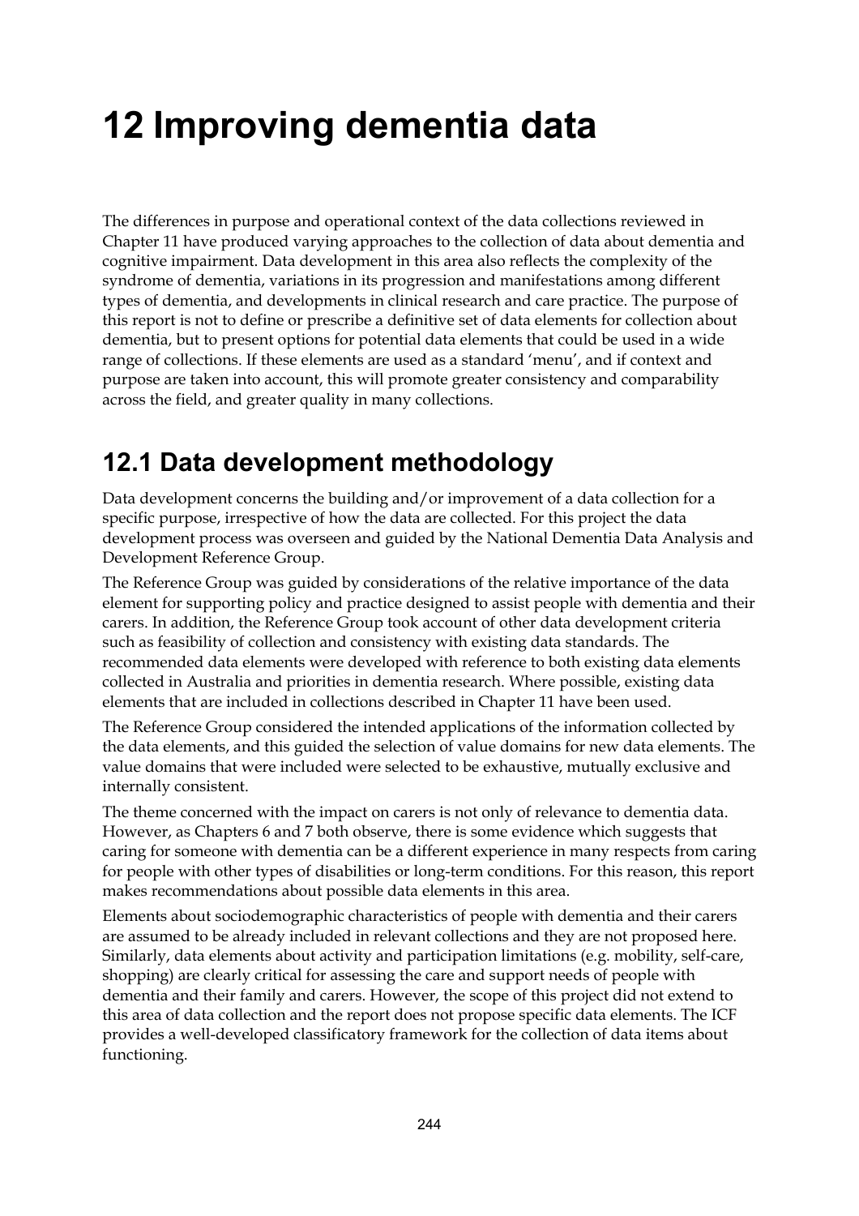# 12 Improving dementia data

The differences in purpose and operational context of the data collections reviewed in Chapter 11 have produced varying approaches to the collection of data about dementia and cognitive impairment. Data development in this area also reflects the complexity of the syndrome of dementia, variations in its progression and manifestations among different types of dementia, and developments in clinical research and care practice. The purpose of this report is not to define or prescribe a definitive set of data elements for collection about dementia, but to present options for potential data elements that could be used in a wide range of collections. If these elements are used as a standard 'menu', and if context and purpose are taken into account, this will promote greater consistency and comparability across the field, and greater quality in many collections.

## 12.1 Data development methodology

Data development concerns the building and/or improvement of a data collection for a specific purpose, irrespective of how the data are collected. For this project the data development process was overseen and guided by the National Dementia Data Analysis and Development Reference Group.

The Reference Group was guided by considerations of the relative importance of the data element for supporting policy and practice designed to assist people with dementia and their carers. In addition, the Reference Group took account of other data development criteria such as feasibility of collection and consistency with existing data standards. The recommended data elements were developed with reference to both existing data elements collected in Australia and priorities in dementia research. Where possible, existing data elements that are included in collections described in Chapter 11 have been used.

The Reference Group considered the intended applications of the information collected by the data elements, and this guided the selection of value domains for new data elements. The value domains that were included were selected to be exhaustive, mutually exclusive and internally consistent.

The theme concerned with the impact on carers is not only of relevance to dementia data. However, as Chapters 6 and 7 both observe, there is some evidence which suggests that caring for someone with dementia can be a different experience in many respects from caring for people with other types of disabilities or long-term conditions. For this reason, this report makes recommendations about possible data elements in this area.

Elements about sociodemographic characteristics of people with dementia and their carers are assumed to be already included in relevant collections and they are not proposed here. Similarly, data elements about activity and participation limitations (e.g. mobility, self-care, shopping) are clearly critical for assessing the care and support needs of people with dementia and their family and carers. However, the scope of this project did not extend to this area of data collection and the report does not propose specific data elements. The ICF provides a well-developed classificatory framework for the collection of data items about functioning.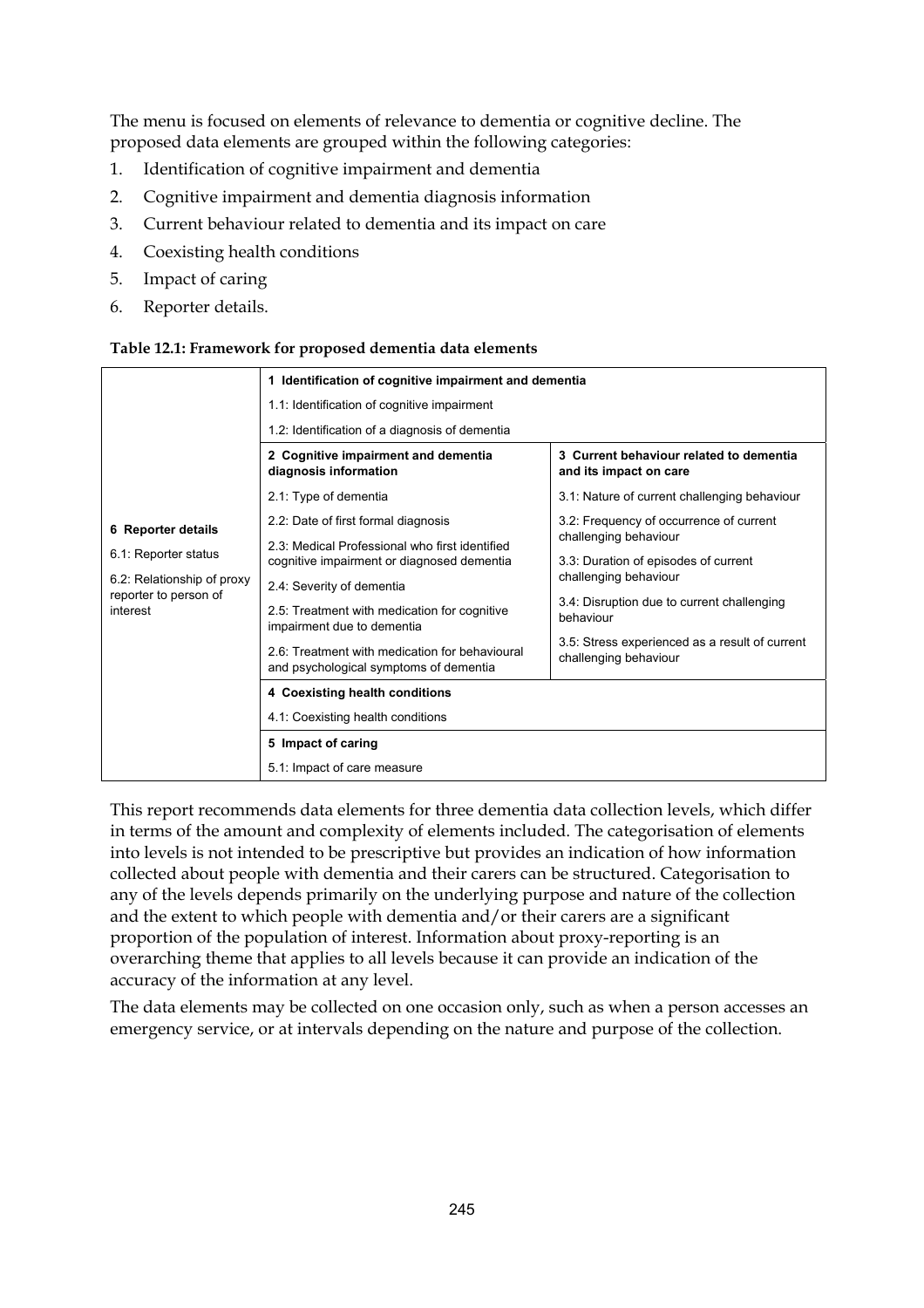The menu is focused on elements of relevance to dementia or cognitive decline. The proposed data elements are grouped within the following categories:

1. Identification of cognitive impairment and dementia
2. Cognitive impairment and dementia diagnosis information
3. Current behaviour related to dementia and its impact on care
4. Coexisting health conditions
5. Impact of caring
6. Reporter details.

**Table 12.1: Framework for proposed dementia data elements**

| 6 Reporter details | 1 Identification of cognitive impairment and dementia | |
|---|---|---|
| 6.1: Reporter status | 1.1: Identification of cognitive impairment | |
| 6.2: Relationship of proxy reporter to person of interest | 1.2: Identification of a diagnosis of dementia | |
| | **2 Cognitive impairment and dementia diagnosis information** | **3 Current behaviour related to dementia and its impact on care** |
| | 2.1: Type of dementia | 3.1: Nature of current challenging behaviour |
| | 2.2: Date of first formal diagnosis | 3.2: Frequency of occurrence of current challenging behaviour |
| | 2.3: Medical Professional who first identified cognitive impairment or diagnosed dementia | 3.3: Duration of episodes of current challenging behaviour |
| | 2.4: Severity of dementia | 3.4: Disruption due to current challenging behaviour |
| | 2.5: Treatment with medication for cognitive impairment due to dementia | 3.5: Stress experienced as a result of current challenging behaviour |
| | 2.6: Treatment with medication for behavioural and psychological symptoms of dementia | |
| | **4 Coexisting health conditions** | |
| | 4.1: Coexisting health conditions | |
| | **5 Impact of caring** | |
| | 5.1: Impact of care measure | |

This report recommends data elements for three dementia data collection levels, which differ in terms of the amount and complexity of elements included. The categorisation of elements into levels is not intended to be prescriptive but provides an indication of how information collected about people with dementia and their carers can be structured. Categorisation to any of the levels depends primarily on the underlying purpose and nature of the collection and the extent to which people with dementia and/or their carers are a significant proportion of the population of interest. Information about proxy-reporting is an overarching theme that applies to all levels because it can provide an indication of the accuracy of the information at any level.

The data elements may be collected on one occasion only, such as when a person accesses an emergency service, or at intervals depending on the nature and purpose of the collection.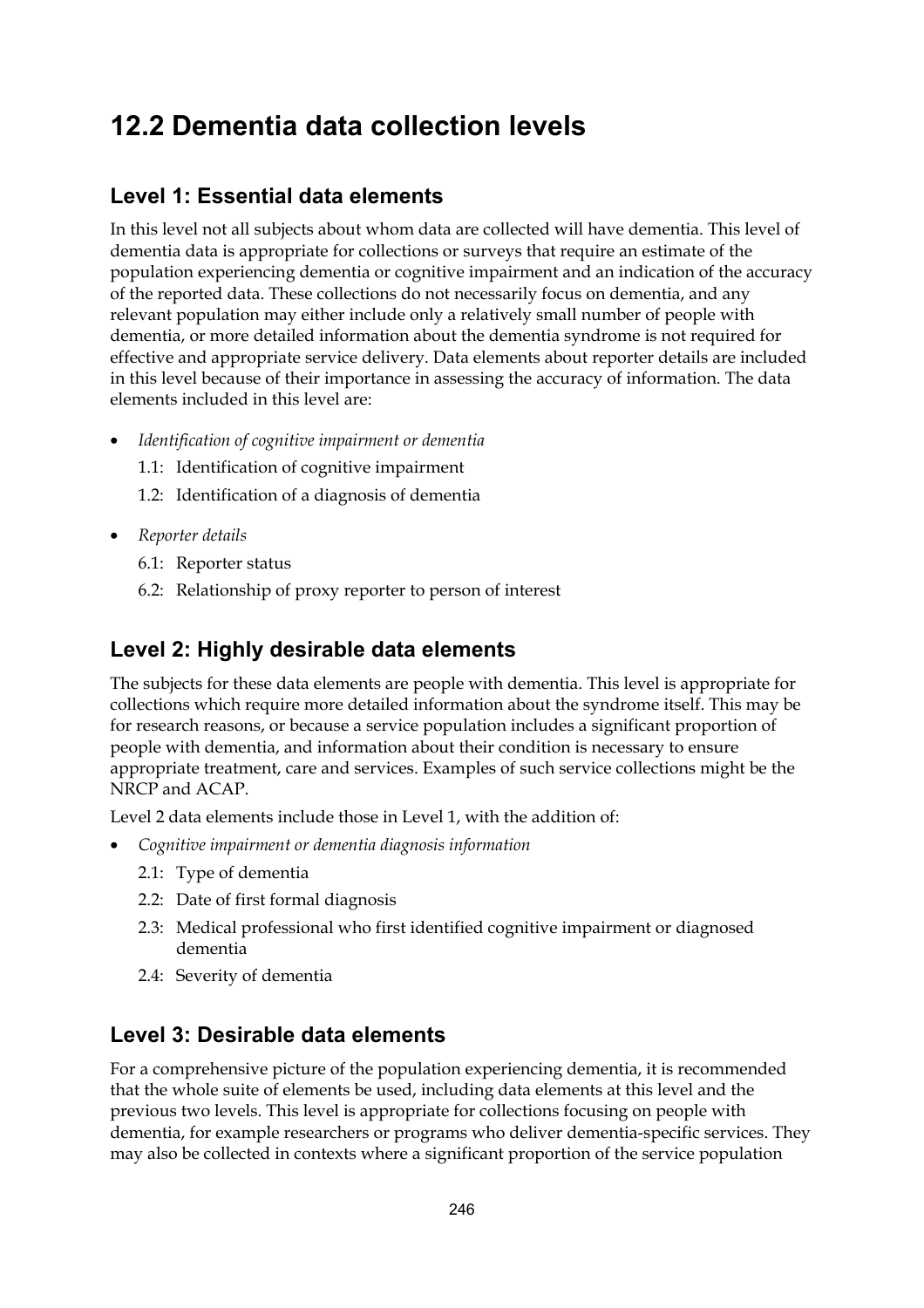# 12.2 Dementia data collection levels

## Level 1: Essential data elements

In this level not all subjects about whom data are collected will have dementia. This level of dementia data is appropriate for collections or surveys that require an estimate of the population experiencing dementia or cognitive impairment and an indication of the accuracy of the reported data. These collections do not necessarily focus on dementia, and any relevant population may either include only a relatively small number of people with dementia, or more detailed information about the dementia syndrome is not required for effective and appropriate service delivery. Data elements about reporter details are included in this level because of their importance in assessing the accuracy of information. The data elements included in this level are:

- *Identification of cognitive impairment or dementia*
  - 1.1: Identification of cognitive impairment
  - 1.2: Identification of a diagnosis of dementia
- *Reporter details*
  - 6.1: Reporter status
  - 6.2: Relationship of proxy reporter to person of interest

## Level 2: Highly desirable data elements

The subjects for these data elements are people with dementia. This level is appropriate for collections which require more detailed information about the syndrome itself. This may be for research reasons, or because a service population includes a significant proportion of people with dementia, and information about their condition is necessary to ensure appropriate treatment, care and services. Examples of such service collections might be the NRCP and ACAP.

Level 2 data elements include those in Level 1, with the addition of:

- *Cognitive impairment or dementia diagnosis information*
  - 2.1: Type of dementia
  - 2.2: Date of first formal diagnosis
  - 2.3: Medical professional who first identified cognitive impairment or diagnosed dementia
  - 2.4: Severity of dementia

## Level 3: Desirable data elements

For a comprehensive picture of the population experiencing dementia, it is recommended that the whole suite of elements be used, including data elements at this level and the previous two levels. This level is appropriate for collections focusing on people with dementia, for example researchers or programs who deliver dementia-specific services. They may also be collected in contexts where a significant proportion of the service population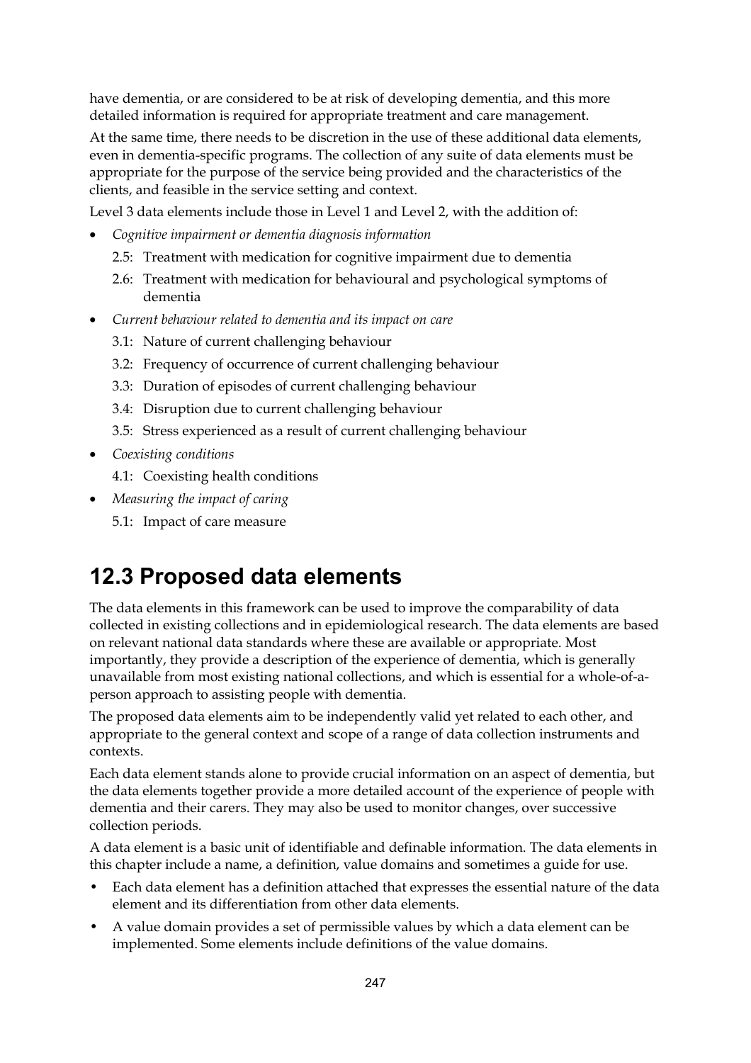have dementia, or are considered to be at risk of developing dementia, and this more detailed information is required for appropriate treatment and care management.

At the same time, there needs to be discretion in the use of these additional data elements, even in dementia-specific programs. The collection of any suite of data elements must be appropriate for the purpose of the service being provided and the characteristics of the clients, and feasible in the service setting and context.

Level 3 data elements include those in Level 1 and Level 2, with the addition of:

- *Cognitive impairment or dementia diagnosis information*
  - 2.5: Treatment with medication for cognitive impairment due to dementia
  - 2.6: Treatment with medication for behavioural and psychological symptoms of dementia
- *Current behaviour related to dementia and its impact on care*
  - 3.1: Nature of current challenging behaviour
  - 3.2: Frequency of occurrence of current challenging behaviour
  - 3.3: Duration of episodes of current challenging behaviour
  - 3.4: Disruption due to current challenging behaviour
  - 3.5: Stress experienced as a result of current challenging behaviour
- *Coexisting conditions*
  - 4.1: Coexisting health conditions
- *Measuring the impact of caring*
  - 5.1: Impact of care measure

## 12.3 Proposed data elements

The data elements in this framework can be used to improve the comparability of data collected in existing collections and in epidemiological research. The data elements are based on relevant national data standards where these are available or appropriate. Most importantly, they provide a description of the experience of dementia, which is generally unavailable from most existing national collections, and which is essential for a whole-of-a-person approach to assisting people with dementia.

The proposed data elements aim to be independently valid yet related to each other, and appropriate to the general context and scope of a range of data collection instruments and contexts.

Each data element stands alone to provide crucial information on an aspect of dementia, but the data elements together provide a more detailed account of the experience of people with dementia and their carers. They may also be used to monitor changes, over successive collection periods.

A data element is a basic unit of identifiable and definable information. The data elements in this chapter include a name, a definition, value domains and sometimes a guide for use.

- Each data element has a definition attached that expresses the essential nature of the data element and its differentiation from other data elements.
- A value domain provides a set of permissible values by which a data element can be implemented. Some elements include definitions of the value domains.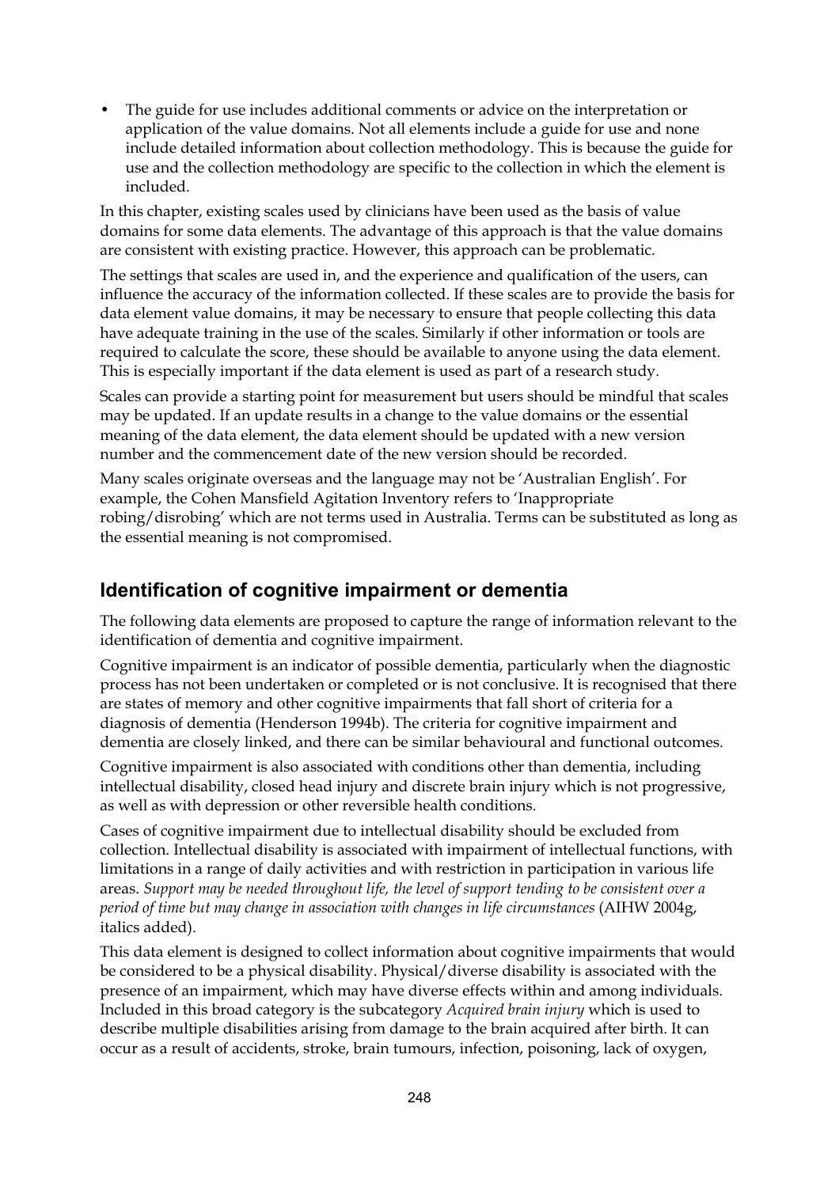- The guide for use includes additional comments or advice on the interpretation or application of the value domains. Not all elements include a guide for use and none include detailed information about collection methodology. This is because the guide for use and the collection methodology are specific to the collection in which the element is included.

In this chapter, existing scales used by clinicians have been used as the basis of value domains for some data elements. The advantage of this approach is that the value domains are consistent with existing practice. However, this approach can be problematic.

The settings that scales are used in, and the experience and qualification of the users, can influence the accuracy of the information collected. If these scales are to provide the basis for data element value domains, it may be necessary to ensure that people collecting this data have adequate training in the use of the scales. Similarly if other information or tools are required to calculate the score, these should be available to anyone using the data element. This is especially important if the data element is used as part of a research study.

Scales can provide a starting point for measurement but users should be mindful that scales may be updated. If an update results in a change to the value domains or the essential meaning of the data element, the data element should be updated with a new version number and the commencement date of the new version should be recorded.

Many scales originate overseas and the language may not be 'Australian English'. For example, the Cohen Mansfield Agitation Inventory refers to 'Inappropriate robing/disrobing' which are not terms used in Australia. Terms can be substituted as long as the essential meaning is not compromised.

## Identification of cognitive impairment or dementia

The following data elements are proposed to capture the range of information relevant to the identification of dementia and cognitive impairment.

Cognitive impairment is an indicator of possible dementia, particularly when the diagnostic process has not been undertaken or completed or is not conclusive. It is recognised that there are states of memory and other cognitive impairments that fall short of criteria for a diagnosis of dementia (Henderson 1994b). The criteria for cognitive impairment and dementia are closely linked, and there can be similar behavioural and functional outcomes.

Cognitive impairment is also associated with conditions other than dementia, including intellectual disability, closed head injury and discrete brain injury which is not progressive, as well as with depression or other reversible health conditions.

Cases of cognitive impairment due to intellectual disability should be excluded from collection. Intellectual disability is associated with impairment of intellectual functions, with limitations in a range of daily activities and with restriction in participation in various life areas. *Support may be needed throughout life, the level of support tending to be consistent over a period of time but may change in association with changes in life circumstances* (AIHW 2004g, italics added).

This data element is designed to collect information about cognitive impairments that would be considered to be a physical disability. Physical/diverse disability is associated with the presence of an impairment, which may have diverse effects within and among individuals. Included in this broad category is the subcategory *Acquired brain injury* which is used to describe multiple disabilities arising from damage to the brain acquired after birth. It can occur as a result of accidents, stroke, brain tumours, infection, poisoning, lack of oxygen,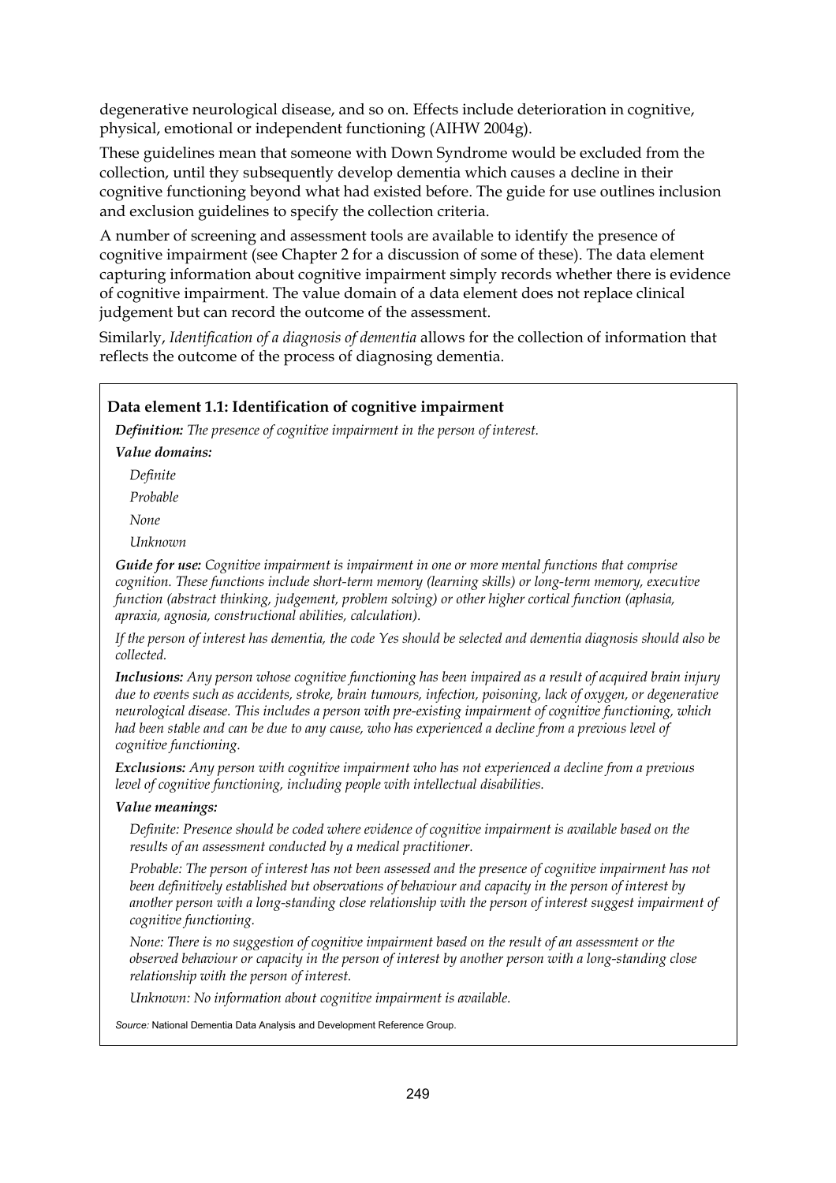degenerative neurological disease, and so on. Effects include deterioration in cognitive, physical, emotional or independent functioning (AIHW 2004g).

These guidelines mean that someone with Down Syndrome would be excluded from the collection, until they subsequently develop dementia which causes a decline in their cognitive functioning beyond what had existed before. The guide for use outlines inclusion and exclusion guidelines to specify the collection criteria.

A number of screening and assessment tools are available to identify the presence of cognitive impairment (see Chapter 2 for a discussion of some of these). The data element capturing information about cognitive impairment simply records whether there is evidence of cognitive impairment. The value domain of a data element does not replace clinical judgement but can record the outcome of the assessment.

Similarly, *Identification of a diagnosis of dementia* allows for the collection of information that reflects the outcome of the process of diagnosing dementia.

**Data element 1.1: Identification of cognitive impairment**

***Definition:*** *The presence of cognitive impairment in the person of interest.*

***Value domains:***

*Definite*

*Probable*

*None*

*Unknown*

***Guide for use:*** *Cognitive impairment is impairment in one or more mental functions that comprise cognition. These functions include short-term memory (learning skills) or long-term memory, executive function (abstract thinking, judgement, problem solving) or other higher cortical function (aphasia, apraxia, agnosia, constructional abilities, calculation).*

*If the person of interest has dementia, the code Yes should be selected and dementia diagnosis should also be collected.*

***Inclusions:*** *Any person whose cognitive functioning has been impaired as a result of acquired brain injury due to events such as accidents, stroke, brain tumours, infection, poisoning, lack of oxygen, or degenerative neurological disease. This includes a person with pre-existing impairment of cognitive functioning, which had been stable and can be due to any cause, who has experienced a decline from a previous level of cognitive functioning.*

***Exclusions:*** *Any person with cognitive impairment who has not experienced a decline from a previous level of cognitive functioning, including people with intellectual disabilities.*

***Value meanings:***

*Definite: Presence should be coded where evidence of cognitive impairment is available based on the results of an assessment conducted by a medical practitioner.*

*Probable: The person of interest has not been assessed and the presence of cognitive impairment has not been definitively established but observations of behaviour and capacity in the person of interest by another person with a long-standing close relationship with the person of interest suggest impairment of cognitive functioning.*

*None: There is no suggestion of cognitive impairment based on the result of an assessment or the observed behaviour or capacity in the person of interest by another person with a long-standing close relationship with the person of interest.*

*Unknown: No information about cognitive impairment is available.*

*Source:* National Dementia Data Analysis and Development Reference Group.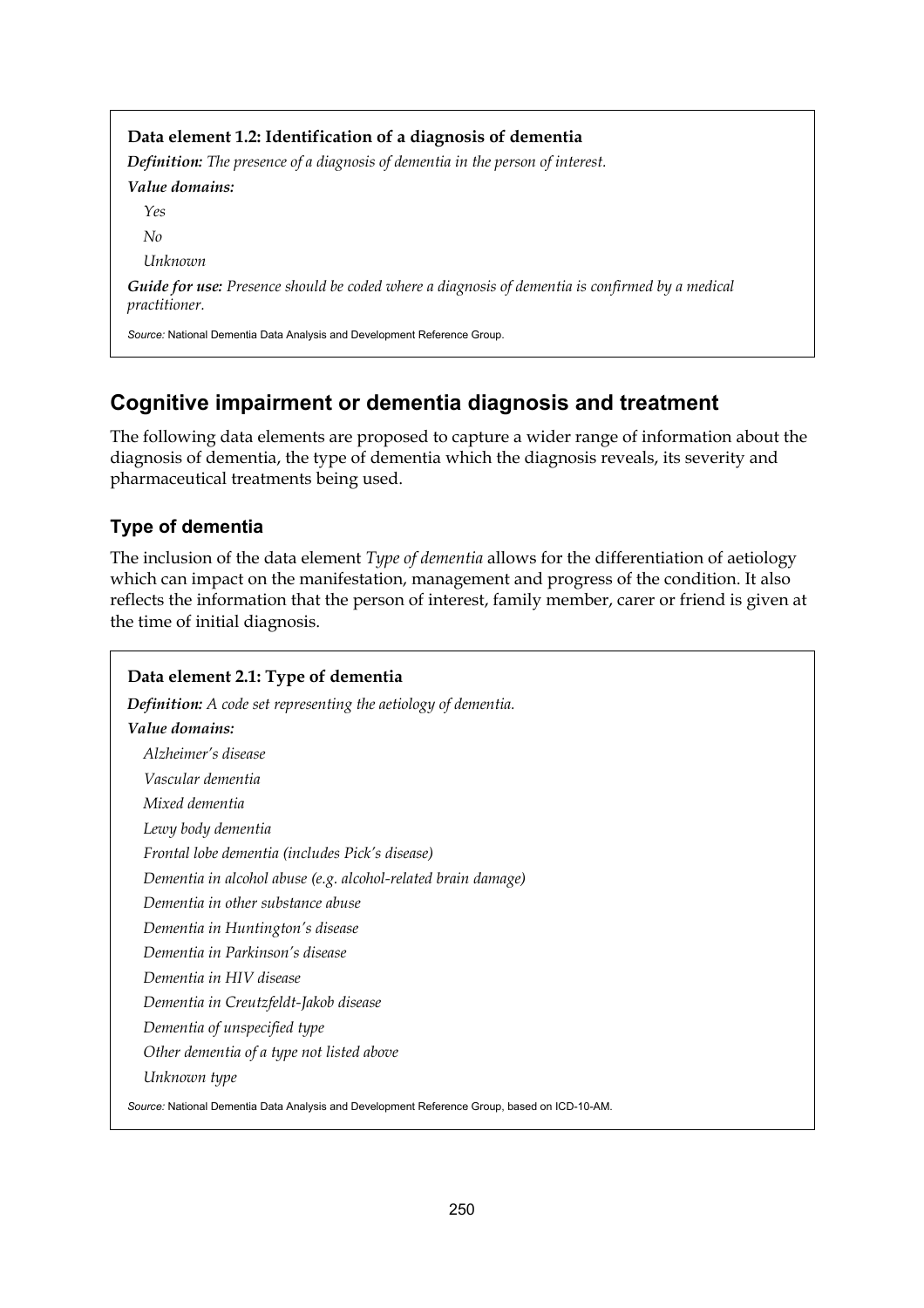**Data element 1.2: Identification of a diagnosis of dementia**

***Definition:*** *The presence of a diagnosis of dementia in the person of interest.*

***Value domains:***

*Yes*

*No*

*Unknown*

***Guide for use:*** *Presence should be coded where a diagnosis of dementia is confirmed by a medical practitioner.*

*Source:* National Dementia Data Analysis and Development Reference Group.

## Cognitive impairment or dementia diagnosis and treatment

The following data elements are proposed to capture a wider range of information about the diagnosis of dementia, the type of dementia which the diagnosis reveals, its severity and pharmaceutical treatments being used.

### Type of dementia

The inclusion of the data element *Type of dementia* allows for the differentiation of aetiology which can impact on the manifestation, management and progress of the condition. It also reflects the information that the person of interest, family member, carer or friend is given at the time of initial diagnosis.

**Data element 2.1: Type of dementia**

***Definition:*** *A code set representing the aetiology of dementia.*

***Value domains:***

*Alzheimer's disease*

*Vascular dementia*

*Mixed dementia*

*Lewy body dementia*

*Frontal lobe dementia (includes Pick's disease)*

*Dementia in alcohol abuse (e.g. alcohol-related brain damage)*

*Dementia in other substance abuse*

*Dementia in Huntington's disease*

*Dementia in Parkinson's disease*

*Dementia in HIV disease*

*Dementia in Creutzfeldt-Jakob disease*

*Dementia of unspecified type*

*Other dementia of a type not listed above*

*Unknown type*

*Source:* National Dementia Data Analysis and Development Reference Group, based on ICD-10-AM.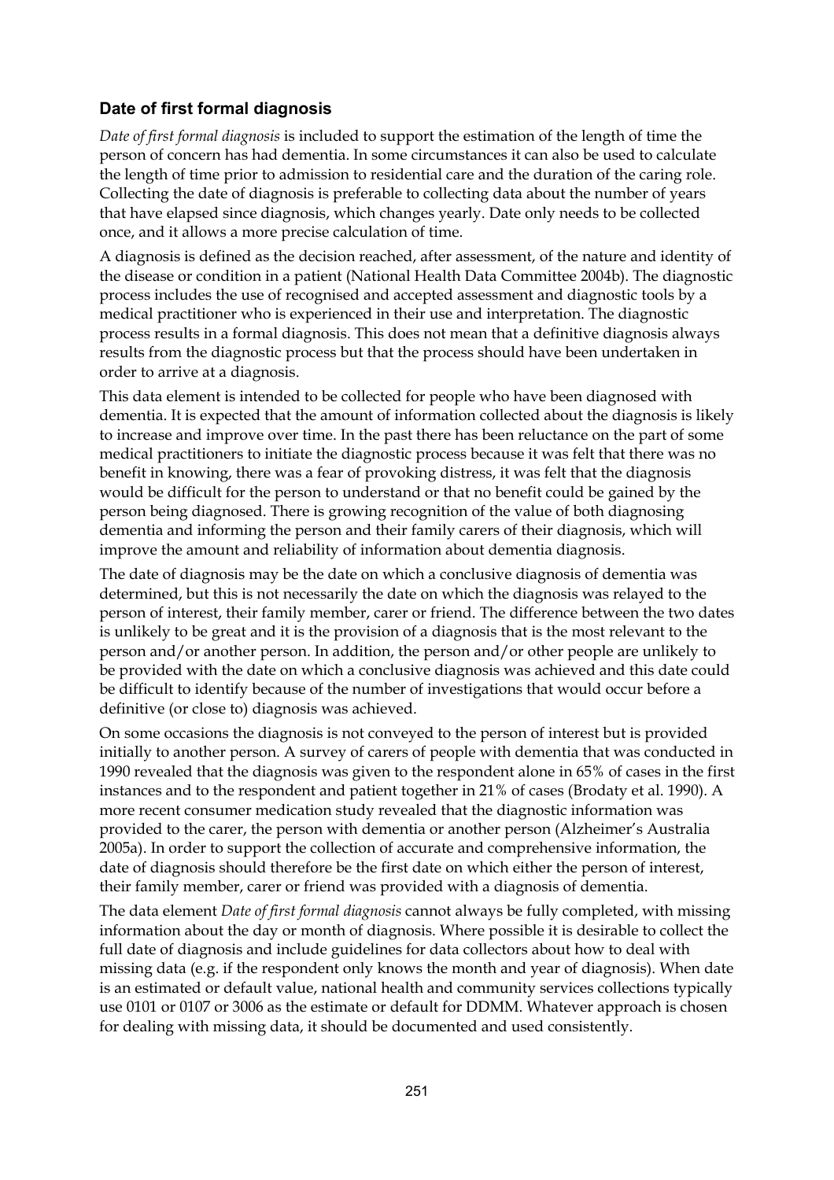### Date of first formal diagnosis

*Date of first formal diagnosis* is included to support the estimation of the length of time the person of concern has had dementia. In some circumstances it can also be used to calculate the length of time prior to admission to residential care and the duration of the caring role. Collecting the date of diagnosis is preferable to collecting data about the number of years that have elapsed since diagnosis, which changes yearly. Date only needs to be collected once, and it allows a more precise calculation of time.

A diagnosis is defined as the decision reached, after assessment, of the nature and identity of the disease or condition in a patient (National Health Data Committee 2004b). The diagnostic process includes the use of recognised and accepted assessment and diagnostic tools by a medical practitioner who is experienced in their use and interpretation. The diagnostic process results in a formal diagnosis. This does not mean that a definitive diagnosis always results from the diagnostic process but that the process should have been undertaken in order to arrive at a diagnosis.

This data element is intended to be collected for people who have been diagnosed with dementia. It is expected that the amount of information collected about the diagnosis is likely to increase and improve over time. In the past there has been reluctance on the part of some medical practitioners to initiate the diagnostic process because it was felt that there was no benefit in knowing, there was a fear of provoking distress, it was felt that the diagnosis would be difficult for the person to understand or that no benefit could be gained by the person being diagnosed. There is growing recognition of the value of both diagnosing dementia and informing the person and their family carers of their diagnosis, which will improve the amount and reliability of information about dementia diagnosis.

The date of diagnosis may be the date on which a conclusive diagnosis of dementia was determined, but this is not necessarily the date on which the diagnosis was relayed to the person of interest, their family member, carer or friend. The difference between the two dates is unlikely to be great and it is the provision of a diagnosis that is the most relevant to the person and/or another person. In addition, the person and/or other people are unlikely to be provided with the date on which a conclusive diagnosis was achieved and this date could be difficult to identify because of the number of investigations that would occur before a definitive (or close to) diagnosis was achieved.

On some occasions the diagnosis is not conveyed to the person of interest but is provided initially to another person. A survey of carers of people with dementia that was conducted in 1990 revealed that the diagnosis was given to the respondent alone in 65% of cases in the first instances and to the respondent and patient together in 21% of cases (Brodaty et al. 1990). A more recent consumer medication study revealed that the diagnostic information was provided to the carer, the person with dementia or another person (Alzheimer's Australia 2005a). In order to support the collection of accurate and comprehensive information, the date of diagnosis should therefore be the first date on which either the person of interest, their family member, carer or friend was provided with a diagnosis of dementia.

The data element *Date of first formal diagnosis* cannot always be fully completed, with missing information about the day or month of diagnosis. Where possible it is desirable to collect the full date of diagnosis and include guidelines for data collectors about how to deal with missing data (e.g. if the respondent only knows the month and year of diagnosis). When date is an estimated or default value, national health and community services collections typically use 0101 or 0107 or 3006 as the estimate or default for DDMM. Whatever approach is chosen for dealing with missing data, it should be documented and used consistently.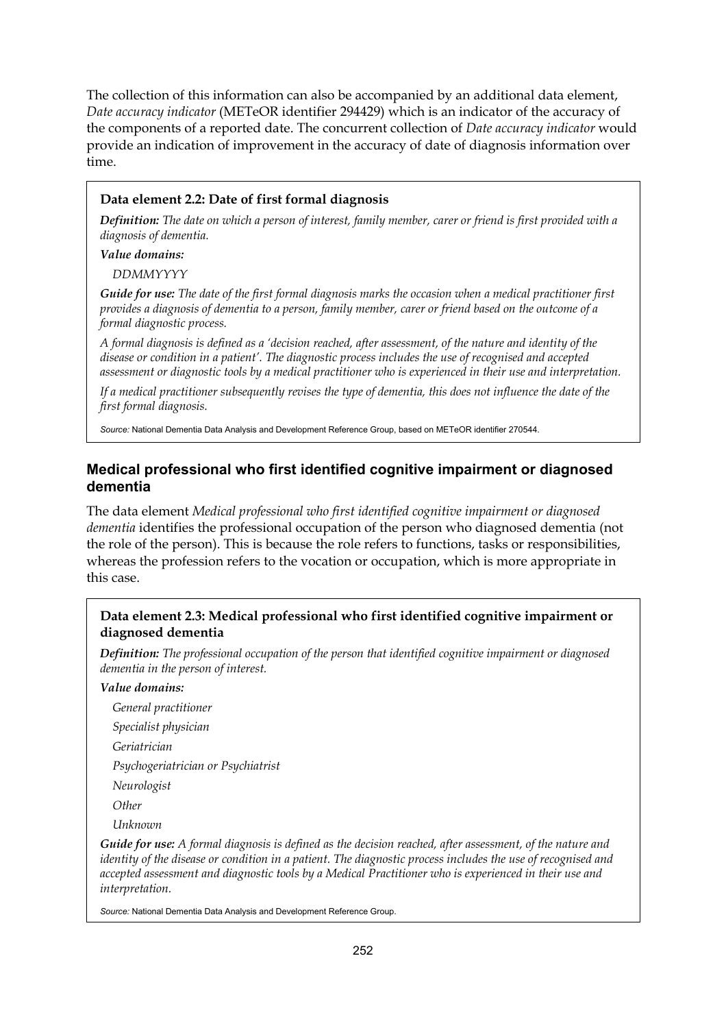The collection of this information can also be accompanied by an additional data element, *Date accuracy indicator* (METeOR identifier 294429) which is an indicator of the accuracy of the components of a reported date. The concurrent collection of *Date accuracy indicator* would provide an indication of improvement in the accuracy of date of diagnosis information over time.

> **Data element 2.2: Date of first formal diagnosis**
>
> ***Definition:*** *The date on which a person of interest, family member, carer or friend is first provided with a diagnosis of dementia.*
>
> ***Value domains:***
>
> *DDMMYYYY*
>
> ***Guide for use:*** *The date of the first formal diagnosis marks the occasion when a medical practitioner first provides a diagnosis of dementia to a person, family member, carer or friend based on the outcome of a formal diagnostic process.*
>
> *A formal diagnosis is defined as a 'decision reached, after assessment, of the nature and identity of the disease or condition in a patient'. The diagnostic process includes the use of recognised and accepted assessment or diagnostic tools by a medical practitioner who is experienced in their use and interpretation.*
>
> *If a medical practitioner subsequently revises the type of dementia, this does not influence the date of the first formal diagnosis.*
>
> *Source:* National Dementia Data Analysis and Development Reference Group, based on METeOR identifier 270544.

## Medical professional who first identified cognitive impairment or diagnosed dementia

The data element *Medical professional who first identified cognitive impairment or diagnosed dementia* identifies the professional occupation of the person who diagnosed dementia (not the role of the person). This is because the role refers to functions, tasks or responsibilities, whereas the profession refers to the vocation or occupation, which is more appropriate in this case.

> **Data element 2.3: Medical professional who first identified cognitive impairment or diagnosed dementia**
>
> ***Definition:*** *The professional occupation of the person that identified cognitive impairment or diagnosed dementia in the person of interest.*
>
> ***Value domains:***
>
> *General practitioner*
>
> *Specialist physician*
>
> *Geriatrician*
>
> *Psychogeriatrician or Psychiatrist*
>
> *Neurologist*
>
> *Other*
>
> *Unknown*
>
> ***Guide for use:*** *A formal diagnosis is defined as the decision reached, after assessment, of the nature and identity of the disease or condition in a patient. The diagnostic process includes the use of recognised and accepted assessment and diagnostic tools by a Medical Practitioner who is experienced in their use and interpretation.*
>
> *Source:* National Dementia Data Analysis and Development Reference Group.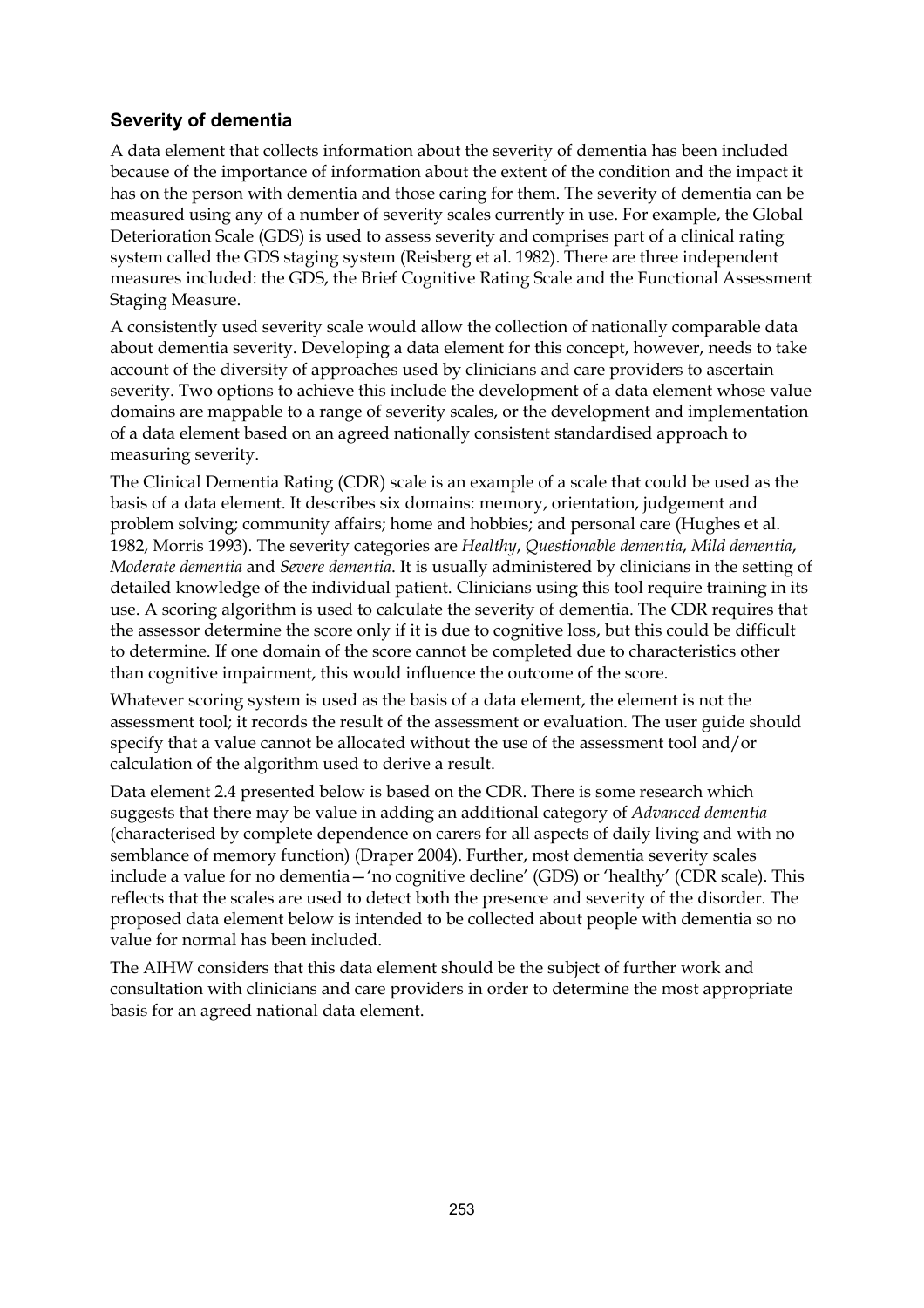### Severity of dementia

A data element that collects information about the severity of dementia has been included because of the importance of information about the extent of the condition and the impact it has on the person with dementia and those caring for them. The severity of dementia can be measured using any of a number of severity scales currently in use. For example, the Global Deterioration Scale (GDS) is used to assess severity and comprises part of a clinical rating system called the GDS staging system (Reisberg et al. 1982). There are three independent measures included: the GDS, the Brief Cognitive Rating Scale and the Functional Assessment Staging Measure.

A consistently used severity scale would allow the collection of nationally comparable data about dementia severity. Developing a data element for this concept, however, needs to take account of the diversity of approaches used by clinicians and care providers to ascertain severity. Two options to achieve this include the development of a data element whose value domains are mappable to a range of severity scales, or the development and implementation of a data element based on an agreed nationally consistent standardised approach to measuring severity.

The Clinical Dementia Rating (CDR) scale is an example of a scale that could be used as the basis of a data element. It describes six domains: memory, orientation, judgement and problem solving; community affairs; home and hobbies; and personal care (Hughes et al. 1982, Morris 1993). The severity categories are *Healthy*, *Questionable dementia*, *Mild dementia*, *Moderate dementia* and *Severe dementia*. It is usually administered by clinicians in the setting of detailed knowledge of the individual patient. Clinicians using this tool require training in its use. A scoring algorithm is used to calculate the severity of dementia. The CDR requires that the assessor determine the score only if it is due to cognitive loss, but this could be difficult to determine. If one domain of the score cannot be completed due to characteristics other than cognitive impairment, this would influence the outcome of the score.

Whatever scoring system is used as the basis of a data element, the element is not the assessment tool; it records the result of the assessment or evaluation. The user guide should specify that a value cannot be allocated without the use of the assessment tool and/or calculation of the algorithm used to derive a result.

Data element 2.4 presented below is based on the CDR. There is some research which suggests that there may be value in adding an additional category of *Advanced dementia* (characterised by complete dependence on carers for all aspects of daily living and with no semblance of memory function) (Draper 2004). Further, most dementia severity scales include a value for no dementia—'no cognitive decline' (GDS) or 'healthy' (CDR scale). This reflects that the scales are used to detect both the presence and severity of the disorder. The proposed data element below is intended to be collected about people with dementia so no value for normal has been included.

The AIHW considers that this data element should be the subject of further work and consultation with clinicians and care providers in order to determine the most appropriate basis for an agreed national data element.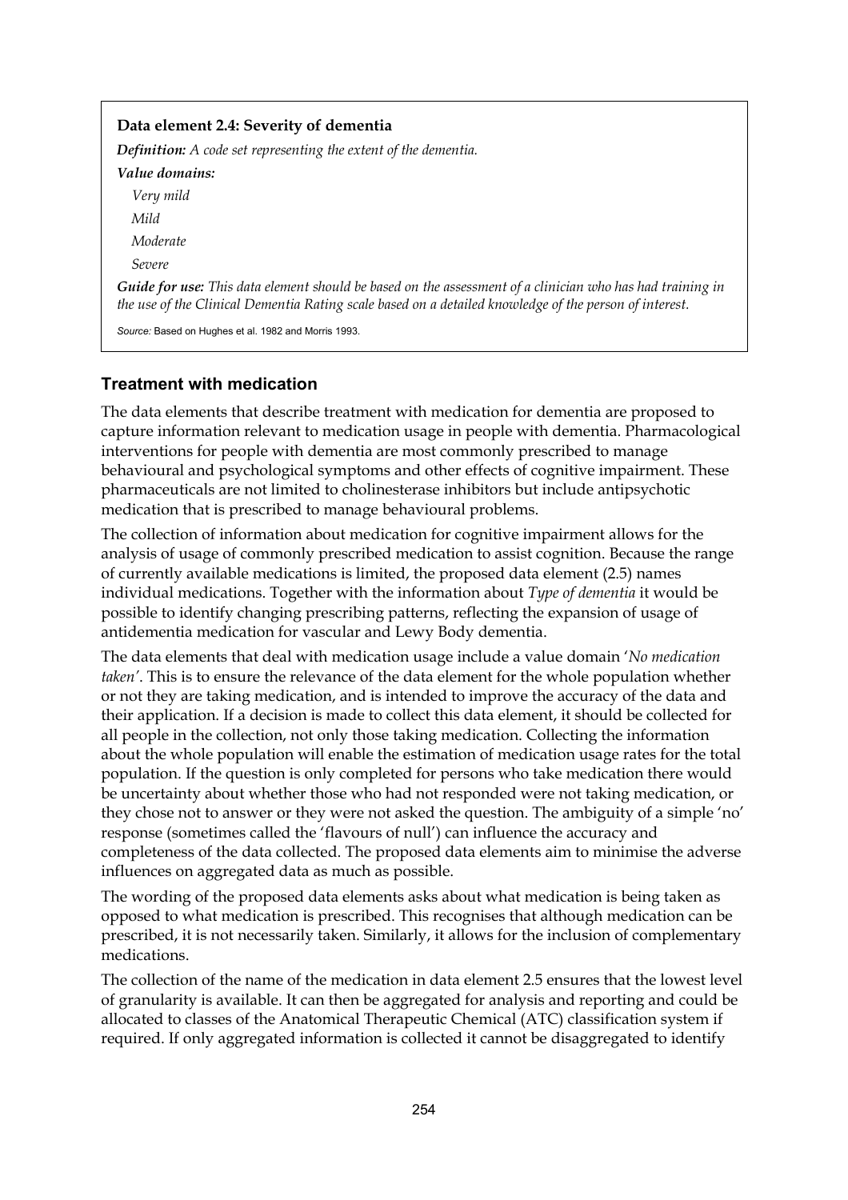**Data element 2.4: Severity of dementia**

***Definition:*** *A code set representing the extent of the dementia.*

***Value domains:***

*Very mild*

*Mild*

*Moderate*

*Severe*

***Guide for use:*** *This data element should be based on the assessment of a clinician who has had training in the use of the Clinical Dementia Rating scale based on a detailed knowledge of the person of interest.*

*Source:* Based on Hughes et al. 1982 and Morris 1993.

### Treatment with medication

The data elements that describe treatment with medication for dementia are proposed to capture information relevant to medication usage in people with dementia. Pharmacological interventions for people with dementia are most commonly prescribed to manage behavioural and psychological symptoms and other effects of cognitive impairment. These pharmaceuticals are not limited to cholinesterase inhibitors but include antipsychotic medication that is prescribed to manage behavioural problems.

The collection of information about medication for cognitive impairment allows for the analysis of usage of commonly prescribed medication to assist cognition. Because the range of currently available medications is limited, the proposed data element (2.5) names individual medications. Together with the information about *Type of dementia* it would be possible to identify changing prescribing patterns, reflecting the expansion of usage of antidementia medication for vascular and Lewy Body dementia.

The data elements that deal with medication usage include a value domain '*No medication taken*'. This is to ensure the relevance of the data element for the whole population whether or not they are taking medication, and is intended to improve the accuracy of the data and their application. If a decision is made to collect this data element, it should be collected for all people in the collection, not only those taking medication. Collecting the information about the whole population will enable the estimation of medication usage rates for the total population. If the question is only completed for persons who take medication there would be uncertainty about whether those who had not responded were not taking medication, or they chose not to answer or they were not asked the question. The ambiguity of a simple 'no' response (sometimes called the 'flavours of null') can influence the accuracy and completeness of the data collected. The proposed data elements aim to minimise the adverse influences on aggregated data as much as possible.

The wording of the proposed data elements asks about what medication is being taken as opposed to what medication is prescribed. This recognises that although medication can be prescribed, it is not necessarily taken. Similarly, it allows for the inclusion of complementary medications.

The collection of the name of the medication in data element 2.5 ensures that the lowest level of granularity is available. It can then be aggregated for analysis and reporting and could be allocated to classes of the Anatomical Therapeutic Chemical (ATC) classification system if required. If only aggregated information is collected it cannot be disaggregated to identify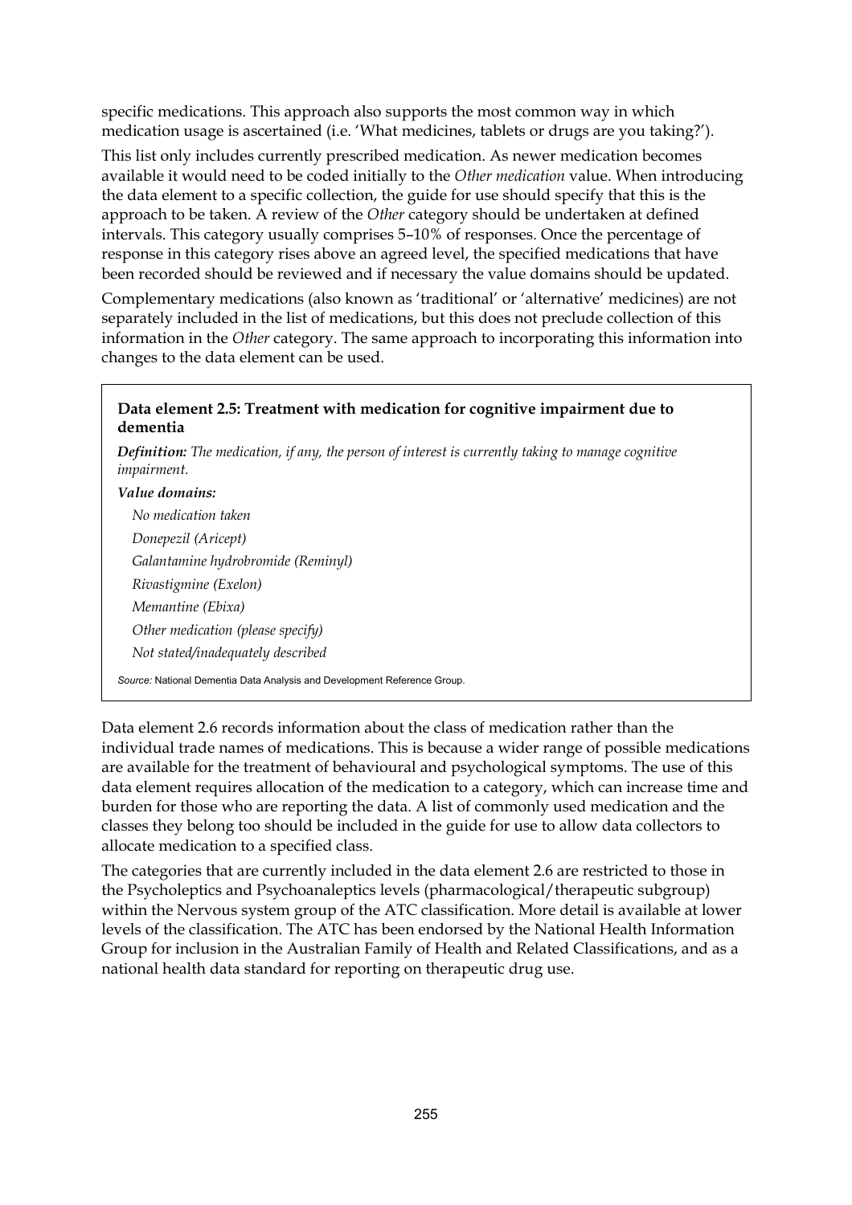specific medications. This approach also supports the most common way in which medication usage is ascertained (i.e. 'What medicines, tablets or drugs are you taking?').

This list only includes currently prescribed medication. As newer medication becomes available it would need to be coded initially to the *Other medication* value. When introducing the data element to a specific collection, the guide for use should specify that this is the approach to be taken. A review of the *Other* category should be undertaken at defined intervals. This category usually comprises 5–10% of responses. Once the percentage of response in this category rises above an agreed level, the specified medications that have been recorded should be reviewed and if necessary the value domains should be updated.

Complementary medications (also known as 'traditional' or 'alternative' medicines) are not separately included in the list of medications, but this does not preclude collection of this information in the *Other* category. The same approach to incorporating this information into changes to the data element can be used.

**Data element 2.5: Treatment with medication for cognitive impairment due to dementia**

***Definition:*** *The medication, if any, the person of interest is currently taking to manage cognitive impairment.*

***Value domains:***

*No medication taken*

*Donepezil (Aricept)*

*Galantamine hydrobromide (Reminyl)*

*Rivastigmine (Exelon)*

*Memantine (Ebixa)*

*Other medication (please specify)*

*Not stated/inadequately described*

*Source:* National Dementia Data Analysis and Development Reference Group.

Data element 2.6 records information about the class of medication rather than the individual trade names of medications. This is because a wider range of possible medications are available for the treatment of behavioural and psychological symptoms. The use of this data element requires allocation of the medication to a category, which can increase time and burden for those who are reporting the data. A list of commonly used medication and the classes they belong too should be included in the guide for use to allow data collectors to allocate medication to a specified class.

The categories that are currently included in the data element 2.6 are restricted to those in the Psycholeptics and Psychoanaleptics levels (pharmacological/therapeutic subgroup) within the Nervous system group of the ATC classification. More detail is available at lower levels of the classification. The ATC has been endorsed by the National Health Information Group for inclusion in the Australian Family of Health and Related Classifications, and as a national health data standard for reporting on therapeutic drug use.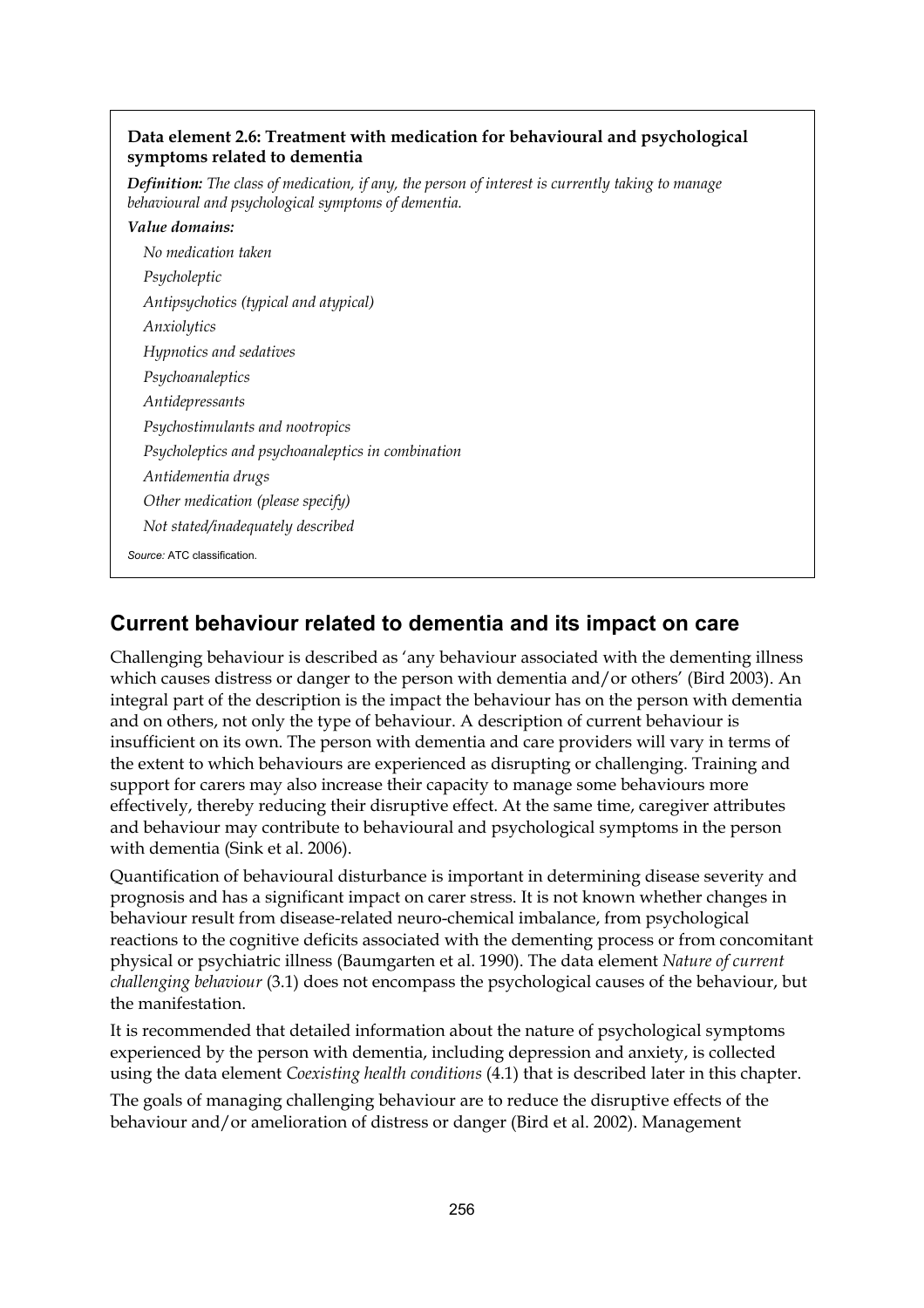**Data element 2.6: Treatment with medication for behavioural and psychological symptoms related to dementia**

***Definition:*** *The class of medication, if any, the person of interest is currently taking to manage behavioural and psychological symptoms of dementia.*

***Value domains:***

*No medication taken*

*Psycholeptic*

*Antipsychotics (typical and atypical)*

*Anxiolytics*

*Hypnotics and sedatives*

*Psychoanaleptics*

*Antidepressants*

*Psychostimulants and nootropics*

*Psycholeptics and psychoanaleptics in combination*

*Antidementia drugs*

*Other medication (please specify)*

*Not stated/inadequately described*

*Source:* ATC classification.

## Current behaviour related to dementia and its impact on care

Challenging behaviour is described as 'any behaviour associated with the dementing illness which causes distress or danger to the person with dementia and/or others' (Bird 2003). An integral part of the description is the impact the behaviour has on the person with dementia and on others, not only the type of behaviour. A description of current behaviour is insufficient on its own. The person with dementia and care providers will vary in terms of the extent to which behaviours are experienced as disrupting or challenging. Training and support for carers may also increase their capacity to manage some behaviours more effectively, thereby reducing their disruptive effect. At the same time, caregiver attributes and behaviour may contribute to behavioural and psychological symptoms in the person with dementia (Sink et al. 2006).

Quantification of behavioural disturbance is important in determining disease severity and prognosis and has a significant impact on carer stress. It is not known whether changes in behaviour result from disease-related neuro-chemical imbalance, from psychological reactions to the cognitive deficits associated with the dementing process or from concomitant physical or psychiatric illness (Baumgarten et al. 1990). The data element *Nature of current challenging behaviour* (3.1) does not encompass the psychological causes of the behaviour, but the manifestation.

It is recommended that detailed information about the nature of psychological symptoms experienced by the person with dementia, including depression and anxiety, is collected using the data element *Coexisting health conditions* (4.1) that is described later in this chapter.

The goals of managing challenging behaviour are to reduce the disruptive effects of the behaviour and/or amelioration of distress or danger (Bird et al. 2002). Management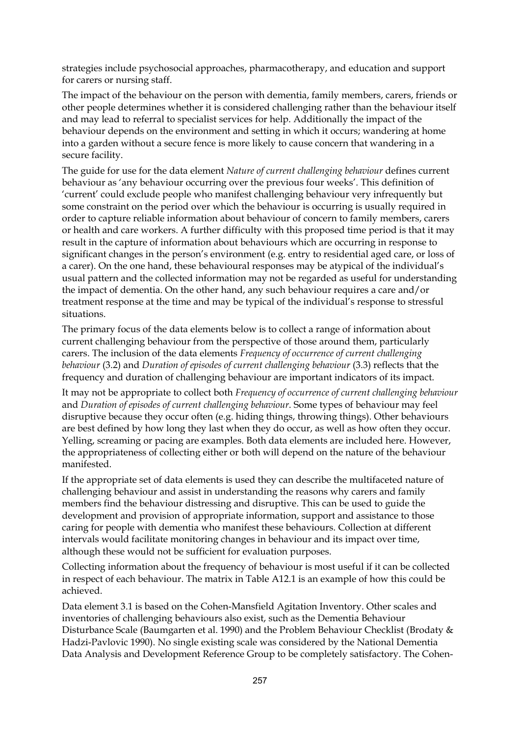strategies include psychosocial approaches, pharmacotherapy, and education and support for carers or nursing staff.

The impact of the behaviour on the person with dementia, family members, carers, friends or other people determines whether it is considered challenging rather than the behaviour itself and may lead to referral to specialist services for help. Additionally the impact of the behaviour depends on the environment and setting in which it occurs; wandering at home into a garden without a secure fence is more likely to cause concern that wandering in a secure facility.

The guide for use for the data element *Nature of current challenging behaviour* defines current behaviour as 'any behaviour occurring over the previous four weeks'. This definition of 'current' could exclude people who manifest challenging behaviour very infrequently but some constraint on the period over which the behaviour is occurring is usually required in order to capture reliable information about behaviour of concern to family members, carers or health and care workers. A further difficulty with this proposed time period is that it may result in the capture of information about behaviours which are occurring in response to significant changes in the person's environment (e.g. entry to residential aged care, or loss of a carer). On the one hand, these behavioural responses may be atypical of the individual's usual pattern and the collected information may not be regarded as useful for understanding the impact of dementia. On the other hand, any such behaviour requires a care and/or treatment response at the time and may be typical of the individual's response to stressful situations.

The primary focus of the data elements below is to collect a range of information about current challenging behaviour from the perspective of those around them, particularly carers. The inclusion of the data elements *Frequency of occurrence of current challenging behaviour* (3.2) and *Duration of episodes of current challenging behaviour* (3.3) reflects that the frequency and duration of challenging behaviour are important indicators of its impact.

It may not be appropriate to collect both *Frequency of occurrence of current challenging behaviour* and *Duration of episodes of current challenging behaviour*. Some types of behaviour may feel disruptive because they occur often (e.g. hiding things, throwing things). Other behaviours are best defined by how long they last when they do occur, as well as how often they occur. Yelling, screaming or pacing are examples. Both data elements are included here. However, the appropriateness of collecting either or both will depend on the nature of the behaviour manifested.

If the appropriate set of data elements is used they can describe the multifaceted nature of challenging behaviour and assist in understanding the reasons why carers and family members find the behaviour distressing and disruptive. This can be used to guide the development and provision of appropriate information, support and assistance to those caring for people with dementia who manifest these behaviours. Collection at different intervals would facilitate monitoring changes in behaviour and its impact over time, although these would not be sufficient for evaluation purposes.

Collecting information about the frequency of behaviour is most useful if it can be collected in respect of each behaviour. The matrix in Table A12.1 is an example of how this could be achieved.

Data element 3.1 is based on the Cohen-Mansfield Agitation Inventory. Other scales and inventories of challenging behaviours also exist, such as the Dementia Behaviour Disturbance Scale (Baumgarten et al. 1990) and the Problem Behaviour Checklist (Brodaty & Hadzi-Pavlovic 1990). No single existing scale was considered by the National Dementia Data Analysis and Development Reference Group to be completely satisfactory. The Cohen-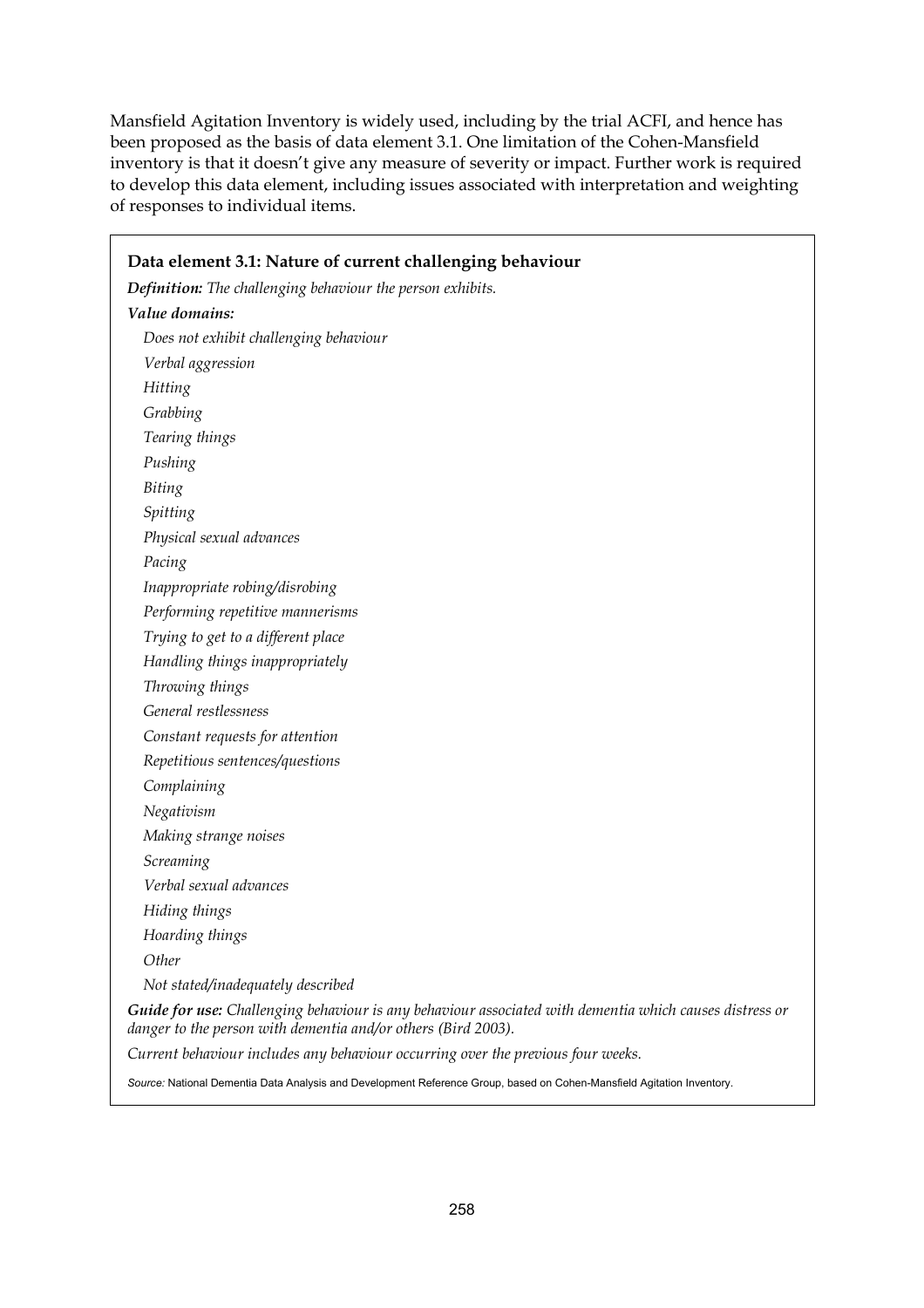Mansfield Agitation Inventory is widely used, including by the trial ACFI, and hence has been proposed as the basis of data element 3.1. One limitation of the Cohen-Mansfield inventory is that it doesn't give any measure of severity or impact. Further work is required to develop this data element, including issues associated with interpretation and weighting of responses to individual items.

**Data element 3.1: Nature of current challenging behaviour**

***Definition:*** *The challenging behaviour the person exhibits.*

***Value domains:***

*Does not exhibit challenging behaviour*
*Verbal aggression*
*Hitting*
*Grabbing*
*Tearing things*
*Pushing*
*Biting*
*Spitting*
*Physical sexual advances*
*Pacing*
*Inappropriate robing/disrobing*
*Performing repetitive mannerisms*
*Trying to get to a different place*
*Handling things inappropriately*
*Throwing things*
*General restlessness*
*Constant requests for attention*
*Repetitious sentences/questions*
*Complaining*
*Negativism*
*Making strange noises*
*Screaming*
*Verbal sexual advances*
*Hiding things*
*Hoarding things*
*Other*
*Not stated/inadequately described*

***Guide for use:*** *Challenging behaviour is any behaviour associated with dementia which causes distress or danger to the person with dementia and/or others (Bird 2003).*

*Current behaviour includes any behaviour occurring over the previous four weeks.*

*Source:* National Dementia Data Analysis and Development Reference Group, based on Cohen-Mansfield Agitation Inventory.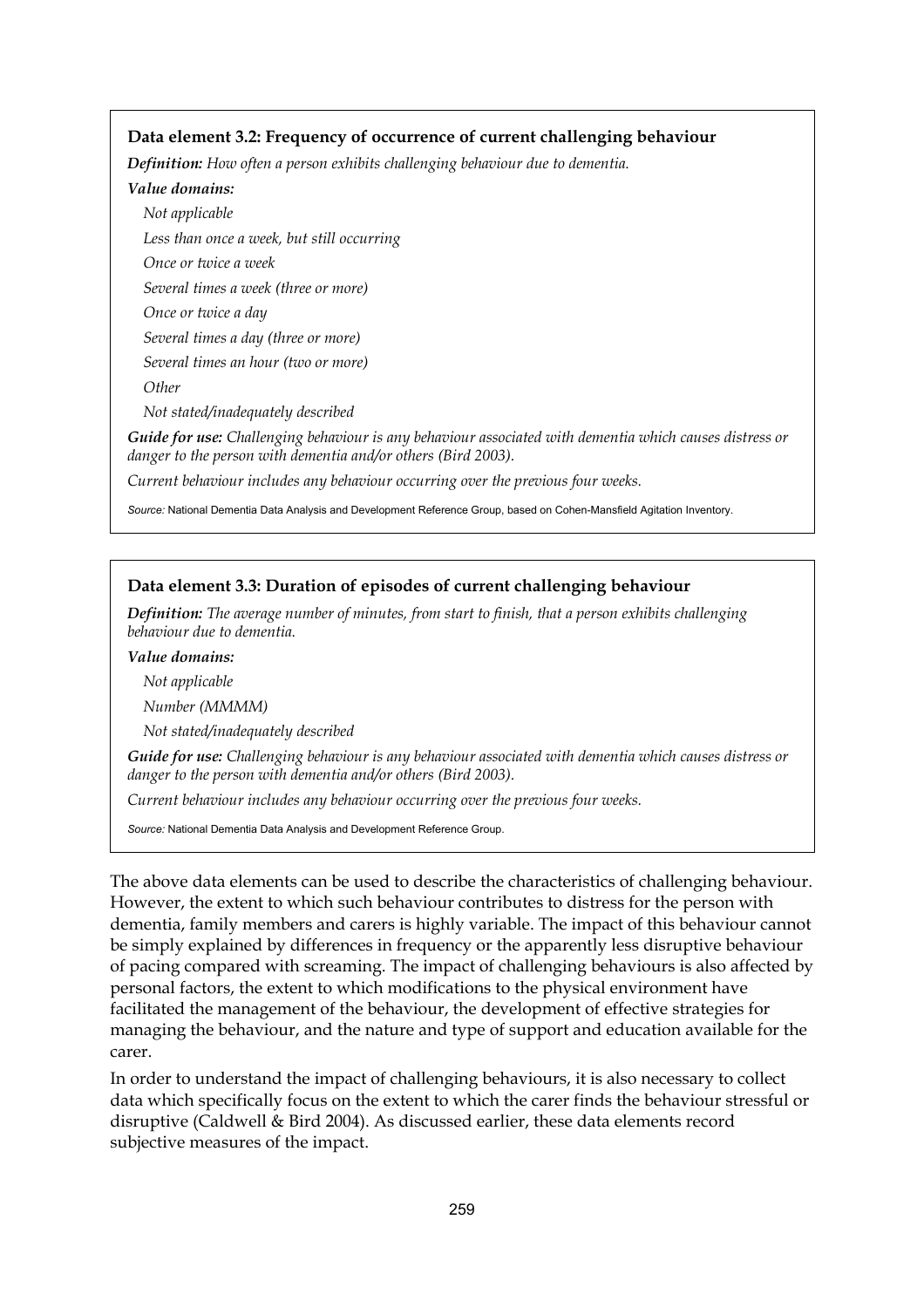**Data element 3.2: Frequency of occurrence of current challenging behaviour**

***Definition:*** *How often a person exhibits challenging behaviour due to dementia.*

***Value domains:***

*Not applicable*

*Less than once a week, but still occurring*

*Once or twice a week*

*Several times a week (three or more)*

*Once or twice a day*

*Several times a day (three or more)*

*Several times an hour (two or more)*

*Other*

*Not stated/inadequately described*

***Guide for use:*** *Challenging behaviour is any behaviour associated with dementia which causes distress or danger to the person with dementia and/or others (Bird 2003).*

*Current behaviour includes any behaviour occurring over the previous four weeks.*

*Source:* National Dementia Data Analysis and Development Reference Group, based on Cohen-Mansfield Agitation Inventory.

**Data element 3.3: Duration of episodes of current challenging behaviour**

***Definition:*** *The average number of minutes, from start to finish, that a person exhibits challenging behaviour due to dementia.*

***Value domains:***

*Not applicable*

*Number (MMMM)*

*Not stated/inadequately described*

***Guide for use:*** *Challenging behaviour is any behaviour associated with dementia which causes distress or danger to the person with dementia and/or others (Bird 2003).*

*Current behaviour includes any behaviour occurring over the previous four weeks.*

*Source:* National Dementia Data Analysis and Development Reference Group.

The above data elements can be used to describe the characteristics of challenging behaviour. However, the extent to which such behaviour contributes to distress for the person with dementia, family members and carers is highly variable. The impact of this behaviour cannot be simply explained by differences in frequency or the apparently less disruptive behaviour of pacing compared with screaming. The impact of challenging behaviours is also affected by personal factors, the extent to which modifications to the physical environment have facilitated the management of the behaviour, the development of effective strategies for managing the behaviour, and the nature and type of support and education available for the carer.

In order to understand the impact of challenging behaviours, it is also necessary to collect data which specifically focus on the extent to which the carer finds the behaviour stressful or disruptive (Caldwell & Bird 2004). As discussed earlier, these data elements record subjective measures of the impact.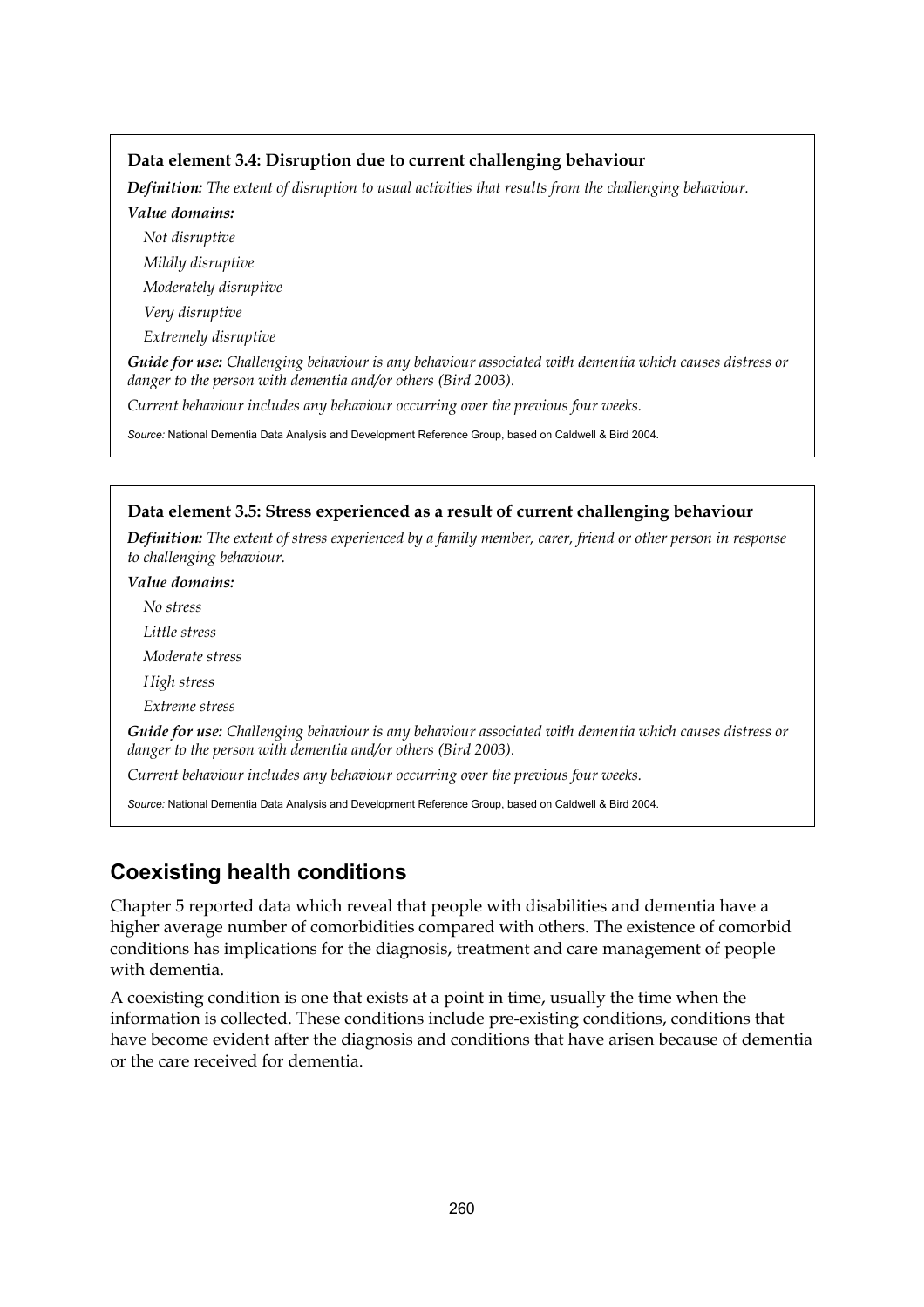**Data element 3.4: Disruption due to current challenging behaviour**

***Definition:*** *The extent of disruption to usual activities that results from the challenging behaviour.*

***Value domains:***

*Not disruptive*

*Mildly disruptive*

*Moderately disruptive*

*Very disruptive*

*Extremely disruptive*

***Guide for use:*** *Challenging behaviour is any behaviour associated with dementia which causes distress or danger to the person with dementia and/or others (Bird 2003).*

*Current behaviour includes any behaviour occurring over the previous four weeks.*

*Source:* National Dementia Data Analysis and Development Reference Group, based on Caldwell & Bird 2004.

**Data element 3.5: Stress experienced as a result of current challenging behaviour**

***Definition:*** *The extent of stress experienced by a family member, carer, friend or other person in response to challenging behaviour.*

***Value domains:***

*No stress*

*Little stress*

*Moderate stress*

*High stress*

*Extreme stress*

***Guide for use:*** *Challenging behaviour is any behaviour associated with dementia which causes distress or danger to the person with dementia and/or others (Bird 2003).*

*Current behaviour includes any behaviour occurring over the previous four weeks.*

*Source:* National Dementia Data Analysis and Development Reference Group, based on Caldwell & Bird 2004.

## Coexisting health conditions

Chapter 5 reported data which reveal that people with disabilities and dementia have a higher average number of comorbidities compared with others. The existence of comorbid conditions has implications for the diagnosis, treatment and care management of people with dementia.

A coexisting condition is one that exists at a point in time, usually the time when the information is collected. These conditions include pre-existing conditions, conditions that have become evident after the diagnosis and conditions that have arisen because of dementia or the care received for dementia.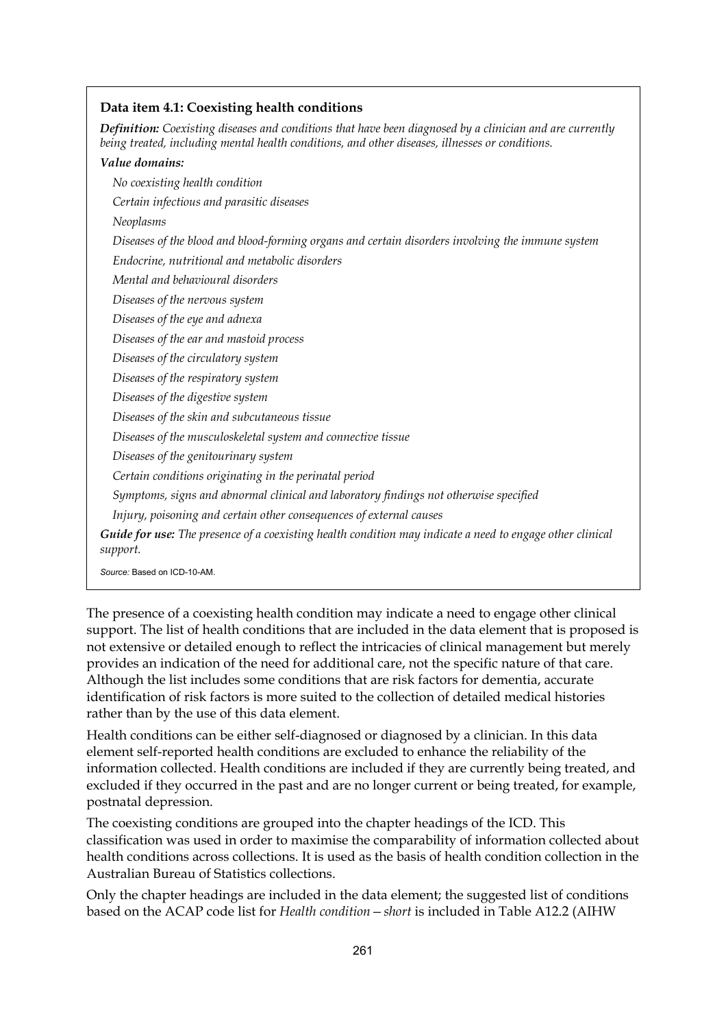**Data item 4.1: Coexisting health conditions**

***Definition:*** *Coexisting diseases and conditions that have been diagnosed by a clinician and are currently being treated, including mental health conditions, and other diseases, illnesses or conditions.*

***Value domains:***

*No coexisting health condition*

*Certain infectious and parasitic diseases*

*Neoplasms*

*Diseases of the blood and blood-forming organs and certain disorders involving the immune system*

*Endocrine, nutritional and metabolic disorders*

*Mental and behavioural disorders*

*Diseases of the nervous system*

*Diseases of the eye and adnexa*

*Diseases of the ear and mastoid process*

*Diseases of the circulatory system*

*Diseases of the respiratory system*

*Diseases of the digestive system*

*Diseases of the skin and subcutaneous tissue*

*Diseases of the musculoskeletal system and connective tissue*

*Diseases of the genitourinary system*

*Certain conditions originating in the perinatal period*

*Symptoms, signs and abnormal clinical and laboratory findings not otherwise specified*

*Injury, poisoning and certain other consequences of external causes*

***Guide for use:*** *The presence of a coexisting health condition may indicate a need to engage other clinical support.*

*Source:* Based on ICD-10-AM.

The presence of a coexisting health condition may indicate a need to engage other clinical support. The list of health conditions that are included in the data element that is proposed is not extensive or detailed enough to reflect the intricacies of clinical management but merely provides an indication of the need for additional care, not the specific nature of that care. Although the list includes some conditions that are risk factors for dementia, accurate identification of risk factors is more suited to the collection of detailed medical histories rather than by the use of this data element.

Health conditions can be either self-diagnosed or diagnosed by a clinician. In this data element self-reported health conditions are excluded to enhance the reliability of the information collected. Health conditions are included if they are currently being treated, and excluded if they occurred in the past and are no longer current or being treated, for example, postnatal depression.

The coexisting conditions are grouped into the chapter headings of the ICD. This classification was used in order to maximise the comparability of information collected about health conditions across collections. It is used as the basis of health condition collection in the Australian Bureau of Statistics collections.

Only the chapter headings are included in the data element; the suggested list of conditions based on the ACAP code list for *Health condition—short* is included in Table A12.2 (AIHW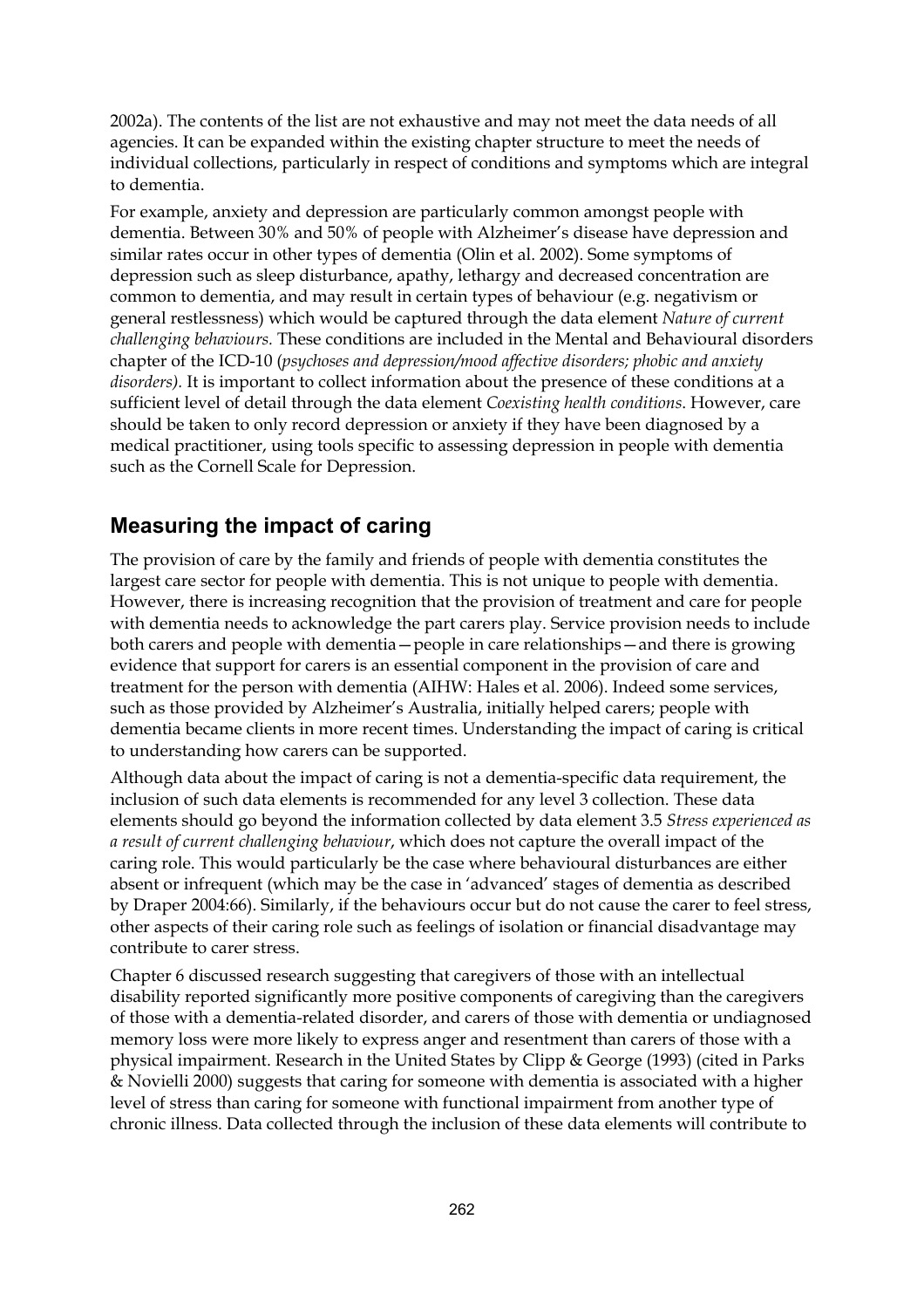2002a). The contents of the list are not exhaustive and may not meet the data needs of all agencies. It can be expanded within the existing chapter structure to meet the needs of individual collections, particularly in respect of conditions and symptoms which are integral to dementia.

For example, anxiety and depression are particularly common amongst people with dementia. Between 30% and 50% of people with Alzheimer's disease have depression and similar rates occur in other types of dementia (Olin et al. 2002). Some symptoms of depression such as sleep disturbance, apathy, lethargy and decreased concentration are common to dementia, and may result in certain types of behaviour (e.g. negativism or general restlessness) which would be captured through the data element *Nature of current challenging behaviours.* These conditions are included in the Mental and Behavioural disorders chapter of the ICD-10 (*psychoses and depression/mood affective disorders; phobic and anxiety disorders).* It is important to collect information about the presence of these conditions at a sufficient level of detail through the data element *Coexisting health conditions*. However, care should be taken to only record depression or anxiety if they have been diagnosed by a medical practitioner, using tools specific to assessing depression in people with dementia such as the Cornell Scale for Depression.

## Measuring the impact of caring

The provision of care by the family and friends of people with dementia constitutes the largest care sector for people with dementia. This is not unique to people with dementia. However, there is increasing recognition that the provision of treatment and care for people with dementia needs to acknowledge the part carers play. Service provision needs to include both carers and people with dementia—people in care relationships—and there is growing evidence that support for carers is an essential component in the provision of care and treatment for the person with dementia (AIHW: Hales et al. 2006). Indeed some services, such as those provided by Alzheimer's Australia, initially helped carers; people with dementia became clients in more recent times. Understanding the impact of caring is critical to understanding how carers can be supported.

Although data about the impact of caring is not a dementia-specific data requirement, the inclusion of such data elements is recommended for any level 3 collection. These data elements should go beyond the information collected by data element 3.5 *Stress experienced as a result of current challenging behaviour*, which does not capture the overall impact of the caring role. This would particularly be the case where behavioural disturbances are either absent or infrequent (which may be the case in 'advanced' stages of dementia as described by Draper 2004:66). Similarly, if the behaviours occur but do not cause the carer to feel stress, other aspects of their caring role such as feelings of isolation or financial disadvantage may contribute to carer stress.

Chapter 6 discussed research suggesting that caregivers of those with an intellectual disability reported significantly more positive components of caregiving than the caregivers of those with a dementia-related disorder, and carers of those with dementia or undiagnosed memory loss were more likely to express anger and resentment than carers of those with a physical impairment. Research in the United States by Clipp & George (1993) (cited in Parks & Novielli 2000) suggests that caring for someone with dementia is associated with a higher level of stress than caring for someone with functional impairment from another type of chronic illness. Data collected through the inclusion of these data elements will contribute to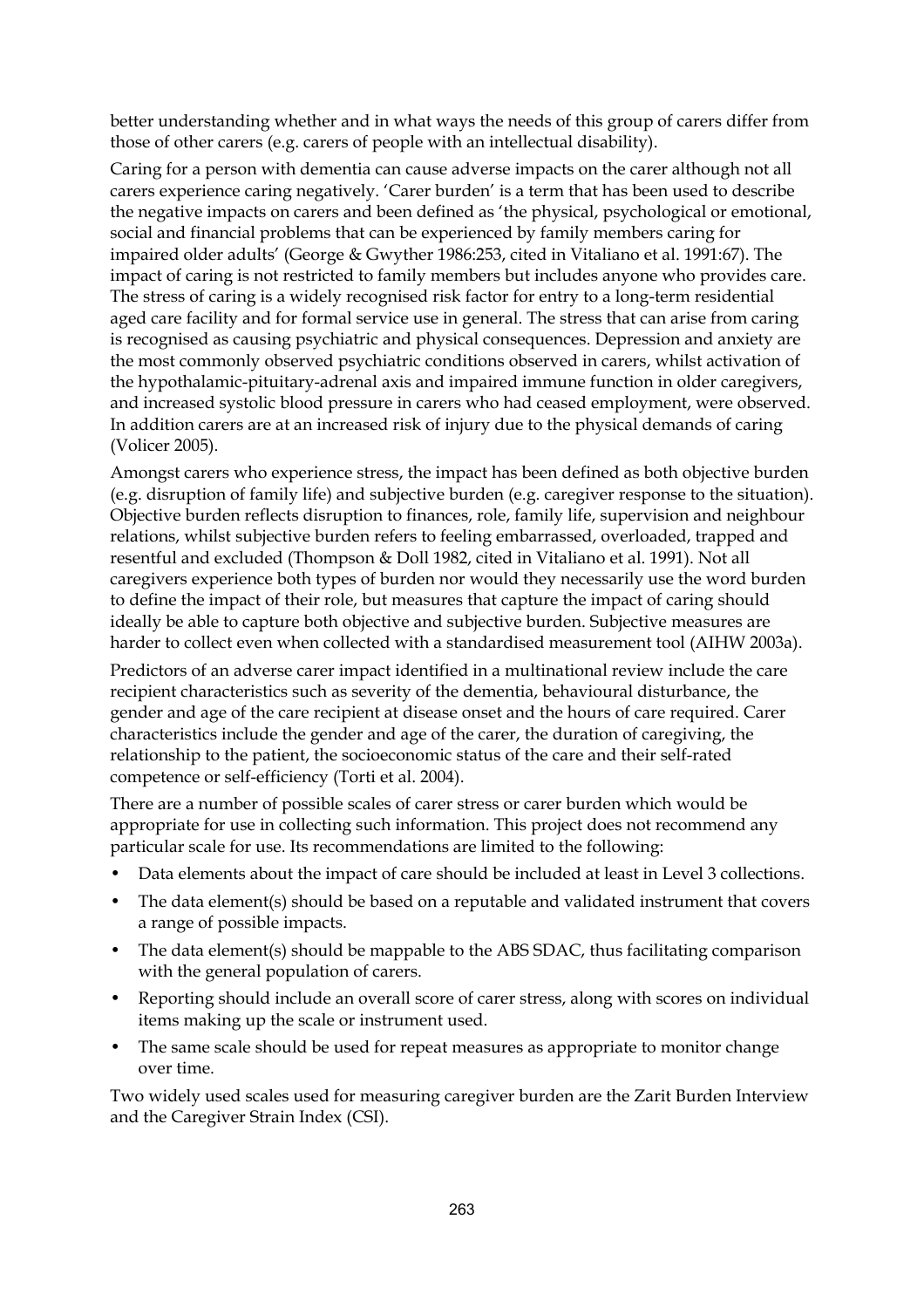better understanding whether and in what ways the needs of this group of carers differ from those of other carers (e.g. carers of people with an intellectual disability).

Caring for a person with dementia can cause adverse impacts on the carer although not all carers experience caring negatively. 'Carer burden' is a term that has been used to describe the negative impacts on carers and been defined as 'the physical, psychological or emotional, social and financial problems that can be experienced by family members caring for impaired older adults' (George & Gwyther 1986:253, cited in Vitaliano et al. 1991:67). The impact of caring is not restricted to family members but includes anyone who provides care. The stress of caring is a widely recognised risk factor for entry to a long-term residential aged care facility and for formal service use in general. The stress that can arise from caring is recognised as causing psychiatric and physical consequences. Depression and anxiety are the most commonly observed psychiatric conditions observed in carers, whilst activation of the hypothalamic-pituitary-adrenal axis and impaired immune function in older caregivers, and increased systolic blood pressure in carers who had ceased employment, were observed. In addition carers are at an increased risk of injury due to the physical demands of caring (Volicer 2005).

Amongst carers who experience stress, the impact has been defined as both objective burden (e.g. disruption of family life) and subjective burden (e.g. caregiver response to the situation). Objective burden reflects disruption to finances, role, family life, supervision and neighbour relations, whilst subjective burden refers to feeling embarrassed, overloaded, trapped and resentful and excluded (Thompson & Doll 1982, cited in Vitaliano et al. 1991). Not all caregivers experience both types of burden nor would they necessarily use the word burden to define the impact of their role, but measures that capture the impact of caring should ideally be able to capture both objective and subjective burden. Subjective measures are harder to collect even when collected with a standardised measurement tool (AIHW 2003a).

Predictors of an adverse carer impact identified in a multinational review include the care recipient characteristics such as severity of the dementia, behavioural disturbance, the gender and age of the care recipient at disease onset and the hours of care required. Carer characteristics include the gender and age of the carer, the duration of caregiving, the relationship to the patient, the socioeconomic status of the care and their self-rated competence or self-efficiency (Torti et al. 2004).

There are a number of possible scales of carer stress or carer burden which would be appropriate for use in collecting such information. This project does not recommend any particular scale for use. Its recommendations are limited to the following:

- Data elements about the impact of care should be included at least in Level 3 collections.
- The data element(s) should be based on a reputable and validated instrument that covers a range of possible impacts.
- The data element(s) should be mappable to the ABS SDAC, thus facilitating comparison with the general population of carers.
- Reporting should include an overall score of carer stress, along with scores on individual items making up the scale or instrument used.
- The same scale should be used for repeat measures as appropriate to monitor change over time.

Two widely used scales used for measuring caregiver burden are the Zarit Burden Interview and the Caregiver Strain Index (CSI).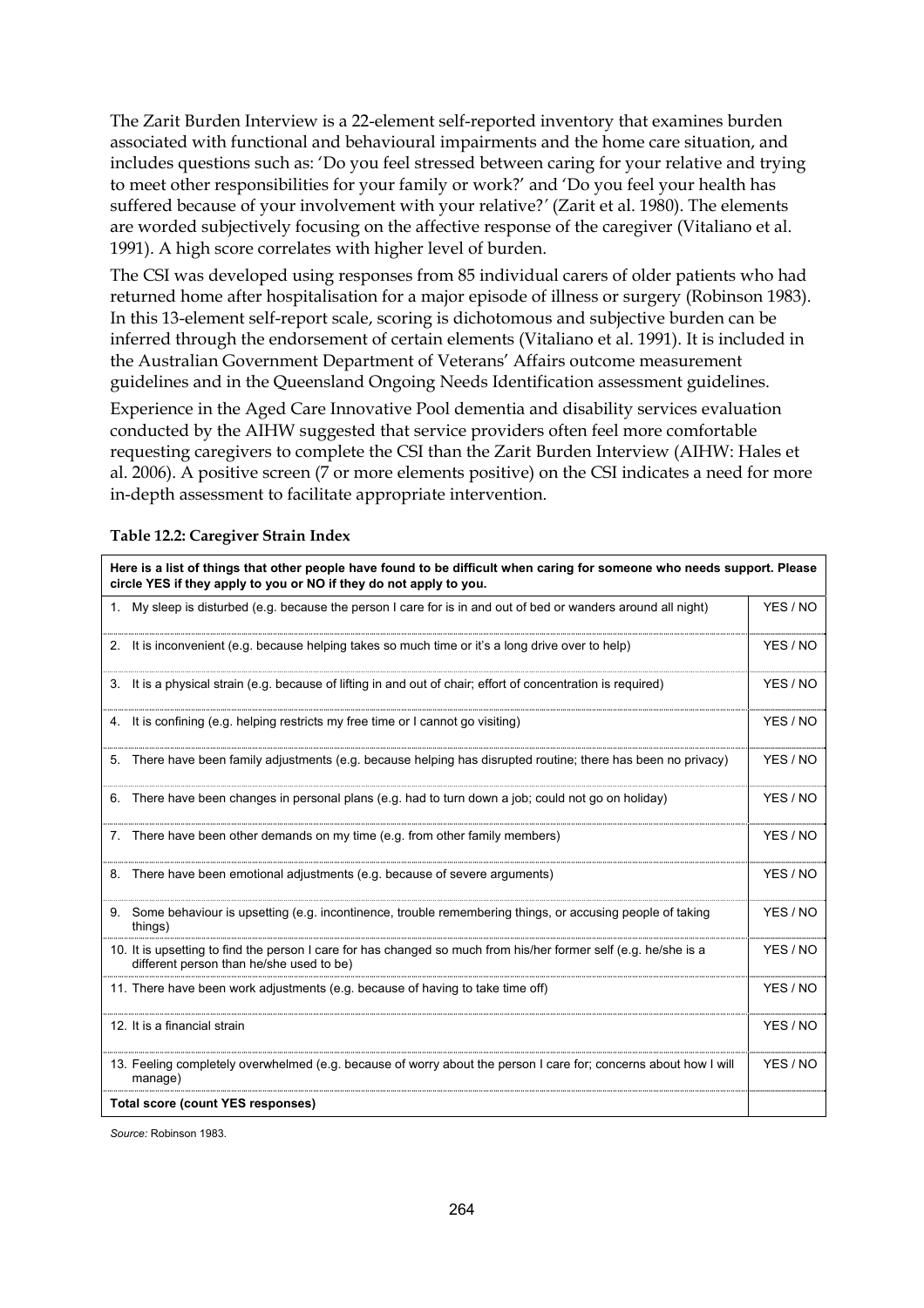The Zarit Burden Interview is a 22-element self-reported inventory that examines burden associated with functional and behavioural impairments and the home care situation, and includes questions such as: 'Do you feel stressed between caring for your relative and trying to meet other responsibilities for your family or work?' and 'Do you feel your health has suffered because of your involvement with your relative?' (Zarit et al. 1980). The elements are worded subjectively focusing on the affective response of the caregiver (Vitaliano et al. 1991). A high score correlates with higher level of burden.

The CSI was developed using responses from 85 individual carers of older patients who had returned home after hospitalisation for a major episode of illness or surgery (Robinson 1983). In this 13-element self-report scale, scoring is dichotomous and subjective burden can be inferred through the endorsement of certain elements (Vitaliano et al. 1991). It is included in the Australian Government Department of Veterans' Affairs outcome measurement guidelines and in the Queensland Ongoing Needs Identification assessment guidelines.

Experience in the Aged Care Innovative Pool dementia and disability services evaluation conducted by the AIHW suggested that service providers often feel more comfortable requesting caregivers to complete the CSI than the Zarit Burden Interview (AIHW: Hales et al. 2006). A positive screen (7 or more elements positive) on the CSI indicates a need for more in-depth assessment to facilitate appropriate intervention.

**Table 12.2: Caregiver Strain Index**

| **Here is a list of things that other people have found to be difficult when caring for someone who needs support. Please circle YES if they apply to you or NO if they do not apply to you.** | |
|---|---|
| 1. My sleep is disturbed (e.g. because the person I care for is in and out of bed or wanders around all night) | YES / NO |
| 2. It is inconvenient (e.g. because helping takes so much time or it's a long drive over to help) | YES / NO |
| 3. It is a physical strain (e.g. because of lifting in and out of chair; effort of concentration is required) | YES / NO |
| 4. It is confining (e.g. helping restricts my free time or I cannot go visiting) | YES / NO |
| 5. There have been family adjustments (e.g. because helping has disrupted routine; there has been no privacy) | YES / NO |
| 6. There have been changes in personal plans (e.g. had to turn down a job; could not go on holiday) | YES / NO |
| 7. There have been other demands on my time (e.g. from other family members) | YES / NO |
| 8. There have been emotional adjustments (e.g. because of severe arguments) | YES / NO |
| 9. Some behaviour is upsetting (e.g. incontinence, trouble remembering things, or accusing people of taking things) | YES / NO |
| 10. It is upsetting to find the person I care for has changed so much from his/her former self (e.g. he/she is a different person than he/she used to be) | YES / NO |
| 11. There have been work adjustments (e.g. because of having to take time off) | YES / NO |
| 12. It is a financial strain | YES / NO |
| 13. Feeling completely overwhelmed (e.g. because of worry about the person I care for; concerns about how I will manage) | YES / NO |
| **Total score (count YES responses)** | |

*Source:* Robinson 1983.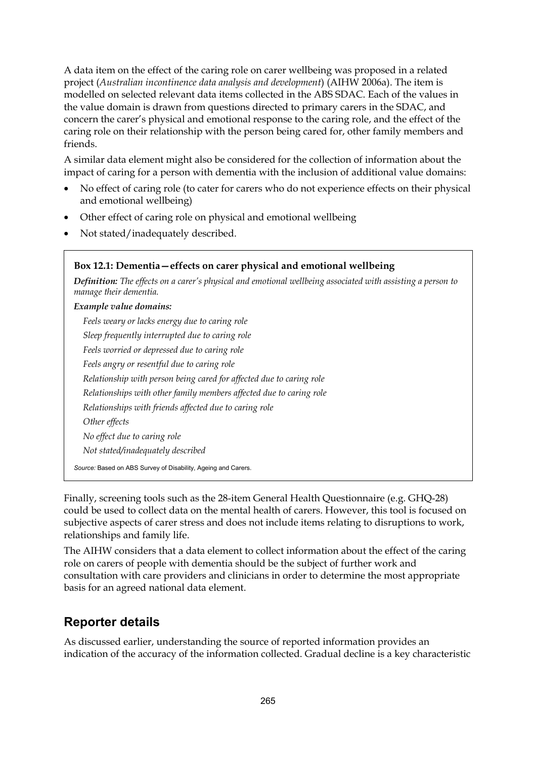A data item on the effect of the caring role on carer wellbeing was proposed in a related project (*Australian incontinence data analysis and development*) (AIHW 2006a). The item is modelled on selected relevant data items collected in the ABS SDAC. Each of the values in the value domain is drawn from questions directed to primary carers in the SDAC, and concern the carer's physical and emotional response to the caring role, and the effect of the caring role on their relationship with the person being cared for, other family members and friends.

A similar data element might also be considered for the collection of information about the impact of caring for a person with dementia with the inclusion of additional value domains:

- No effect of caring role (to cater for carers who do not experience effects on their physical and emotional wellbeing)
- Other effect of caring role on physical and emotional wellbeing
- Not stated/inadequately described.

**Box 12.1: Dementia—effects on carer physical and emotional wellbeing**

***Definition:*** *The effects on a carer's physical and emotional wellbeing associated with assisting a person to manage their dementia.*

***Example value domains:***

*Feels weary or lacks energy due to caring role*

*Sleep frequently interrupted due to caring role*

*Feels worried or depressed due to caring role*

*Feels angry or resentful due to caring role*

*Relationship with person being cared for affected due to caring role*

*Relationships with other family members affected due to caring role*

*Relationships with friends affected due to caring role*

*Other effects*

*No effect due to caring role*

*Not stated/inadequately described*

*Source:* Based on ABS Survey of Disability, Ageing and Carers.

Finally, screening tools such as the 28-item General Health Questionnaire (e.g. GHQ-28) could be used to collect data on the mental health of carers. However, this tool is focused on subjective aspects of carer stress and does not include items relating to disruptions to work, relationships and family life.

The AIHW considers that a data element to collect information about the effect of the caring role on carers of people with dementia should be the subject of further work and consultation with care providers and clinicians in order to determine the most appropriate basis for an agreed national data element.

## Reporter details

As discussed earlier, understanding the source of reported information provides an indication of the accuracy of the information collected. Gradual decline is a key characteristic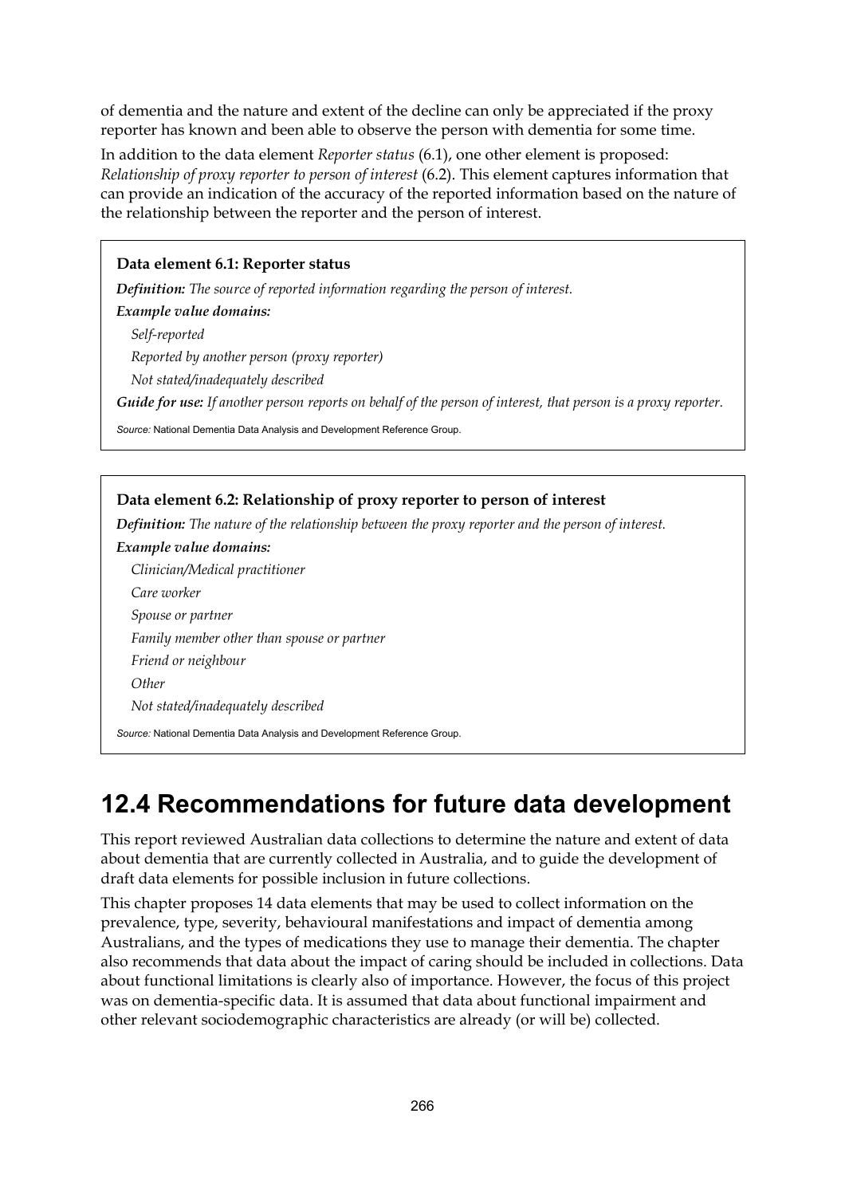of dementia and the nature and extent of the decline can only be appreciated if the proxy reporter has known and been able to observe the person with dementia for some time.

In addition to the data element *Reporter status* (6.1), one other element is proposed: *Relationship of proxy reporter to person of interest* (6.2). This element captures information that can provide an indication of the accuracy of the reported information based on the nature of the relationship between the reporter and the person of interest.

> **Data element 6.1: Reporter status**
>
> ***Definition:*** *The source of reported information regarding the person of interest.*
>
> ***Example value domains:***
>
> *Self-reported*
>
> *Reported by another person (proxy reporter)*
>
> *Not stated/inadequately described*
>
> ***Guide for use:*** *If another person reports on behalf of the person of interest, that person is a proxy reporter.*
>
> *Source:* National Dementia Data Analysis and Development Reference Group.

> **Data element 6.2: Relationship of proxy reporter to person of interest**
>
> ***Definition:*** *The nature of the relationship between the proxy reporter and the person of interest.*
>
> ***Example value domains:***
>
> *Clinician/Medical practitioner*
>
> *Care worker*
>
> *Spouse or partner*
>
> *Family member other than spouse or partner*
>
> *Friend or neighbour*
>
> *Other*
>
> *Not stated/inadequately described*
>
> *Source:* National Dementia Data Analysis and Development Reference Group.

## 12.4 Recommendations for future data development

This report reviewed Australian data collections to determine the nature and extent of data about dementia that are currently collected in Australia, and to guide the development of draft data elements for possible inclusion in future collections.

This chapter proposes 14 data elements that may be used to collect information on the prevalence, type, severity, behavioural manifestations and impact of dementia among Australians, and the types of medications they use to manage their dementia. The chapter also recommends that data about the impact of caring should be included in collections. Data about functional limitations is clearly also of importance. However, the focus of this project was on dementia-specific data. It is assumed that data about functional impairment and other relevant sociodemographic characteristics are already (or will be) collected.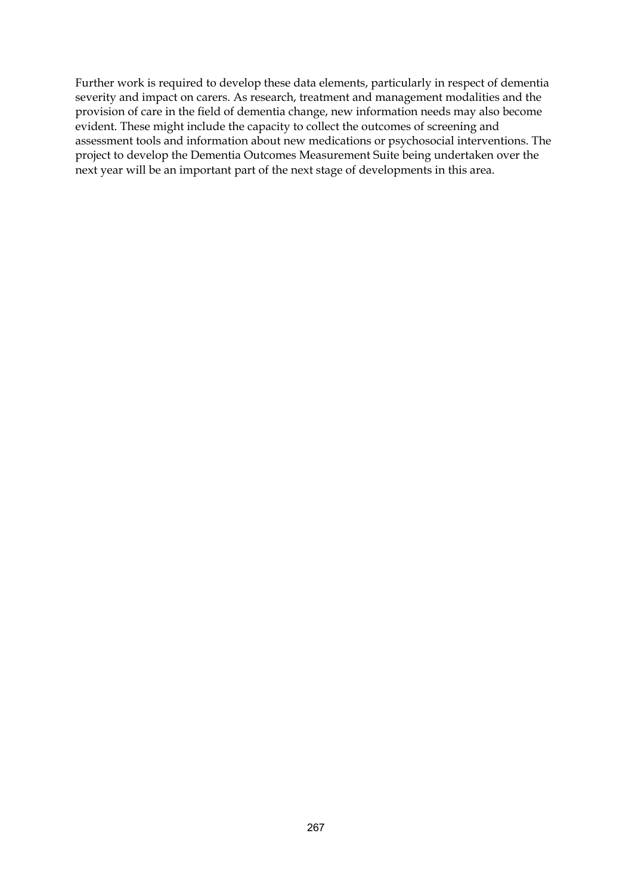Further work is required to develop these data elements, particularly in respect of dementia severity and impact on carers. As research, treatment and management modalities and the provision of care in the field of dementia change, new information needs may also become evident. These might include the capacity to collect the outcomes of screening and assessment tools and information about new medications or psychosocial interventions. The project to develop the Dementia Outcomes Measurement Suite being undertaken over the next year will be an important part of the next stage of developments in this area.